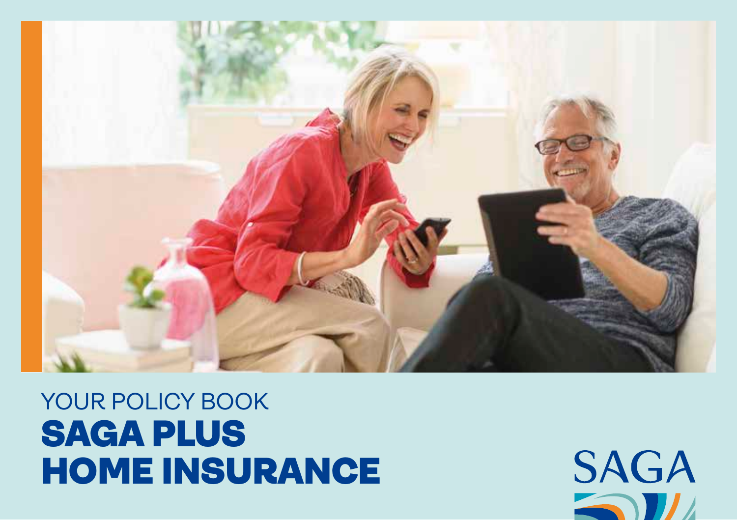YOUR POLICY BOOK

# SAGA PLUS HOME INSURANCE

SAGA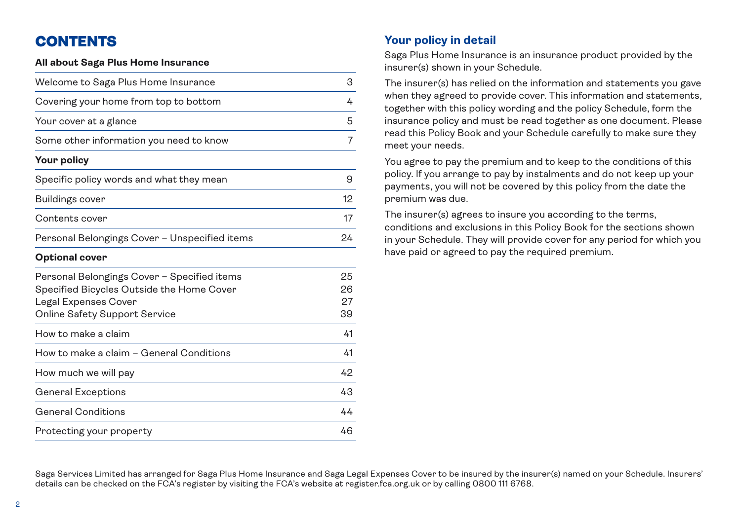# CONTENTS

| All about Saga Plus Home Insurance | |
|---|---|
| Welcome to Saga Plus Home Insurance | 3 |
| Covering your home from top to bottom | 4 |
| Your cover at a glance | 5 |
| Some other information you need to know | 7 |
| **Your policy** | |
| Specific policy words and what they mean | 9 |
| Buildings cover | 12 |
| Contents cover | 17 |
| Personal Belongings Cover – Unspecified items | 24 |
| **Optional cover** | |
| Personal Belongings Cover – Specified items | 25 |
| Specified Bicycles Outside the Home Cover | 26 |
| Legal Expenses Cover | 27 |
| Online Safety Support Service | 39 |
| How to make a claim | 41 |
| How to make a claim – General Conditions | 41 |
| How much we will pay | 42 |
| General Exceptions | 43 |
| General Conditions | 44 |
| Protecting your property | 46 |

## Your policy in detail

Saga Plus Home Insurance is an insurance product provided by the insurer(s) shown in your Schedule.

The insurer(s) has relied on the information and statements you gave when they agreed to provide cover. This information and statements, together with this policy wording and the policy Schedule, form the insurance policy and must be read together as one document. Please read this Policy Book and your Schedule carefully to make sure they meet your needs.

You agree to pay the premium and to keep to the conditions of this policy. If you arrange to pay by instalments and do not keep up your payments, you will not be covered by this policy from the date the premium was due.

The insurer(s) agrees to insure you according to the terms, conditions and exclusions in this Policy Book for the sections shown in your Schedule. They will provide cover for any period for which you have paid or agreed to pay the required premium.

Saga Services Limited has arranged for Saga Plus Home Insurance and Saga Legal Expenses Cover to be insured by the insurer(s) named on your Schedule. Insurers' details can be checked on the FCA's register by visiting the FCA's website at register.fca.org.uk or by calling 0800 111 6768.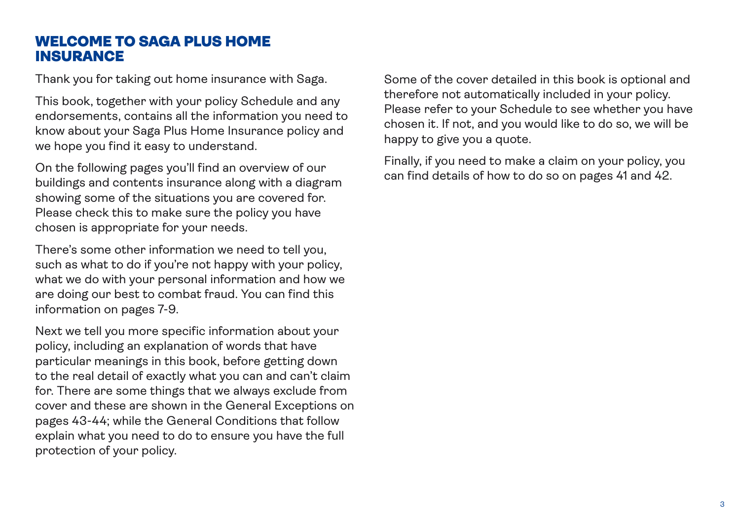# WELCOME TO SAGA PLUS HOME INSURANCE

Thank you for taking out home insurance with Saga.

This book, together with your policy Schedule and any endorsements, contains all the information you need to know about your Saga Plus Home Insurance policy and we hope you find it easy to understand.

On the following pages you'll find an overview of our buildings and contents insurance along with a diagram showing some of the situations you are covered for. Please check this to make sure the policy you have chosen is appropriate for your needs.

There's some other information we need to tell you, such as what to do if you're not happy with your policy, what we do with your personal information and how we are doing our best to combat fraud. You can find this information on pages 7-9.

Next we tell you more specific information about your policy, including an explanation of words that have particular meanings in this book, before getting down to the real detail of exactly what you can and can't claim for. There are some things that we always exclude from cover and these are shown in the General Exceptions on pages 43-44; while the General Conditions that follow explain what you need to do to ensure you have the full protection of your policy.

Some of the cover detailed in this book is optional and therefore not automatically included in your policy. Please refer to your Schedule to see whether you have chosen it. If not, and you would like to do so, we will be happy to give you a quote.

Finally, if you need to make a claim on your policy, you can find details of how to do so on pages 41 and 42.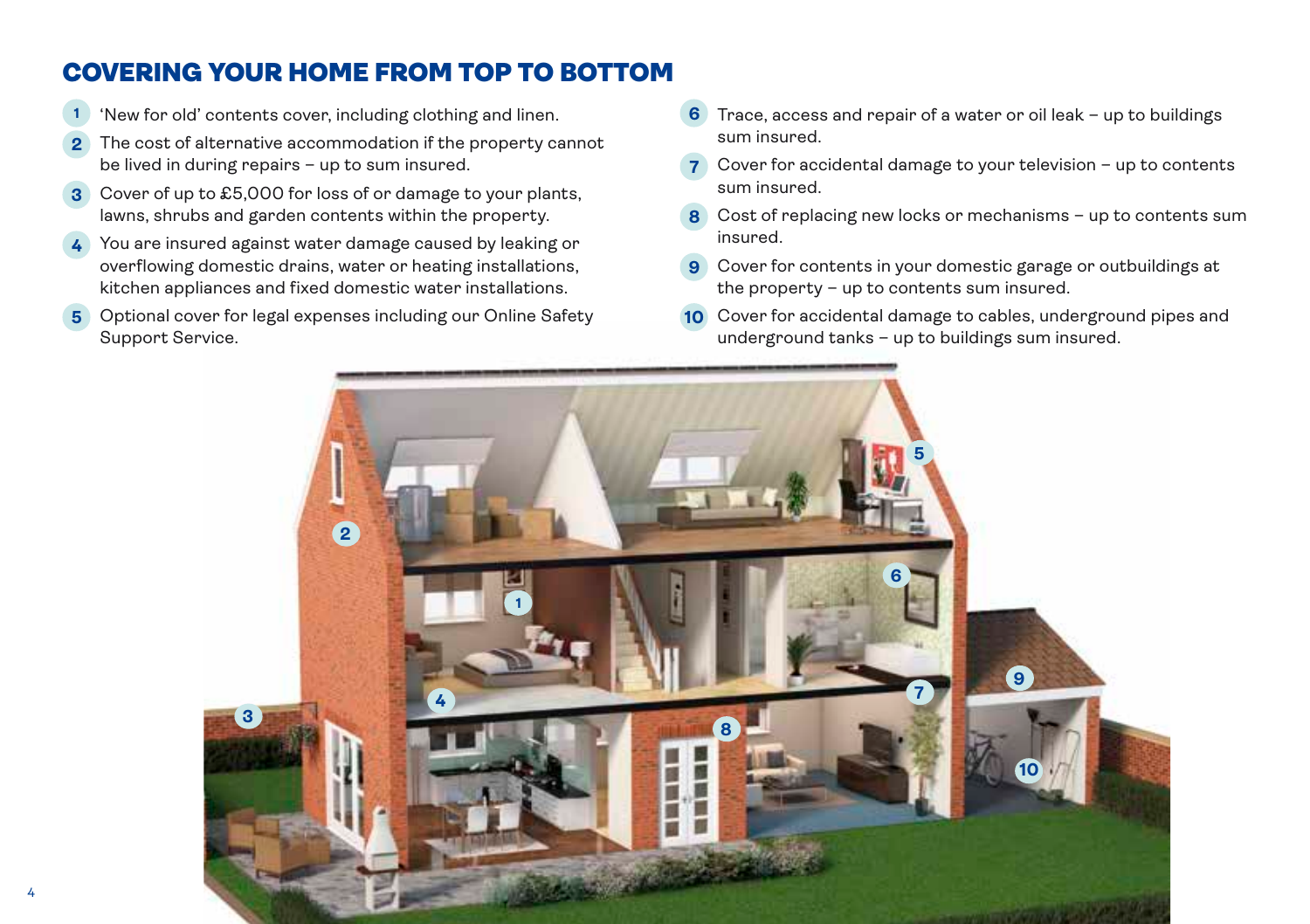## COVERING YOUR HOME FROM TOP TO BOTTOM

1. 'New for old' contents cover, including clothing and linen.
2. The cost of alternative accommodation if the property cannot be lived in during repairs – up to sum insured.
3. Cover of up to £5,000 for loss of or damage to your plants, lawns, shrubs and garden contents within the property.
4. You are insured against water damage caused by leaking or overflowing domestic drains, water or heating installations, kitchen appliances and fixed domestic water installations.
5. Optional cover for legal expenses including our Online Safety Support Service.
6. Trace, access and repair of a water or oil leak – up to buildings sum insured.
7. Cover for accidental damage to your television – up to contents sum insured.
8. Cost of replacing new locks or mechanisms – up to contents sum insured.
9. Cover for contents in your domestic garage or outbuildings at the property – up to contents sum insured.
10. Cover for accidental damage to cables, underground pipes and underground tanks – up to buildings sum insured.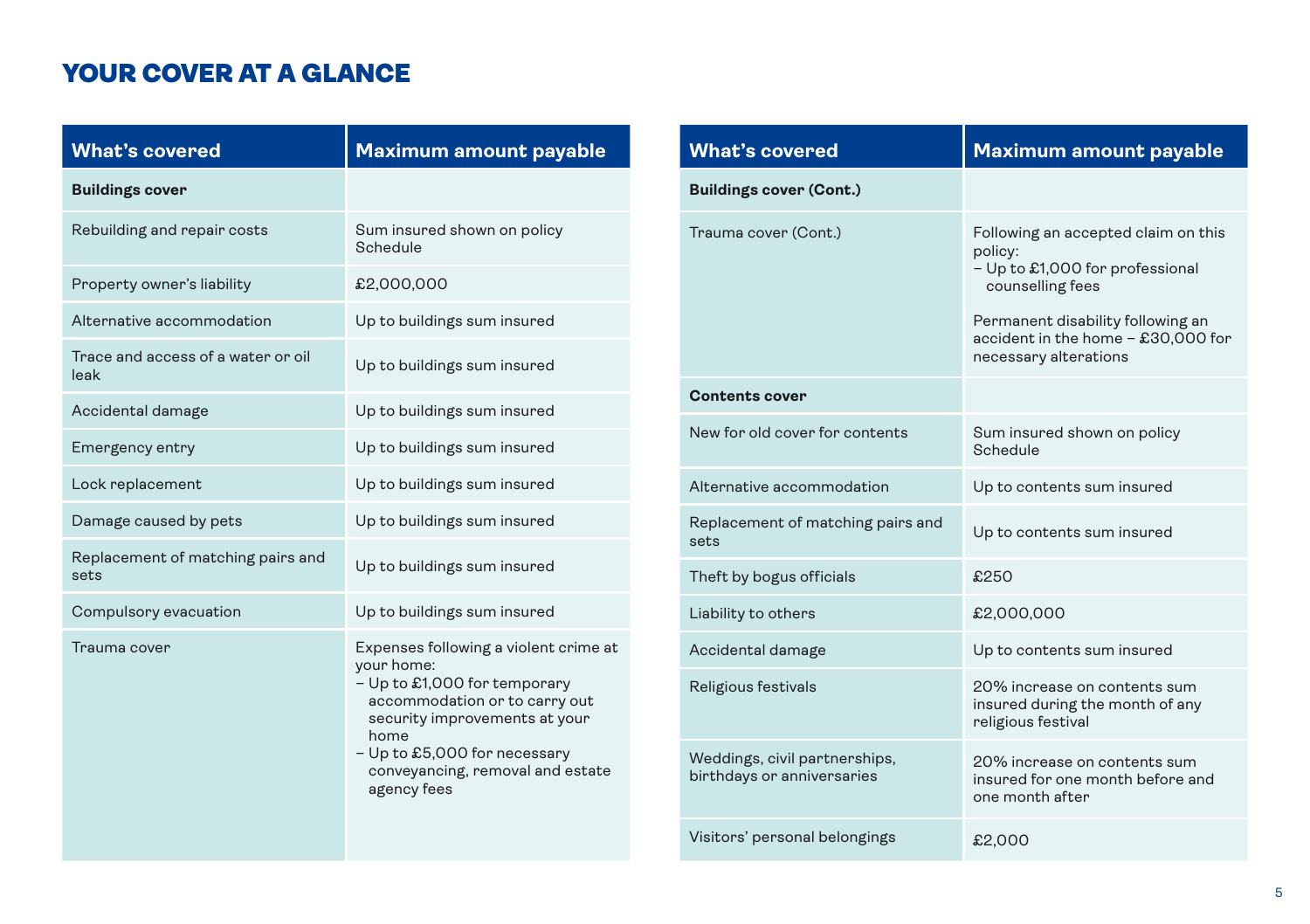# YOUR COVER AT A GLANCE

| What's covered | Maximum amount payable |
|---|---|
| **Buildings cover** | |
| Rebuilding and repair costs | Sum insured shown on policy Schedule |
| Property owner's liability | £2,000,000 |
| Alternative accommodation | Up to buildings sum insured |
| Trace and access of a water or oil leak | Up to buildings sum insured |
| Accidental damage | Up to buildings sum insured |
| Emergency entry | Up to buildings sum insured |
| Lock replacement | Up to buildings sum insured |
| Damage caused by pets | Up to buildings sum insured |
| Replacement of matching pairs and sets | Up to buildings sum insured |
| Compulsory evacuation | Up to buildings sum insured |
| Trauma cover | Expenses following a violent crime at your home:<br>– Up to £1,000 for temporary accommodation or to carry out security improvements at your home<br>– Up to £5,000 for necessary conveyancing, removal and estate agency fees |

| What's covered | Maximum amount payable |
|---|---|
| **Buildings cover (Cont.)** | |
| Trauma cover (Cont.) | Following an accepted claim on this policy:<br>– Up to £1,000 for professional counselling fees<br><br>Permanent disability following an accident in the home – £30,000 for necessary alterations |
| **Contents cover** | |
| New for old cover for contents | Sum insured shown on policy Schedule |
| Alternative accommodation | Up to contents sum insured |
| Replacement of matching pairs and sets | Up to contents sum insured |
| Theft by bogus officials | £250 |
| Liability to others | £2,000,000 |
| Accidental damage | Up to contents sum insured |
| Religious festivals | 20% increase on contents sum insured during the month of any religious festival |
| Weddings, civil partnerships, birthdays or anniversaries | 20% increase on contents sum insured for one month before and one month after |
| Visitors' personal belongings | £2,000 |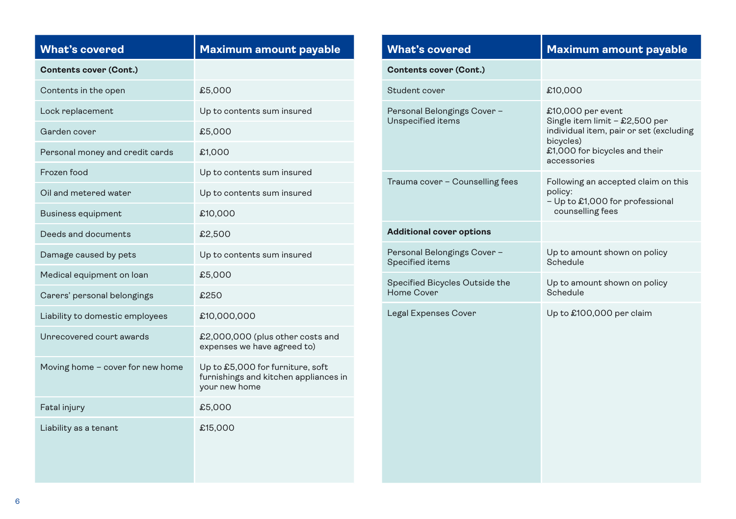| What's covered | Maximum amount payable |
|---|---|
| **Contents cover (Cont.)** | |
| Contents in the open | £5,000 |
| Lock replacement | Up to contents sum insured |
| Garden cover | £5,000 |
| Personal money and credit cards | £1,000 |
| Frozen food | Up to contents sum insured |
| Oil and metered water | Up to contents sum insured |
| Business equipment | £10,000 |
| Deeds and documents | £2,500 |
| Damage caused by pets | Up to contents sum insured |
| Medical equipment on loan | £5,000 |
| Carers' personal belongings | £250 |
| Liability to domestic employees | £10,000,000 |
| Unrecovered court awards | £2,000,000 (plus other costs and expenses we have agreed to) |
| Moving home – cover for new home | Up to £5,000 for furniture, soft furnishings and kitchen appliances in your new home |
| Fatal injury | £5,000 |
| Liability as a tenant | £15,000 |

| What's covered | Maximum amount payable |
|---|---|
| **Contents cover (Cont.)** | |
| Student cover | £10,000 |
| Personal Belongings Cover – Unspecified items | £10,000 per event<br>Single item limit – £2,500 per individual item, pair or set (excluding bicycles)<br>£1,000 for bicycles and their accessories |
| Trauma cover – Counselling fees | Following an accepted claim on this policy:<br>– Up to £1,000 for professional counselling fees |
| **Additional cover options** | |
| Personal Belongings Cover – Specified items | Up to amount shown on policy Schedule |
| Specified Bicycles Outside the Home Cover | Up to amount shown on policy Schedule |
| Legal Expenses Cover | Up to £100,000 per claim |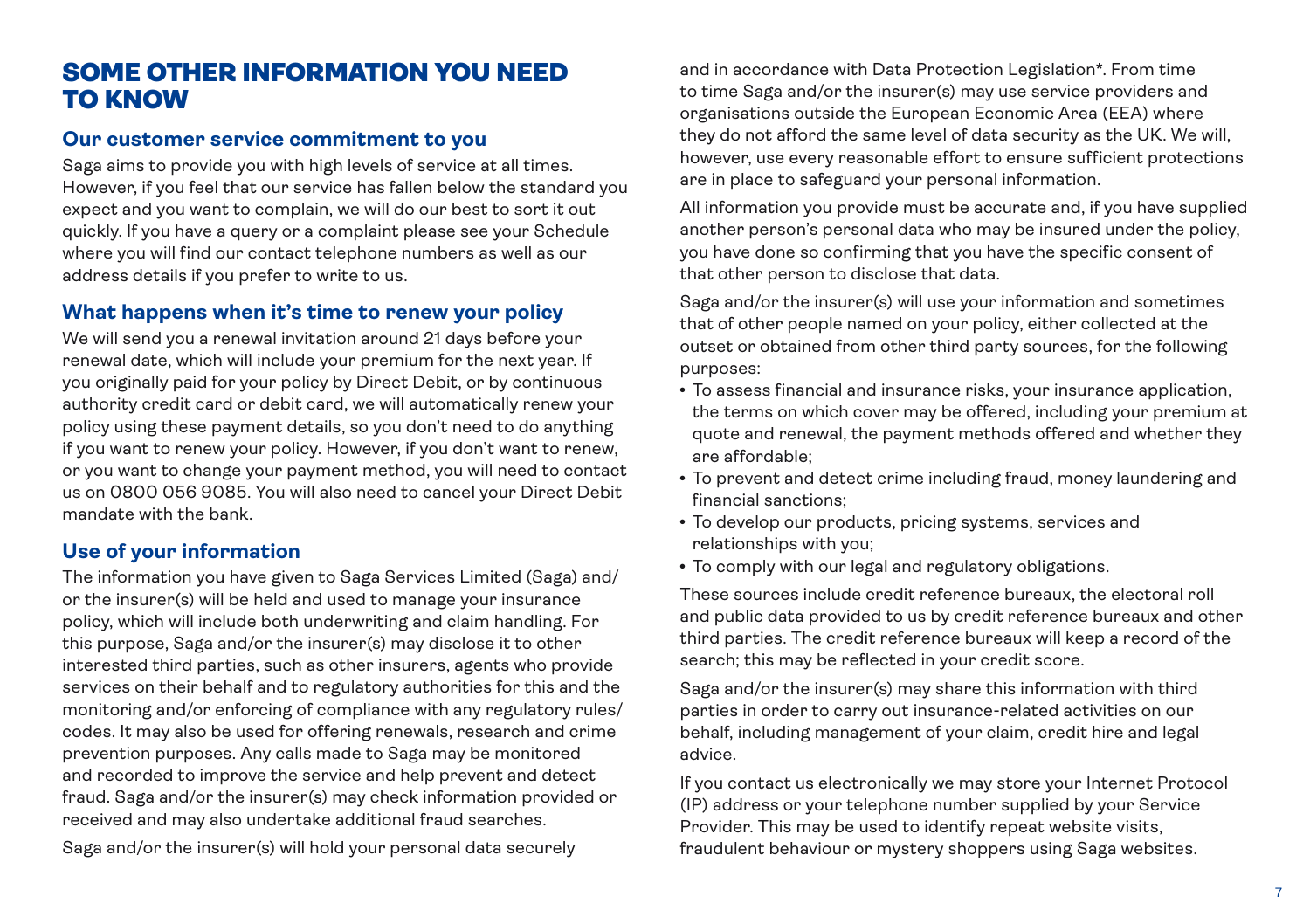# SOME OTHER INFORMATION YOU NEED TO KNOW

## Our customer service commitment to you

Saga aims to provide you with high levels of service at all times. However, if you feel that our service has fallen below the standard you expect and you want to complain, we will do our best to sort it out quickly. If you have a query or a complaint please see your Schedule where you will find our contact telephone numbers as well as our address details if you prefer to write to us.

## What happens when it's time to renew your policy

We will send you a renewal invitation around 21 days before your renewal date, which will include your premium for the next year. If you originally paid for your policy by Direct Debit, or by continuous authority credit card or debit card, we will automatically renew your policy using these payment details, so you don't need to do anything if you want to renew your policy. However, if you don't want to renew, or you want to change your payment method, you will need to contact us on 0800 056 9085. You will also need to cancel your Direct Debit mandate with the bank.

## Use of your information

The information you have given to Saga Services Limited (Saga) and/or the insurer(s) will be held and used to manage your insurance policy, which will include both underwriting and claim handling. For this purpose, Saga and/or the insurer(s) may disclose it to other interested third parties, such as other insurers, agents who provide services on their behalf and to regulatory authorities for this and the monitoring and/or enforcing of compliance with any regulatory rules/codes. It may also be used for offering renewals, research and crime prevention purposes. Any calls made to Saga may be monitored and recorded to improve the service and help prevent and detect fraud. Saga and/or the insurer(s) may check information provided or received and may also undertake additional fraud searches.

Saga and/or the insurer(s) will hold your personal data securely and in accordance with Data Protection Legislation*. From time to time Saga and/or the insurer(s) may use service providers and organisations outside the European Economic Area (EEA) where they do not afford the same level of data security as the UK. We will, however, use every reasonable effort to ensure sufficient protections are in place to safeguard your personal information.

All information you provide must be accurate and, if you have supplied another person's personal data who may be insured under the policy, you have done so confirming that you have the specific consent of that other person to disclose that data.

Saga and/or the insurer(s) will use your information and sometimes that of other people named on your policy, either collected at the outset or obtained from other third party sources, for the following purposes:

- To assess financial and insurance risks, your insurance application, the terms on which cover may be offered, including your premium at quote and renewal, the payment methods offered and whether they are affordable;
- To prevent and detect crime including fraud, money laundering and financial sanctions;
- To develop our products, pricing systems, services and relationships with you;
- To comply with our legal and regulatory obligations.

These sources include credit reference bureaux, the electoral roll and public data provided to us by credit reference bureaux and other third parties. The credit reference bureaux will keep a record of the search; this may be reflected in your credit score.

Saga and/or the insurer(s) may share this information with third parties in order to carry out insurance-related activities on our behalf, including management of your claim, credit hire and legal advice.

If you contact us electronically we may store your Internet Protocol (IP) address or your telephone number supplied by your Service Provider. This may be used to identify repeat website visits, fraudulent behaviour or mystery shoppers using Saga websites.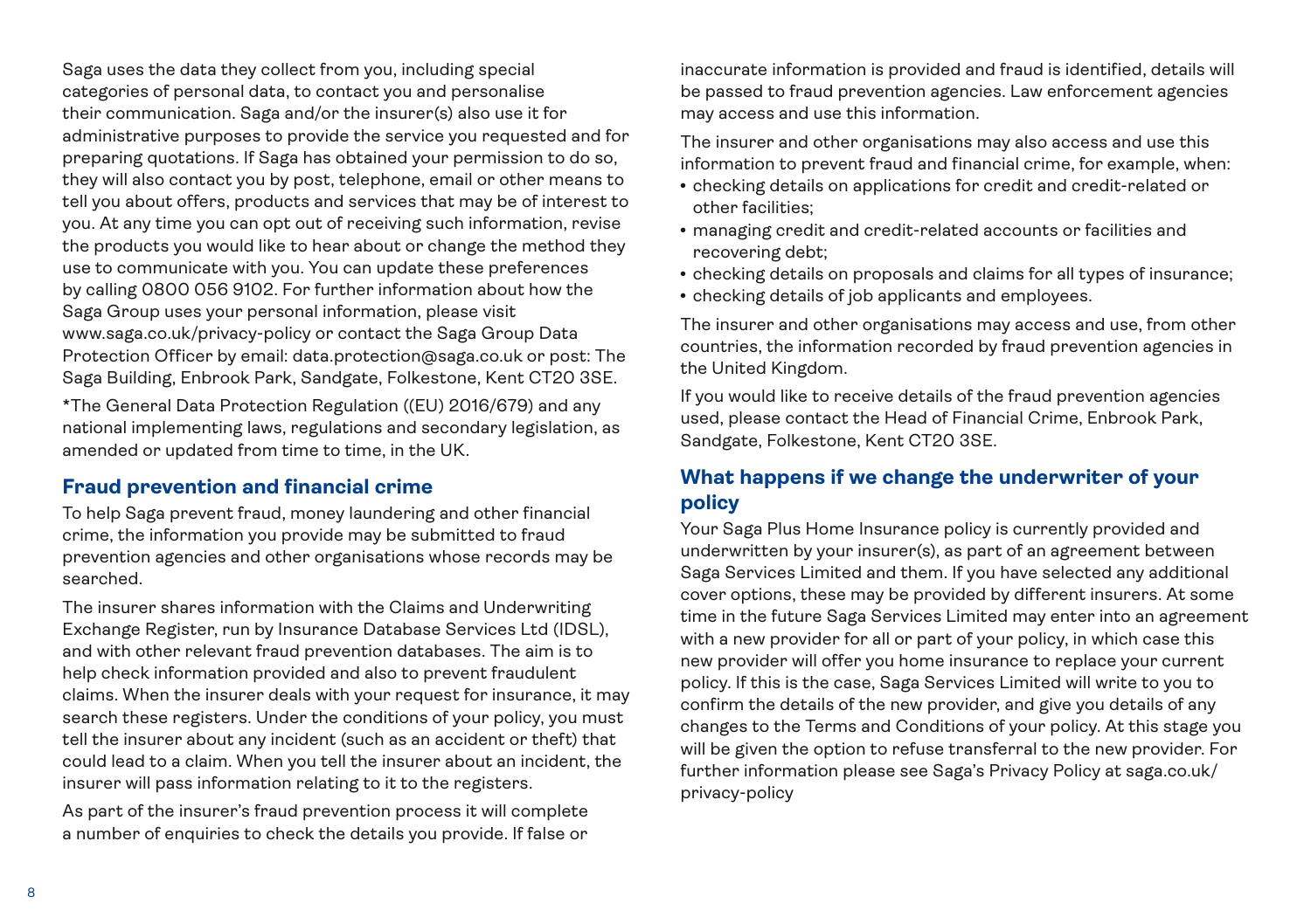Saga uses the data they collect from you, including special categories of personal data, to contact you and personalise their communication. Saga and/or the insurer(s) also use it for administrative purposes to provide the service you requested and for preparing quotations. If Saga has obtained your permission to do so, they will also contact you by post, telephone, email or other means to tell you about offers, products and services that may be of interest to you. At any time you can opt out of receiving such information, revise the products you would like to hear about or change the method they use to communicate with you. You can update these preferences by calling 0800 056 9102. For further information about how the Saga Group uses your personal information, please visit www.saga.co.uk/privacy-policy or contact the Saga Group Data Protection Officer by email: data.protection@saga.co.uk or post: The Saga Building, Enbrook Park, Sandgate, Folkestone, Kent CT20 3SE.

*The General Data Protection Regulation ((EU) 2016/679) and any national implementing laws, regulations and secondary legislation, as amended or updated from time to time, in the UK.

## Fraud prevention and financial crime

To help Saga prevent fraud, money laundering and other financial crime, the information you provide may be submitted to fraud prevention agencies and other organisations whose records may be searched.

The insurer shares information with the Claims and Underwriting Exchange Register, run by Insurance Database Services Ltd (IDSL), and with other relevant fraud prevention databases. The aim is to help check information provided and also to prevent fraudulent claims. When the insurer deals with your request for insurance, it may search these registers. Under the conditions of your policy, you must tell the insurer about any incident (such as an accident or theft) that could lead to a claim. When you tell the insurer about an incident, the insurer will pass information relating to it to the registers.

As part of the insurer's fraud prevention process it will complete a number of enquiries to check the details you provide. If false or inaccurate information is provided and fraud is identified, details will be passed to fraud prevention agencies. Law enforcement agencies may access and use this information.

The insurer and other organisations may also access and use this information to prevent fraud and financial crime, for example, when:

- checking details on applications for credit and credit-related or other facilities;
- managing credit and credit-related accounts or facilities and recovering debt;
- checking details on proposals and claims for all types of insurance;
- checking details of job applicants and employees.

The insurer and other organisations may access and use, from other countries, the information recorded by fraud prevention agencies in the United Kingdom.

If you would like to receive details of the fraud prevention agencies used, please contact the Head of Financial Crime, Enbrook Park, Sandgate, Folkestone, Kent CT20 3SE.

## What happens if we change the underwriter of your policy

Your Saga Plus Home Insurance policy is currently provided and underwritten by your insurer(s), as part of an agreement between Saga Services Limited and them. If you have selected any additional cover options, these may be provided by different insurers. At some time in the future Saga Services Limited may enter into an agreement with a new provider for all or part of your policy, in which case this new provider will offer you home insurance to replace your current policy. If this is the case, Saga Services Limited will write to you to confirm the details of the new provider, and give you details of any changes to the Terms and Conditions of your policy. At this stage you will be given the option to refuse transferral to the new provider. For further information please see Saga's Privacy Policy at saga.co.uk/privacy-policy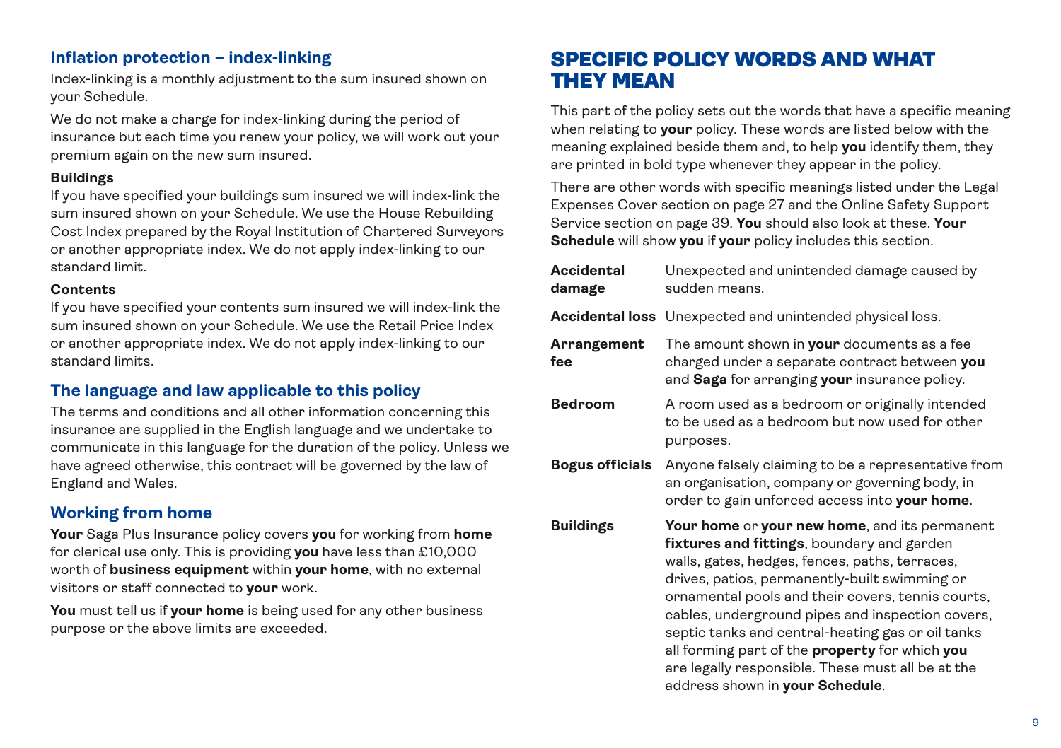## Inflation protection – index-linking

Index-linking is a monthly adjustment to the sum insured shown on your Schedule.

We do not make a charge for index-linking during the period of insurance but each time you renew your policy, we will work out your premium again on the new sum insured.

**Buildings**
If you have specified your buildings sum insured we will index-link the sum insured shown on your Schedule. We use the House Rebuilding Cost Index prepared by the Royal Institution of Chartered Surveyors or another appropriate index. We do not apply index-linking to our standard limit.

**Contents**
If you have specified your contents sum insured we will index-link the sum insured shown on your Schedule. We use the Retail Price Index or another appropriate index. We do not apply index-linking to our standard limits.

## The language and law applicable to this policy

The terms and conditions and all other information concerning this insurance are supplied in the English language and we undertake to communicate in this language for the duration of the policy. Unless we have agreed otherwise, this contract will be governed by the law of England and Wales.

## Working from home

**Your** Saga Plus Insurance policy covers **you** for working from **home** for clerical use only. This is providing **you** have less than £10,000 worth of **business equipment** within **your home**, with no external visitors or staff connected to **your** work.

**You** must tell us if **your home** is being used for any other business purpose or the above limits are exceeded.

# SPECIFIC POLICY WORDS AND WHAT THEY MEAN

This part of the policy sets out the words that have a specific meaning when relating to **your** policy. These words are listed below with the meaning explained beside them and, to help **you** identify them, they are printed in bold type whenever they appear in the policy.

There are other words with specific meanings listed under the Legal Expenses Cover section on page 27 and the Online Safety Support Service section on page 39. **You** should also look at these. **Your Schedule** will show **you** if **your** policy includes this section.

**Accidental damage** Unexpected and unintended damage caused by sudden means.

**Accidental loss** Unexpected and unintended physical loss.

**Arrangement fee** The amount shown in **your** documents as a fee charged under a separate contract between **you** and **Saga** for arranging **your** insurance policy.

**Bedroom** A room used as a bedroom or originally intended to be used as a bedroom but now used for other purposes.

**Bogus officials** Anyone falsely claiming to be a representative from an organisation, company or governing body, in order to gain unforced access into **your home**.

**Buildings** **Your home** or **your new home**, and its permanent **fixtures and fittings**, boundary and garden walls, gates, hedges, fences, paths, terraces, drives, patios, permanently-built swimming or ornamental pools and their covers, tennis courts, cables, underground pipes and inspection covers, septic tanks and central-heating gas or oil tanks all forming part of the **property** for which **you** are legally responsible. These must all be at the address shown in **your Schedule**.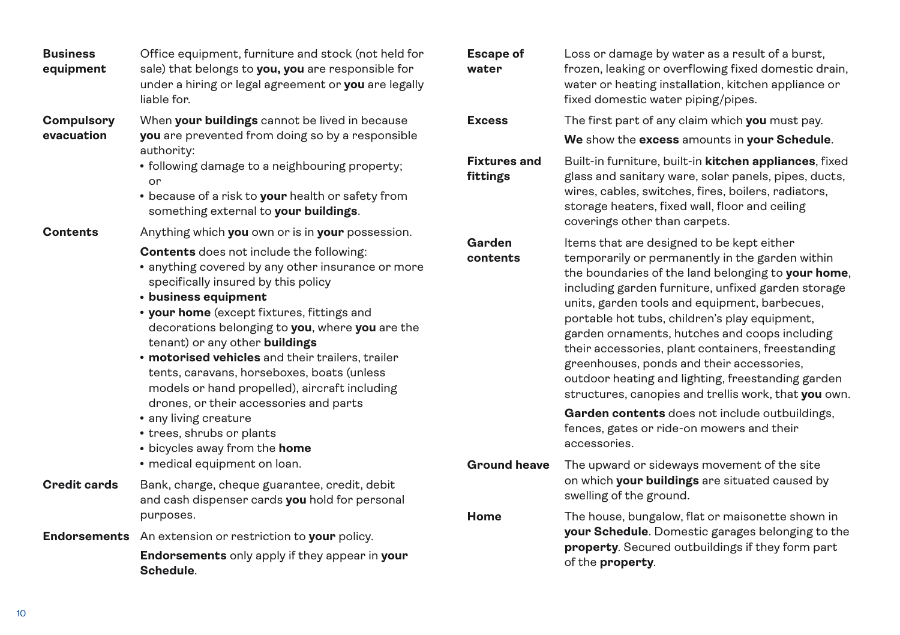**Business equipment**
Office equipment, furniture and stock (not held for sale) that belongs to **you, you** are responsible for under a hiring or legal agreement or **you** are legally liable for.

**Compulsory evacuation**
When **your buildings** cannot be lived in because **you** are prevented from doing so by a responsible authority:

- following damage to a neighbouring property; or
- because of a risk to **your** health or safety from something external to **your buildings**.

**Contents**
Anything which **you** own or is in **your** possession.

**Contents** does not include the following:

- anything covered by any other insurance or more specifically insured by this policy
- **business equipment**
- **your home** (except fixtures, fittings and decorations belonging to **you**, where **you** are the tenant) or any other **buildings**
- **motorised vehicles** and their trailers, trailer tents, caravans, horseboxes, boats (unless models or hand propelled), aircraft including drones, or their accessories and parts
- any living creature
- trees, shrubs or plants
- bicycles away from the **home**
- medical equipment on loan.

**Credit cards**
Bank, charge, cheque guarantee, credit, debit and cash dispenser cards **you** hold for personal purposes.

**Endorsements**
An extension or restriction to **your** policy.

**Endorsements** only apply if they appear in **your Schedule**.

**Escape of water**
Loss or damage by water as a result of a burst, frozen, leaking or overflowing fixed domestic drain, water or heating installation, kitchen appliance or fixed domestic water piping/pipes.

**Excess**
The first part of any claim which **you** must pay.

**We** show the **excess** amounts in **your Schedule**.

**Fixtures and fittings**
Built-in furniture, built-in **kitchen appliances**, fixed glass and sanitary ware, solar panels, pipes, ducts, wires, cables, switches, fires, boilers, radiators, storage heaters, fixed wall, floor and ceiling coverings other than carpets.

**Garden contents**
Items that are designed to be kept either temporarily or permanently in the garden within the boundaries of the land belonging to **your home**, including garden furniture, unfixed garden storage units, garden tools and equipment, barbecues, portable hot tubs, children's play equipment, garden ornaments, hutches and coops including their accessories, plant containers, freestanding greenhouses, ponds and their accessories, outdoor heating and lighting, freestanding garden structures, canopies and trellis work, that **you** own.

**Garden contents** does not include outbuildings, fences, gates or ride-on mowers and their accessories.

**Ground heave**
The upward or sideways movement of the site on which **your buildings** are situated caused by swelling of the ground.

**Home**
The house, bungalow, flat or maisonette shown in **your Schedule**. Domestic garages belonging to the **property**. Secured outbuildings if they form part of the **property**.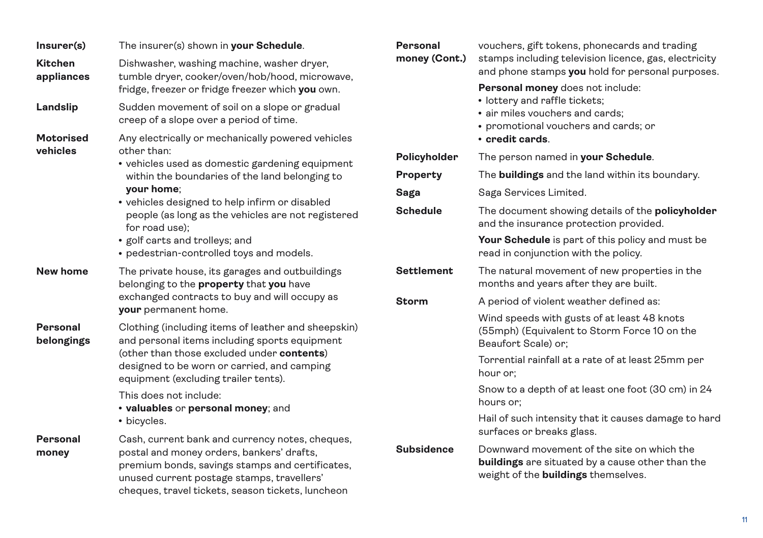**Insurer(s)** The insurer(s) shown in **your Schedule**.

**Kitchen appliances** Dishwasher, washing machine, washer dryer, tumble dryer, cooker/oven/hob/hood, microwave, fridge, freezer or fridge freezer which **you** own.

**Landslip** Sudden movement of soil on a slope or gradual creep of a slope over a period of time.

**Motorised vehicles** Any electrically or mechanically powered vehicles other than:

- vehicles used as domestic gardening equipment within the boundaries of the land belonging to **your home**;
- vehicles designed to help infirm or disabled people (as long as the vehicles are not registered for road use);
- golf carts and trolleys; and
- pedestrian-controlled toys and models.

**New home** The private house, its garages and outbuildings belonging to the **property** that **you** have exchanged contracts to buy and will occupy as **your** permanent home.

**Personal belongings** Clothing (including items of leather and sheepskin) and personal items including sports equipment (other than those excluded under **contents**) designed to be worn or carried, and camping equipment (excluding trailer tents).

This does not include:

- **valuables** or **personal money**; and
- bicycles.

**Personal money** Cash, current bank and currency notes, cheques, postal and money orders, bankers' drafts, premium bonds, savings stamps and certificates, unused current postage stamps, travellers' cheques, travel tickets, season tickets, luncheon vouchers, gift tokens, phonecards and trading stamps including television licence, gas, electricity and phone stamps **you** hold for personal purposes.

**Personal money** does not include:

- lottery and raffle tickets;
- air miles vouchers and cards;
- promotional vouchers and cards; or
- **credit cards**.

**Policyholder** The person named in **your Schedule**.

**Property** The **buildings** and the land within its boundary.

**Saga** Saga Services Limited.

**Schedule** The document showing details of the **policyholder** and the insurance protection provided.

**Your Schedule** is part of this policy and must be read in conjunction with the policy.

**Settlement** The natural movement of new properties in the months and years after they are built.

**Storm** A period of violent weather defined as:

Wind speeds with gusts of at least 48 knots (55mph) (Equivalent to Storm Force 10 on the Beaufort Scale) or;

Torrential rainfall at a rate of at least 25mm per hour or;

Snow to a depth of at least one foot (30 cm) in 24 hours or;

Hail of such intensity that it causes damage to hard surfaces or breaks glass.

**Subsidence** Downward movement of the site on which the **buildings** are situated by a cause other than the weight of the **buildings** themselves.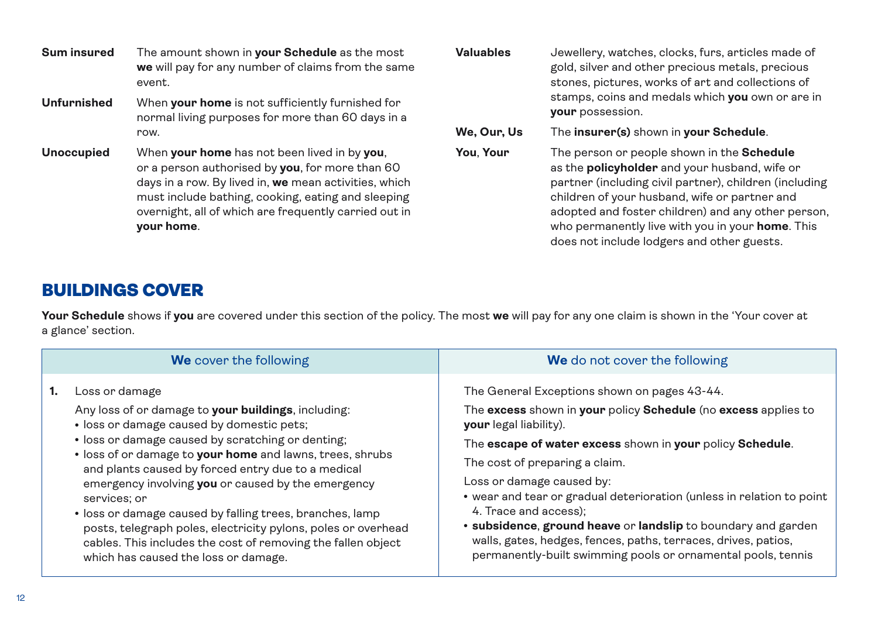**Sum insured** The amount shown in **your Schedule** as the most **we** will pay for any number of claims from the same event.

**Unfurnished** When **your home** is not sufficiently furnished for normal living purposes for more than 60 days in a row.

**Unoccupied** When **your home** has not been lived in by **you**, or a person authorised by **you**, for more than 60 days in a row. By lived in, **we** mean activities, which must include bathing, cooking, eating and sleeping overnight, all of which are frequently carried out in **your home**.

**Valuables** Jewellery, watches, clocks, furs, articles made of gold, silver and other precious metals, precious stones, pictures, works of art and collections of stamps, coins and medals which **you** own or are in **your** possession.

**We, Our, Us** The **insurer(s)** shown in **your Schedule**.

**You**, **Your** The person or people shown in the **Schedule** as the **policyholder** and your husband, wife or partner (including civil partner), children (including children of your husband, wife or partner and adopted and foster children) and any other person, who permanently live with you in your **home**. This does not include lodgers and other guests.

# BUILDINGS COVER

**Your Schedule** shows if **you** are covered under this section of the policy. The most **we** will pay for any one claim is shown in the 'Your cover at a glance' section.

| **We** cover the following | **We** do not cover the following |
|---|---|
| **1.** Loss or damage<br><br>Any loss of or damage to **your buildings**, including:<br>• loss or damage caused by domestic pets;<br>• loss or damage caused by scratching or denting;<br>• loss of or damage to **your home** and lawns, trees, shrubs and plants caused by forced entry due to a medical emergency involving **you** or caused by the emergency services; or<br>• loss or damage caused by falling trees, branches, lamp posts, telegraph poles, electricity pylons, poles or overhead cables. This includes the cost of removing the fallen object which has caused the loss or damage. | The General Exceptions shown on pages 43-44.<br><br>The **excess** shown in **your** policy **Schedule** (no **excess** applies to **your** legal liability).<br><br>The **escape of water excess** shown in **your** policy **Schedule**.<br><br>The cost of preparing a claim.<br><br>Loss or damage caused by:<br>• wear and tear or gradual deterioration (unless in relation to point 4. Trace and access);<br>• **subsidence**, **ground heave** or **landslip** to boundary and garden walls, gates, hedges, fences, paths, terraces, drives, patios, permanently-built swimming pools or ornamental pools, tennis |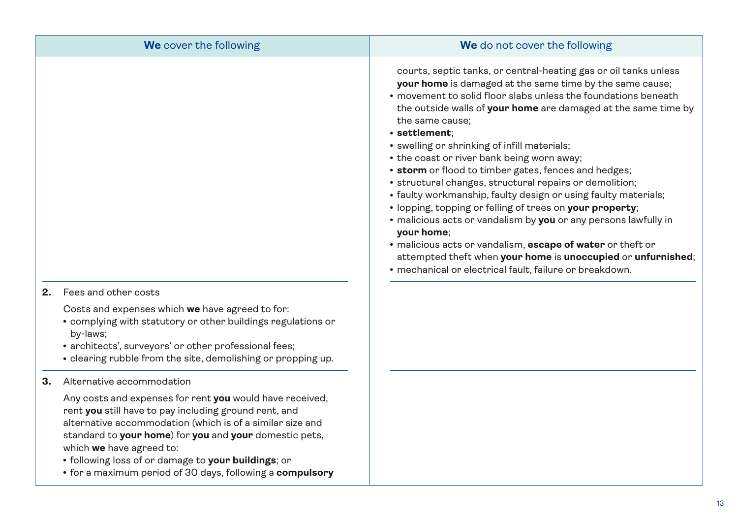| **We** cover the following | **We** do not cover the following |
|---|---|
| | courts, septic tanks, or central-heating gas or oil tanks unless **your home** is damaged at the same time by the same cause;<br>• movement to solid floor slabs unless the foundations beneath the outside walls of **your home** are damaged at the same time by the same cause;<br>• **settlement**;<br>• swelling or shrinking of infill materials;<br>• the coast or river bank being worn away;<br>• **storm** or flood to timber gates, fences and hedges;<br>• structural changes, structural repairs or demolition;<br>• faulty workmanship, faulty design or using faulty materials;<br>• lopping, topping or felling of trees on **your property**;<br>• malicious acts or vandalism by **you** or any persons lawfully in **your home**;<br>• malicious acts or vandalism, **escape of water** or theft or attempted theft when **your home** is **unoccupied** or **unfurnished**;<br>• mechanical or electrical fault, failure or breakdown. |
| **2.** Fees and other costs<br><br>Costs and expenses which **we** have agreed to for:<br>• complying with statutory or other buildings regulations or by-laws;<br>• architects', surveyors' or other professional fees;<br>• clearing rubble from the site, demolishing or propping up. | |
| **3.** Alternative accommodation<br><br>Any costs and expenses for rent **you** would have received, rent **you** still have to pay including ground rent, and alternative accommodation (which is of a similar size and standard to **your home**) for **you** and **your** domestic pets, which **we** have agreed to:<br>• following loss of or damage to **your buildings**; or<br>• for a maximum period of 30 days, following a **compulsory** | |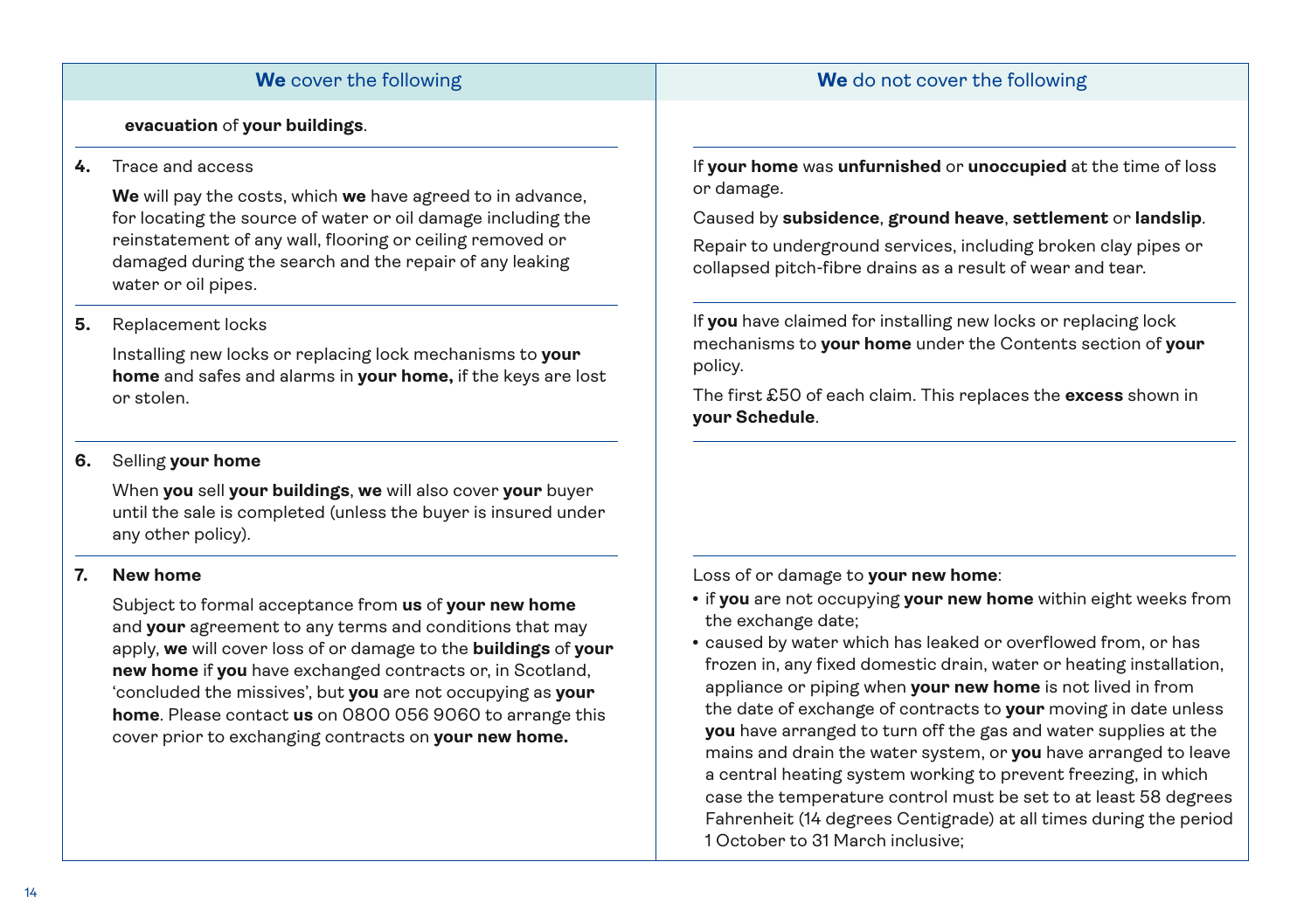| **We** cover the following | **We** do not cover the following |
| --- | --- |
| **evacuation** of **your buildings**. | |
| **4.** Trace and access<br><br>**We** will pay the costs, which **we** have agreed to in advance, for locating the source of water or oil damage including the reinstatement of any wall, flooring or ceiling removed or damaged during the search and the repair of any leaking water or oil pipes. | If **your home** was **unfurnished** or **unoccupied** at the time of loss or damage.<br><br>Caused by **subsidence**, **ground heave**, **settlement** or **landslip**.<br><br>Repair to underground services, including broken clay pipes or collapsed pitch-fibre drains as a result of wear and tear. |
| **5.** Replacement locks<br><br>Installing new locks or replacing lock mechanisms to **your home** and safes and alarms in **your home,** if the keys are lost or stolen. | If **you** have claimed for installing new locks or replacing lock mechanisms to **your home** under the Contents section of **your** policy.<br><br>The first £50 of each claim. This replaces the **excess** shown in **your Schedule**. |
| **6.** Selling **your home**<br><br>When **you** sell **your buildings**, **we** will also cover **your** buyer until the sale is completed (unless the buyer is insured under any other policy). | |
| **7. New home**<br><br>Subject to formal acceptance from **us** of **your new home** and **your** agreement to any terms and conditions that may apply, **we** will cover loss of or damage to the **buildings** of **your new home** if **you** have exchanged contracts or, in Scotland, 'concluded the missives', but **you** are not occupying as **your home**. Please contact **us** on 0800 056 9060 to arrange this cover prior to exchanging contracts on **your new home.** | Loss of or damage to **your new home**:<br>• if **you** are not occupying **your new home** within eight weeks from the exchange date;<br>• caused by water which has leaked or overflowed from, or has frozen in, any fixed domestic drain, water or heating installation, appliance or piping when **your new home** is not lived in from the date of exchange of contracts to **your** moving in date unless **you** have arranged to turn off the gas and water supplies at the mains and drain the water system, or **you** have arranged to leave a central heating system working to prevent freezing, in which case the temperature control must be set to at least 58 degrees Fahrenheit (14 degrees Centigrade) at all times during the period 1 October to 31 March inclusive; |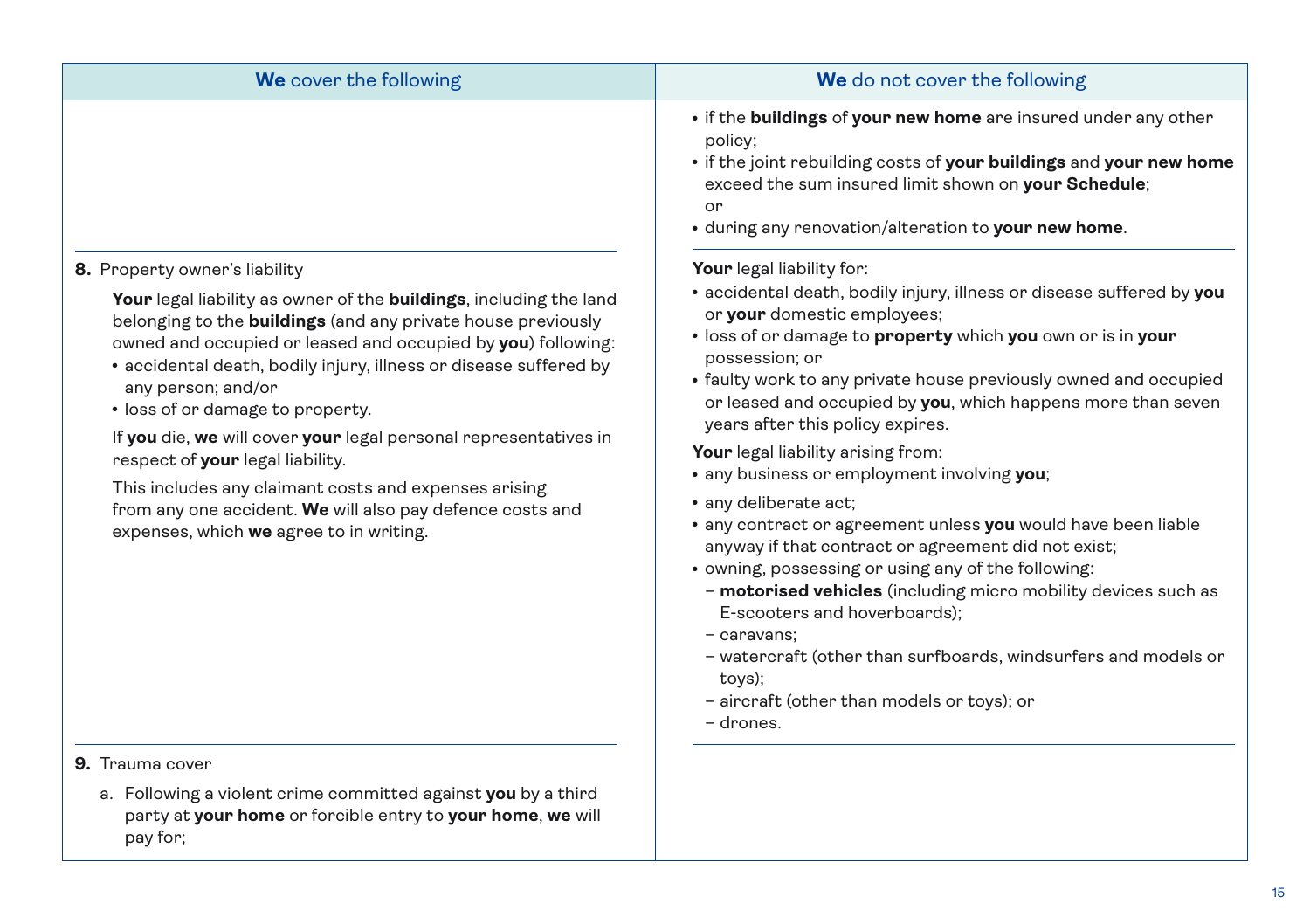| **We** cover the following | **We** do not cover the following |
|---|---|
| | • if the **buildings** of **your new home** are insured under any other policy;<br>• if the joint rebuilding costs of **your buildings** and **your new home** exceed the sum insured limit shown on **your Schedule**; or<br>• during any renovation/alteration to **your new home**. |
| **8.** Property owner's liability<br><br>**Your** legal liability as owner of the **buildings**, including the land belonging to the **buildings** (and any private house previously owned and occupied or leased and occupied by **you**) following:<br>• accidental death, bodily injury, illness or disease suffered by any person; and/or<br>• loss of or damage to property.<br><br>If **you** die, **we** will cover **your** legal personal representatives in respect of **your** legal liability.<br><br>This includes any claimant costs and expenses arising from any one accident. **We** will also pay defence costs and expenses, which **we** agree to in writing. | **Your** legal liability for:<br>• accidental death, bodily injury, illness or disease suffered by **you** or **your** domestic employees;<br>• loss of or damage to **property** which **you** own or is in **your** possession; or<br>• faulty work to any private house previously owned and occupied or leased and occupied by **you**, which happens more than seven years after this policy expires.<br><br>**Your** legal liability arising from:<br>• any business or employment involving **you**;<br>• any deliberate act;<br>• any contract or agreement unless **you** would have been liable anyway if that contract or agreement did not exist;<br>• owning, possessing or using any of the following:<br>– **motorised vehicles** (including micro mobility devices such as E-scooters and hoverboards);<br>– caravans;<br>– watercraft (other than surfboards, windsurfers and models or toys);<br>– aircraft (other than models or toys); or<br>– drones. |
| **9.** Trauma cover<br><br>a. Following a violent crime committed against **you** by a third party at **your home** or forcible entry to **your home**, **we** will pay for; | |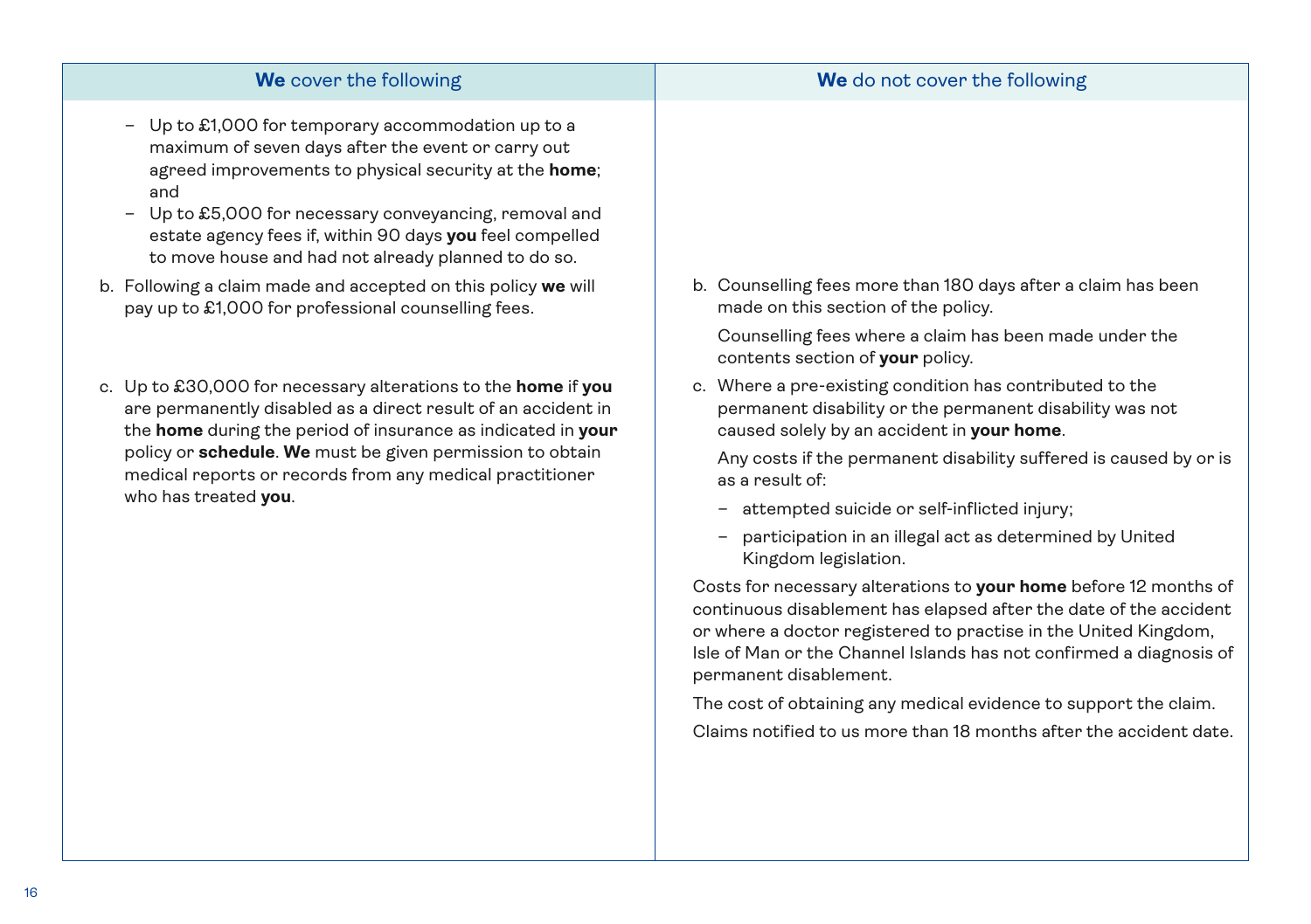| **We** cover the following | **We** do not cover the following |
|---|---|
| – Up to £1,000 for temporary accommodation up to a maximum of seven days after the event or carry out agreed improvements to physical security at the **home**; and<br>– Up to £5,000 for necessary conveyancing, removal and estate agency fees if, within 90 days **you** feel compelled to move house and had not already planned to do so. | |
| b. Following a claim made and accepted on this policy **we** will pay up to £1,000 for professional counselling fees. | b. Counselling fees more than 180 days after a claim has been made on this section of the policy.<br><br>Counselling fees where a claim has been made under the contents section of **your** policy. |
| c. Up to £30,000 for necessary alterations to the **home** if **you** are permanently disabled as a direct result of an accident in the **home** during the period of insurance as indicated in **your** policy or **schedule**. **We** must be given permission to obtain medical reports or records from any medical practitioner who has treated **you**. | c. Where a pre-existing condition has contributed to the permanent disability or the permanent disability was not caused solely by an accident in **your home**.<br><br>Any costs if the permanent disability suffered is caused by or is as a result of:<br>– attempted suicide or self-inflicted injury;<br>– participation in an illegal act as determined by United Kingdom legislation.<br><br>Costs for necessary alterations to **your home** before 12 months of continuous disablement has elapsed after the date of the accident or where a doctor registered to practise in the United Kingdom, Isle of Man or the Channel Islands has not confirmed a diagnosis of permanent disablement.<br><br>The cost of obtaining any medical evidence to support the claim.<br><br>Claims notified to us more than 18 months after the accident date. |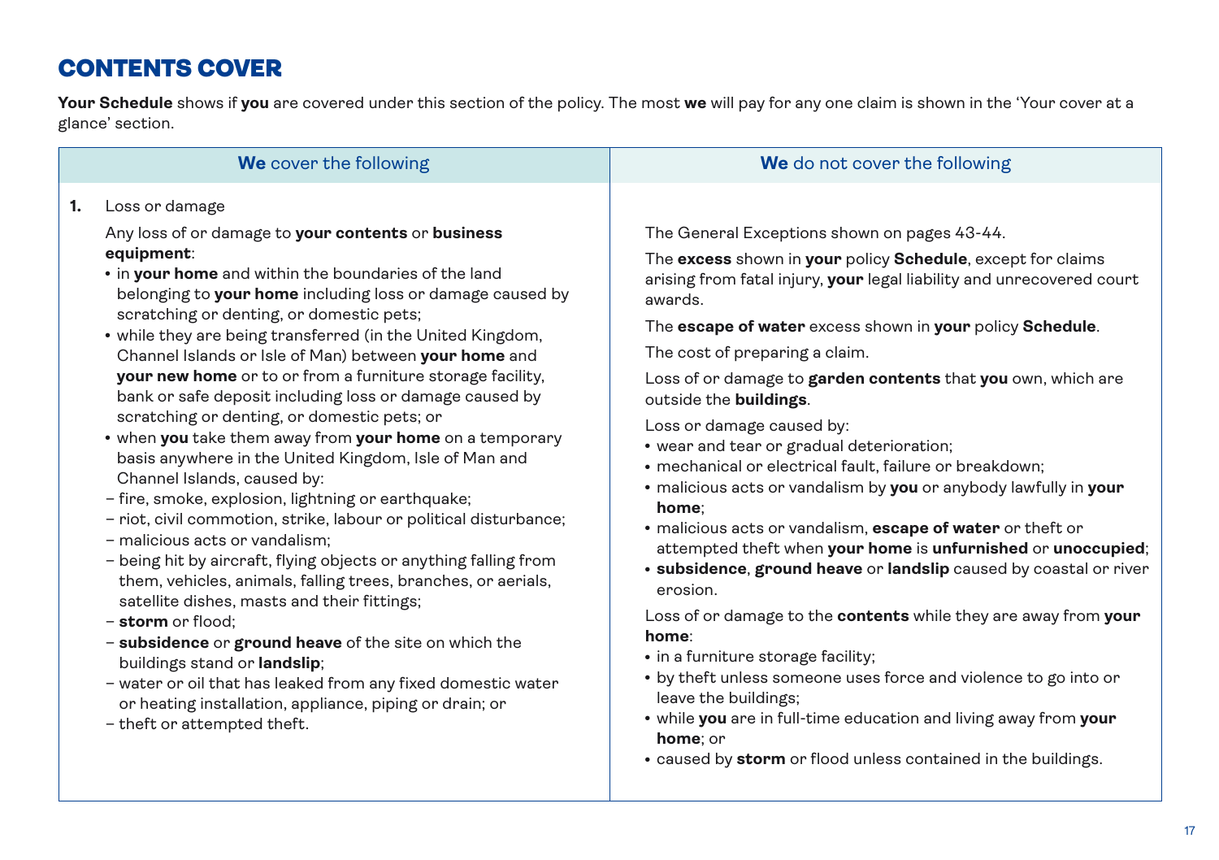# CONTENTS COVER

**Your Schedule** shows if **you** are covered under this section of the policy. The most **we** will pay for any one claim is shown in the 'Your cover at a glance' section.

| **We** cover the following | **We** do not cover the following |
|---|---|
| **1.** Loss or damage<br><br>Any loss of or damage to **your contents** or **business equipment**:<br>• in **your home** and within the boundaries of the land belonging to **your home** including loss or damage caused by scratching or denting, or domestic pets;<br>• while they are being transferred (in the United Kingdom, Channel Islands or Isle of Man) between **your home** and **your new home** or to or from a furniture storage facility, bank or safe deposit including loss or damage caused by scratching or denting, or domestic pets; or<br>• when **you** take them away from **your home** on a temporary basis anywhere in the United Kingdom, Isle of Man and Channel Islands, caused by:<br>– fire, smoke, explosion, lightning or earthquake;<br>– riot, civil commotion, strike, labour or political disturbance;<br>– malicious acts or vandalism;<br>– being hit by aircraft, flying objects or anything falling from them, vehicles, animals, falling trees, branches, or aerials, satellite dishes, masts and their fittings;<br>– **storm** or flood;<br>– **subsidence** or **ground heave** of the site on which the buildings stand or **landslip**;<br>– water or oil that has leaked from any fixed domestic water or heating installation, appliance, piping or drain; or<br>– theft or attempted theft. | The General Exceptions shown on pages 43-44.<br><br>The **excess** shown in **your** policy **Schedule**, except for claims arising from fatal injury, **your** legal liability and unrecovered court awards.<br><br>The **escape of water** excess shown in **your** policy **Schedule**.<br><br>The cost of preparing a claim.<br><br>Loss of or damage to **garden contents** that **you** own, which are outside the **buildings**.<br><br>Loss or damage caused by:<br>• wear and tear or gradual deterioration;<br>• mechanical or electrical fault, failure or breakdown;<br>• malicious acts or vandalism by **you** or anybody lawfully in **your home**;<br>• malicious acts or vandalism, **escape of water** or theft or attempted theft when **your home** is **unfurnished** or **unoccupied**;<br>• **subsidence**, **ground heave** or **landslip** caused by coastal or river erosion.<br><br>Loss of or damage to the **contents** while they are away from **your home**:<br>• in a furniture storage facility;<br>• by theft unless someone uses force and violence to go into or leave the buildings;<br>• while **you** are in full-time education and living away from **your home**; or<br>• caused by **storm** or flood unless contained in the buildings. |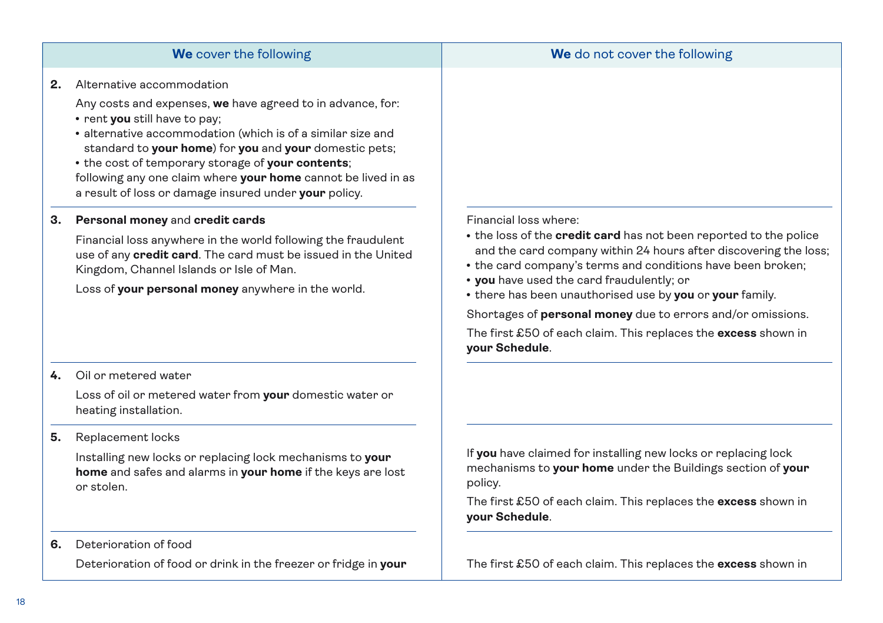| **We** cover the following | **We** do not cover the following |
|---|---|
| **2.** Alternative accommodation<br><br>Any costs and expenses, **we** have agreed to in advance, for:<br>• rent **you** still have to pay;<br>• alternative accommodation (which is of a similar size and standard to **your home**) for **you** and **your** domestic pets;<br>• the cost of temporary storage of **your contents**;<br>following any one claim where **your home** cannot be lived in as a result of loss or damage insured under **your** policy. | |
| **3. Personal money** and **credit cards**<br><br>Financial loss anywhere in the world following the fraudulent use of any **credit card**. The card must be issued in the United Kingdom, Channel Islands or Isle of Man.<br><br>Loss of **your personal money** anywhere in the world. | Financial loss where:<br>• the loss of the **credit card** has not been reported to the police and the card company within 24 hours after discovering the loss;<br>• the card company's terms and conditions have been broken;<br>• **you** have used the card fraudulently; or<br>• there has been unauthorised use by **you** or **your** family.<br><br>Shortages of **personal money** due to errors and/or omissions.<br><br>The first £50 of each claim. This replaces the **excess** shown in **your Schedule**. |
| **4.** Oil or metered water<br><br>Loss of oil or metered water from **your** domestic water or heating installation. | |
| **5.** Replacement locks<br><br>Installing new locks or replacing lock mechanisms to **your home** and safes and alarms in **your home** if the keys are lost or stolen. | If **you** have claimed for installing new locks or replacing lock mechanisms to **your home** under the Buildings section of **your** policy.<br><br>The first £50 of each claim. This replaces the **excess** shown in **your Schedule**. |
| **6.** Deterioration of food<br><br>Deterioration of food or drink in the freezer or fridge in **your** | The first £50 of each claim. This replaces the **excess** shown in |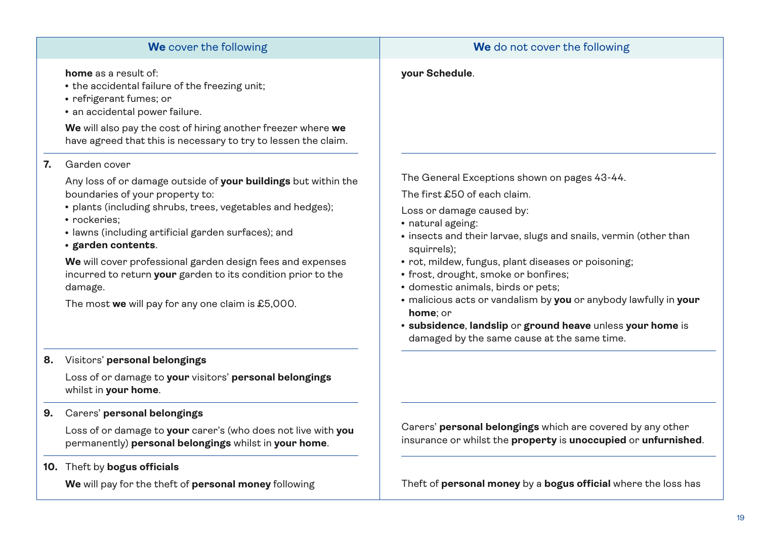| **We** cover the following | **We** do not cover the following |
| --- | --- |
| **home** as a result of:<br>• the accidental failure of the freezing unit;<br>• refrigerant fumes; or<br>• an accidental power failure.<br><br>**We** will also pay the cost of hiring another freezer where **we** have agreed that this is necessary to try to lessen the claim. | **your Schedule**. |
| **7.** Garden cover<br><br>Any loss of or damage outside of **your buildings** but within the boundaries of your property to:<br>• plants (including shrubs, trees, vegetables and hedges);<br>• rockeries;<br>• lawns (including artificial garden surfaces); and<br>• **garden contents**.<br><br>**We** will cover professional garden design fees and expenses incurred to return **your** garden to its condition prior to the damage.<br><br>The most **we** will pay for any one claim is £5,000. | The General Exceptions shown on pages 43-44.<br><br>The first £50 of each claim.<br><br>Loss or damage caused by:<br>• natural ageing:<br>• insects and their larvae, slugs and snails, vermin (other than squirrels);<br>• rot, mildew, fungus, plant diseases or poisoning;<br>• frost, drought, smoke or bonfires;<br>• domestic animals, birds or pets;<br>• malicious acts or vandalism by **you** or anybody lawfully in **your home**; or<br>• **subsidence**, **landslip** or **ground heave** unless **your home** is damaged by the same cause at the same time. |
| **8.** Visitors' **personal belongings**<br><br>Loss of or damage to **your** visitors' **personal belongings** whilst in **your home**. | |
| **9.** Carers' **personal belongings**<br><br>Loss of or damage to **your** carer's (who does not live with **you** permanently) **personal belongings** whilst in **your home**. | Carers' **personal belongings** which are covered by any other insurance or whilst the **property** is **unoccupied** or **unfurnished**. |
| **10.** Theft by **bogus officials**<br><br>**We** will pay for the theft of **personal money** following | Theft of **personal money** by a **bogus official** where the loss has |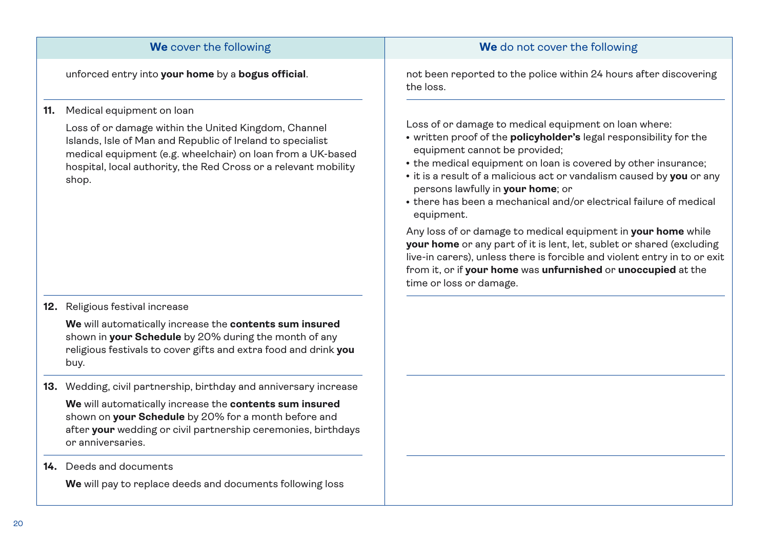| **We** cover the following | **We** do not cover the following |
|---|---|
| unforced entry into **your home** by a **bogus official**. | not been reported to the police within 24 hours after discovering the loss. |
| **11.** Medical equipment on loan<br><br>Loss of or damage within the United Kingdom, Channel Islands, Isle of Man and Republic of Ireland to specialist medical equipment (e.g. wheelchair) on loan from a UK-based hospital, local authority, the Red Cross or a relevant mobility shop. | Loss of or damage to medical equipment on loan where:<br>• written proof of the **policyholder's** legal responsibility for the equipment cannot be provided;<br>• the medical equipment on loan is covered by other insurance;<br>• it is a result of a malicious act or vandalism caused by **you** or any persons lawfully in **your home**; or<br>• there has been a mechanical and/or electrical failure of medical equipment.<br><br>Any loss of or damage to medical equipment in **your home** while **your home** or any part of it is lent, let, sublet or shared (excluding live-in carers), unless there is forcible and violent entry in to or exit from it, or if **your home** was **unfurnished** or **unoccupied** at the time or loss or damage. |
| **12.** Religious festival increase<br><br>**We** will automatically increase the **contents sum insured** shown in **your Schedule** by 20% during the month of any religious festivals to cover gifts and extra food and drink **you** buy. | |
| **13.** Wedding, civil partnership, birthday and anniversary increase<br><br>**We** will automatically increase the **contents sum insured** shown on **your Schedule** by 20% for a month before and after **your** wedding or civil partnership ceremonies, birthdays or anniversaries. | |
| **14.** Deeds and documents<br><br>**We** will pay to replace deeds and documents following loss | |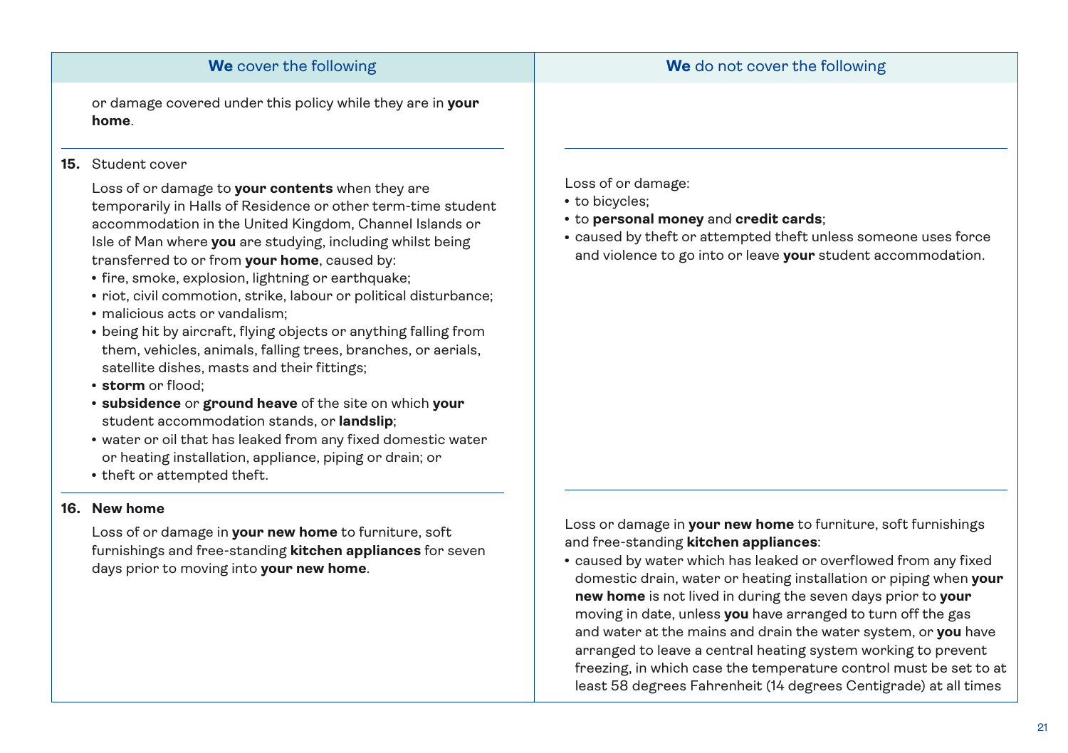| **We** cover the following | **We** do not cover the following |
|---|---|
| or damage covered under this policy while they are in **your home**. | |
| **15.** Student cover<br><br>Loss of or damage to **your contents** when they are temporarily in Halls of Residence or other term-time student accommodation in the United Kingdom, Channel Islands or Isle of Man where **you** are studying, including whilst being transferred to or from **your home**, caused by:<br>• fire, smoke, explosion, lightning or earthquake;<br>• riot, civil commotion, strike, labour or political disturbance;<br>• malicious acts or vandalism;<br>• being hit by aircraft, flying objects or anything falling from them, vehicles, animals, falling trees, branches, or aerials, satellite dishes, masts and their fittings;<br>• **storm** or flood;<br>• **subsidence** or **ground heave** of the site on which **your** student accommodation stands, or **landslip**;<br>• water or oil that has leaked from any fixed domestic water or heating installation, appliance, piping or drain; or<br>• theft or attempted theft. | Loss of or damage:<br>• to bicycles;<br>• to **personal money** and **credit cards**;<br>• caused by theft or attempted theft unless someone uses force and violence to go into or leave **your** student accommodation. |
| **16. New home**<br><br>Loss of or damage in **your new home** to furniture, soft furnishings and free-standing **kitchen appliances** for seven days prior to moving into **your new home**. | Loss or damage in **your new home** to furniture, soft furnishings and free-standing **kitchen appliances**:<br>• caused by water which has leaked or overflowed from any fixed domestic drain, water or heating installation or piping when **your new home** is not lived in during the seven days prior to **your** moving in date, unless **you** have arranged to turn off the gas and water at the mains and drain the water system, or **you** have arranged to leave a central heating system working to prevent freezing, in which case the temperature control must be set to at least 58 degrees Fahrenheit (14 degrees Centigrade) at all times |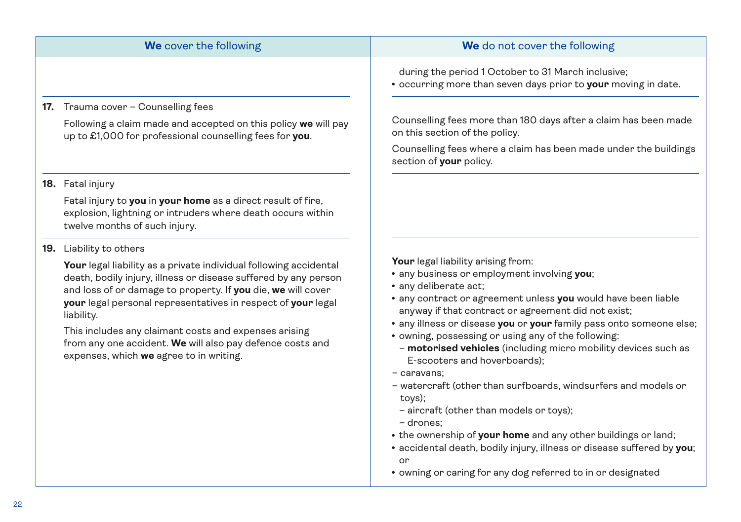| **We** cover the following | **We** do not cover the following |
|---|---|
| | during the period 1 October to 31 March inclusive;<br>• occurring more than seven days prior to **your** moving in date. |
| **17.** Trauma cover – Counselling fees<br>Following a claim made and accepted on this policy **we** will pay up to £1,000 for professional counselling fees for **you**. | Counselling fees more than 180 days after a claim has been made on this section of the policy.<br>Counselling fees where a claim has been made under the buildings section of **your** policy. |
| **18.** Fatal injury<br>Fatal injury to **you** in **your home** as a direct result of fire, explosion, lightning or intruders where death occurs within twelve months of such injury. | |
| **19.** Liability to others<br>**Your** legal liability as a private individual following accidental death, bodily injury, illness or disease suffered by any person and loss of or damage to property. If **you** die, **we** will cover **your** legal personal representatives in respect of **your** legal liability.<br>This includes any claimant costs and expenses arising from any one accident. **We** will also pay defence costs and expenses, which **we** agree to in writing. | **Your** legal liability arising from:<br>• any business or employment involving **you**;<br>• any deliberate act;<br>• any contract or agreement unless **you** would have been liable anyway if that contract or agreement did not exist;<br>• any illness or disease **you** or **your** family pass onto someone else;<br>• owning, possessing or using any of the following:<br>– **motorised vehicles** (including micro mobility devices such as E-scooters and hoverboards);<br>– caravans;<br>– watercraft (other than surfboards, windsurfers and models or toys);<br>– aircraft (other than models or toys);<br>– drones;<br>• the ownership of **your home** and any other buildings or land;<br>• accidental death, bodily injury, illness or disease suffered by **you**; or<br>• owning or caring for any dog referred to in or designated |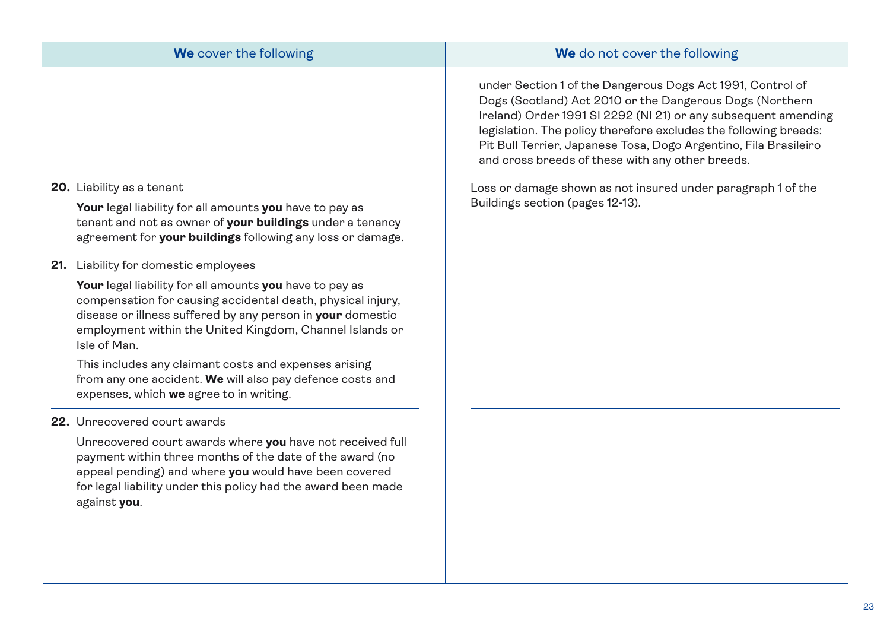| **We** cover the following | **We** do not cover the following |
| --- | --- |
| | under Section 1 of the Dangerous Dogs Act 1991, Control of Dogs (Scotland) Act 2010 or the Dangerous Dogs (Northern Ireland) Order 1991 SI 2292 (NI 21) or any subsequent amending legislation. The policy therefore excludes the following breeds: Pit Bull Terrier, Japanese Tosa, Dogo Argentino, Fila Brasileiro and cross breeds of these with any other breeds. |
| **20.** Liability as a tenant<br><br>**Your** legal liability for all amounts **you** have to pay as tenant and not as owner of **your buildings** under a tenancy agreement for **your buildings** following any loss or damage. | Loss or damage shown as not insured under paragraph 1 of the Buildings section (pages 12-13). |
| **21.** Liability for domestic employees<br><br>**Your** legal liability for all amounts **you** have to pay as compensation for causing accidental death, physical injury, disease or illness suffered by any person in **your** domestic employment within the United Kingdom, Channel Islands or Isle of Man.<br><br>This includes any claimant costs and expenses arising from any one accident. **We** will also pay defence costs and expenses, which **we** agree to in writing. | |
| **22.** Unrecovered court awards<br><br>Unrecovered court awards where **you** have not received full payment within three months of the date of the award (no appeal pending) and where **you** would have been covered for legal liability under this policy had the award been made against **you**. | |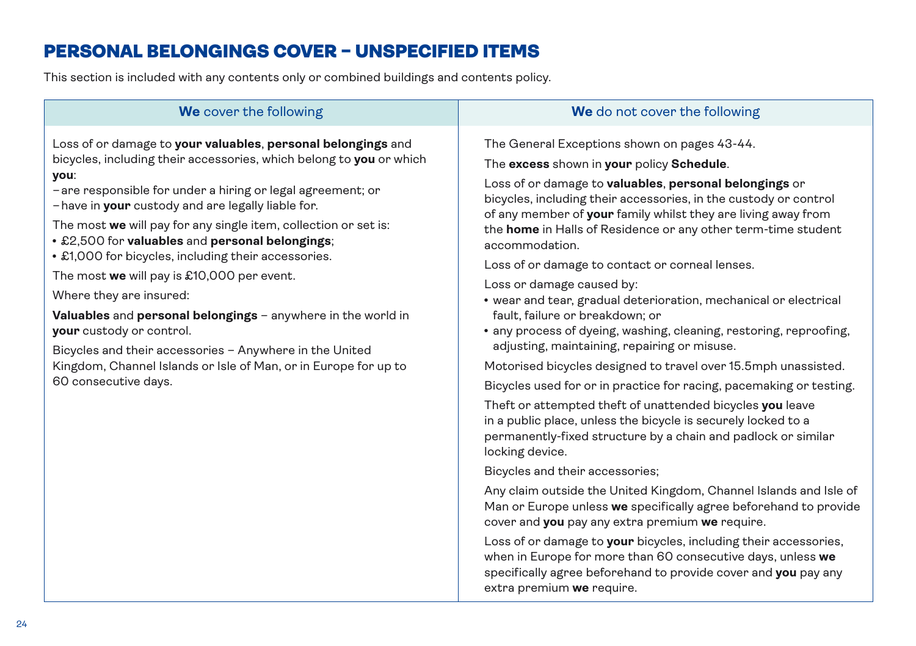# PERSONAL BELONGINGS COVER – UNSPECIFIED ITEMS

This section is included with any contents only or combined buildings and contents policy.

## **We** cover the following

Loss of or damage to **your valuables**, **personal belongings** and bicycles, including their accessories, which belong to **you** or which **you**:

- are responsible for under a hiring or legal agreement; or
- have in **your** custody and are legally liable for.

The most **we** will pay for any single item, collection or set is:

- £2,500 for **valuables** and **personal belongings**;
- £1,000 for bicycles, including their accessories.

The most **we** will pay is £10,000 per event.

Where they are insured:

**Valuables** and **personal belongings** – anywhere in the world in **your** custody or control.

Bicycles and their accessories – Anywhere in the United Kingdom, Channel Islands or Isle of Man, or in Europe for up to 60 consecutive days.

## **We** do not cover the following

The General Exceptions shown on pages 43-44.

The **excess** shown in **your** policy **Schedule**.

Loss of or damage to **valuables**, **personal belongings** or bicycles, including their accessories, in the custody or control of any member of **your** family whilst they are living away from the **home** in Halls of Residence or any other term-time student accommodation.

Loss of or damage to contact or corneal lenses.

Loss or damage caused by:

- wear and tear, gradual deterioration, mechanical or electrical fault, failure or breakdown; or
- any process of dyeing, washing, cleaning, restoring, reproofing, adjusting, maintaining, repairing or misuse.

Motorised bicycles designed to travel over 15.5mph unassisted.

Bicycles used for or in practice for racing, pacemaking or testing.

Theft or attempted theft of unattended bicycles **you** leave in a public place, unless the bicycle is securely locked to a permanently-fixed structure by a chain and padlock or similar locking device.

Bicycles and their accessories;

Any claim outside the United Kingdom, Channel Islands and Isle of Man or Europe unless **we** specifically agree beforehand to provide cover and **you** pay any extra premium **we** require.

Loss of or damage to **your** bicycles, including their accessories, when in Europe for more than 60 consecutive days, unless **we** specifically agree beforehand to provide cover and **you** pay any extra premium **we** require.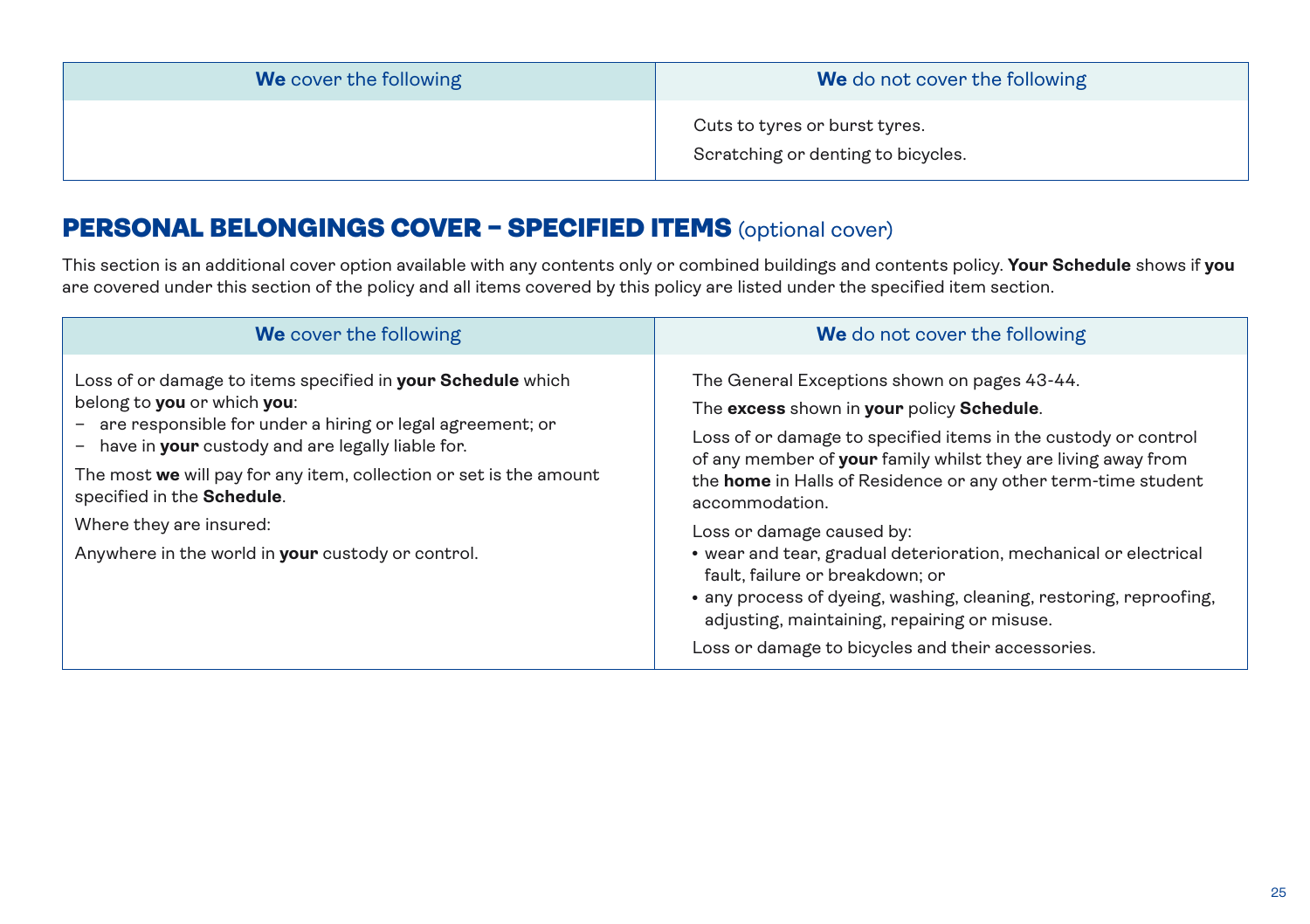| **We** cover the following | **We** do not cover the following |
| --- | --- |
| | Cuts to tyres or burst tyres.<br><br>Scratching or denting to bicycles. |

## PERSONAL BELONGINGS COVER – SPECIFIED ITEMS (optional cover)

This section is an additional cover option available with any contents only or combined buildings and contents policy. **Your Schedule** shows if **you** are covered under this section of the policy and all items covered by this policy are listed under the specified item section.

| **We** cover the following | **We** do not cover the following |
| --- | --- |
| Loss of or damage to items specified in **your Schedule** which belong to **you** or which **you**:<br>– are responsible for under a hiring or legal agreement; or<br>– have in **your** custody and are legally liable for.<br><br>The most **we** will pay for any item, collection or set is the amount specified in the **Schedule**.<br><br>Where they are insured:<br><br>Anywhere in the world in **your** custody or control. | The General Exceptions shown on pages 43-44.<br><br>The **excess** shown in **your** policy **Schedule**.<br><br>Loss of or damage to specified items in the custody or control of any member of **your** family whilst they are living away from the **home** in Halls of Residence or any other term-time student accommodation.<br><br>Loss or damage caused by:<br>• wear and tear, gradual deterioration, mechanical or electrical fault, failure or breakdown; or<br>• any process of dyeing, washing, cleaning, restoring, reproofing, adjusting, maintaining, repairing or misuse.<br><br>Loss or damage to bicycles and their accessories. |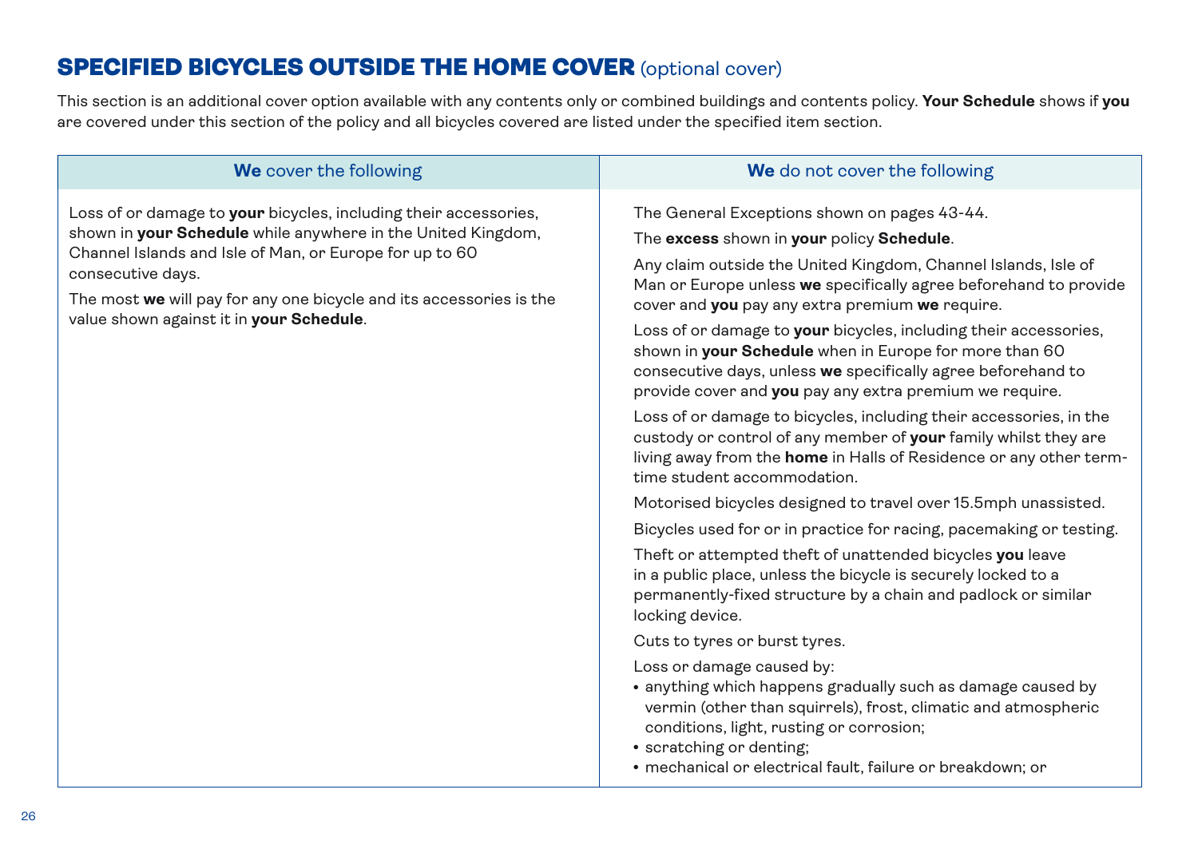## SPECIFIED BICYCLES OUTSIDE THE HOME COVER (optional cover)

This section is an additional cover option available with any contents only or combined buildings and contents policy. **Your Schedule** shows if **you** are covered under this section of the policy and all bicycles covered are listed under the specified item section.

| **We** cover the following | **We** do not cover the following |
|---|---|
| Loss of or damage to **your** bicycles, including their accessories, shown in **your Schedule** while anywhere in the United Kingdom, Channel Islands and Isle of Man, or Europe for up to 60 consecutive days.<br><br>The most **we** will pay for any one bicycle and its accessories is the value shown against it in **your Schedule**. | The General Exceptions shown on pages 43-44.<br><br>The **excess** shown in **your** policy **Schedule**.<br><br>Any claim outside the United Kingdom, Channel Islands, Isle of Man or Europe unless **we** specifically agree beforehand to provide cover and **you** pay any extra premium **we** require.<br><br>Loss of or damage to **your** bicycles, including their accessories, shown in **your Schedule** when in Europe for more than 60 consecutive days, unless **we** specifically agree beforehand to provide cover and **you** pay any extra premium we require.<br><br>Loss of or damage to bicycles, including their accessories, in the custody or control of any member of **your** family whilst they are living away from the **home** in Halls of Residence or any other term-time student accommodation.<br><br>Motorised bicycles designed to travel over 15.5mph unassisted.<br><br>Bicycles used for or in practice for racing, pacemaking or testing.<br><br>Theft or attempted theft of unattended bicycles **you** leave in a public place, unless the bicycle is securely locked to a permanently-fixed structure by a chain and padlock or similar locking device.<br><br>Cuts to tyres or burst tyres.<br><br>Loss or damage caused by:<br>• anything which happens gradually such as damage caused by vermin (other than squirrels), frost, climatic and atmospheric conditions, light, rusting or corrosion;<br>• scratching or denting;<br>• mechanical or electrical fault, failure or breakdown; or |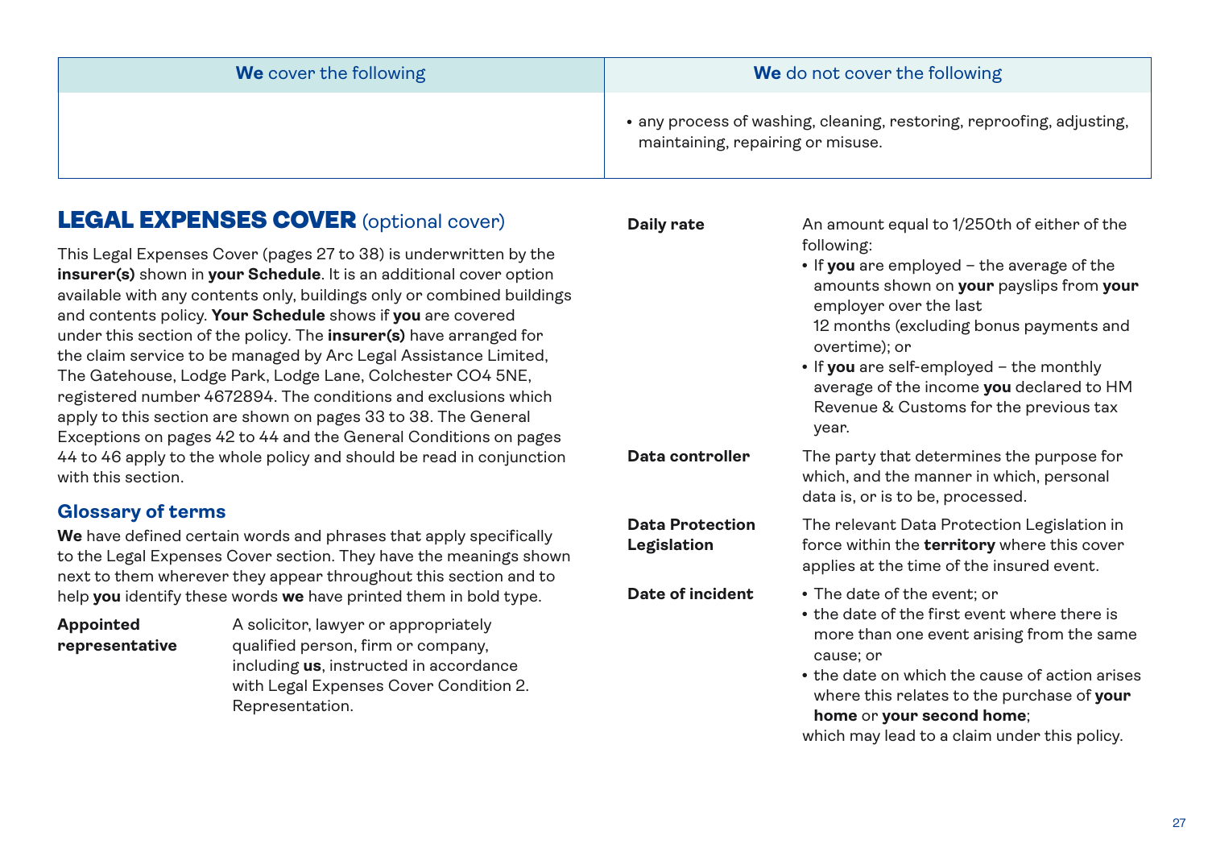| **We** cover the following | **We** do not cover the following |
|---|---|
| | • any process of washing, cleaning, restoring, reproofing, adjusting, maintaining, repairing or misuse. |

# LEGAL EXPENSES COVER (optional cover)

This Legal Expenses Cover (pages 27 to 38) is underwritten by the **insurer(s)** shown in **your Schedule**. It is an additional cover option available with any contents only, buildings only or combined buildings and contents policy. **Your Schedule** shows if **you** are covered under this section of the policy. The **insurer(s)** have arranged for the claim service to be managed by Arc Legal Assistance Limited, The Gatehouse, Lodge Park, Lodge Lane, Colchester CO4 5NE, registered number 4672894. The conditions and exclusions which apply to this section are shown on pages 33 to 38. The General Exceptions on pages 42 to 44 and the General Conditions on pages 44 to 46 apply to the whole policy and should be read in conjunction with this section.

## Glossary of terms

**We** have defined certain words and phrases that apply specifically to the Legal Expenses Cover section. They have the meanings shown next to them wherever they appear throughout this section and to help **you** identify these words **we** have printed them in bold type.

**Appointed representative**
A solicitor, lawyer or appropriately qualified person, firm or company, including **us**, instructed in accordance with Legal Expenses Cover Condition 2. Representation.

**Daily rate**
An amount equal to 1/250th of either of the following:
- If **you** are employed – the average of the amounts shown on **your** payslips from **your** employer over the last 12 months (excluding bonus payments and overtime); or
- If **you** are self-employed – the monthly average of the income **you** declared to HM Revenue & Customs for the previous tax year.

**Data controller**
The party that determines the purpose for which, and the manner in which, personal data is, or is to be, processed.

**Data Protection Legislation**
The relevant Data Protection Legislation in force within the **territory** where this cover applies at the time of the insured event.

**Date of incident**
- The date of the event; or
- the date of the first event where there is more than one event arising from the same cause; or
- the date on which the cause of action arises where this relates to the purchase of **your home** or **your second home**;

which may lead to a claim under this policy.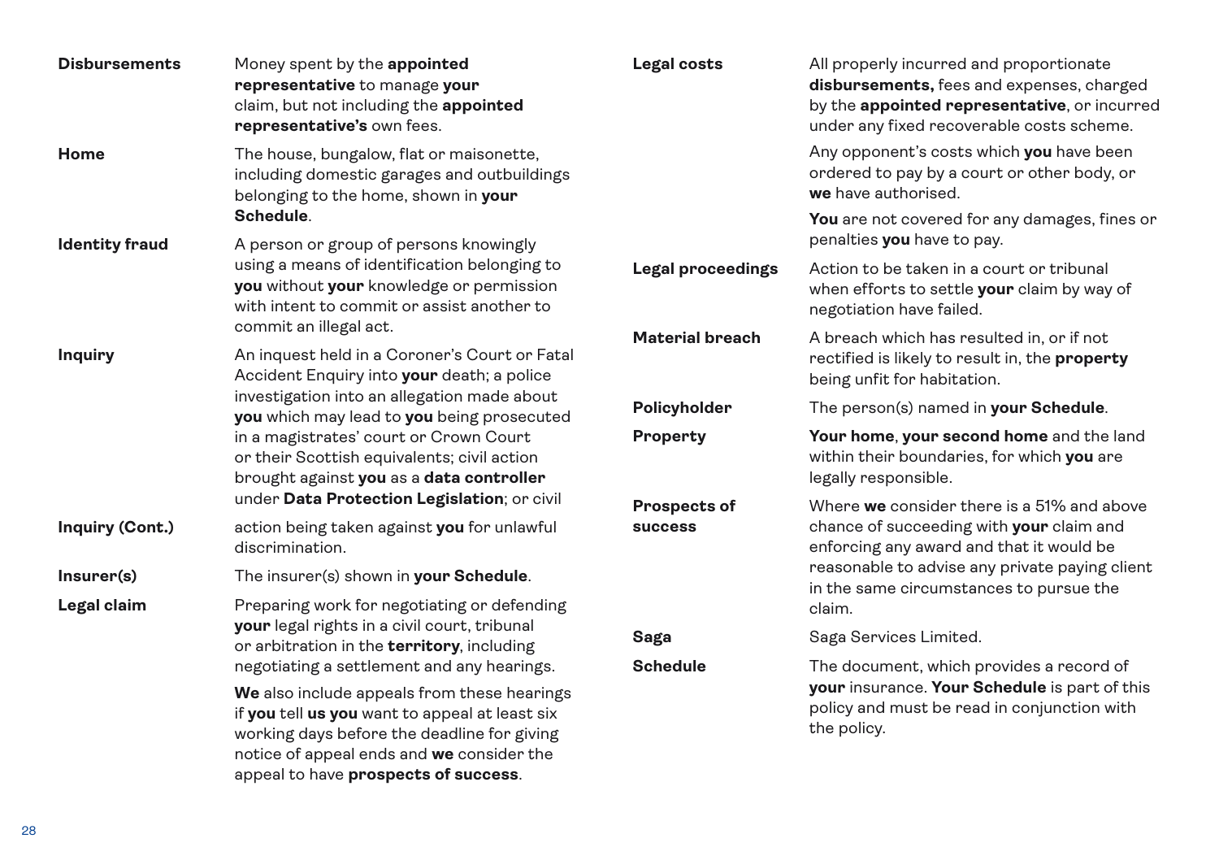**Disbursements** Money spent by the **appointed representative** to manage **your** claim, but not including the **appointed representative's** own fees.

**Home** The house, bungalow, flat or maisonette, including domestic garages and outbuildings belonging to the home, shown in **your Schedule**.

**Identity fraud** A person or group of persons knowingly using a means of identification belonging to **you** without **your** knowledge or permission with intent to commit or assist another to commit an illegal act.

**Inquiry** An inquest held in a Coroner's Court or Fatal Accident Enquiry into **your** death; a police investigation into an allegation made about **you** which may lead to **you** being prosecuted in a magistrates' court or Crown Court or their Scottish equivalents; civil action brought against **you** as a **data controller** under **Data Protection Legislation**; or civil action being taken against **you** for unlawful discrimination.

**Insurer(s)** The insurer(s) shown in **your Schedule**.

**Legal claim** Preparing work for negotiating or defending **your** legal rights in a civil court, tribunal or arbitration in the **territory**, including negotiating a settlement and any hearings.

**We** also include appeals from these hearings if **you** tell **us you** want to appeal at least six working days before the deadline for giving notice of appeal ends and **we** consider the appeal to have **prospects of success**.

**Legal costs** All properly incurred and proportionate **disbursements,** fees and expenses, charged by the **appointed representative**, or incurred under any fixed recoverable costs scheme.

Any opponent's costs which **you** have been ordered to pay by a court or other body, or **we** have authorised.

**You** are not covered for any damages, fines or penalties **you** have to pay.

**Legal proceedings** Action to be taken in a court or tribunal when efforts to settle **your** claim by way of negotiation have failed.

**Material breach** A breach which has resulted in, or if not rectified is likely to result in, the **property** being unfit for habitation.

**Policyholder** The person(s) named in **your Schedule**.

**Property** **Your home**, **your second home** and the land within their boundaries, for which **you** are legally responsible.

**Prospects of success** Where **we** consider there is a 51% and above chance of succeeding with **your** claim and enforcing any award and that it would be reasonable to advise any private paying client in the same circumstances to pursue the claim.

**Saga** Saga Services Limited.

**Schedule** The document, which provides a record of **your** insurance. **Your Schedule** is part of this policy and must be read in conjunction with the policy.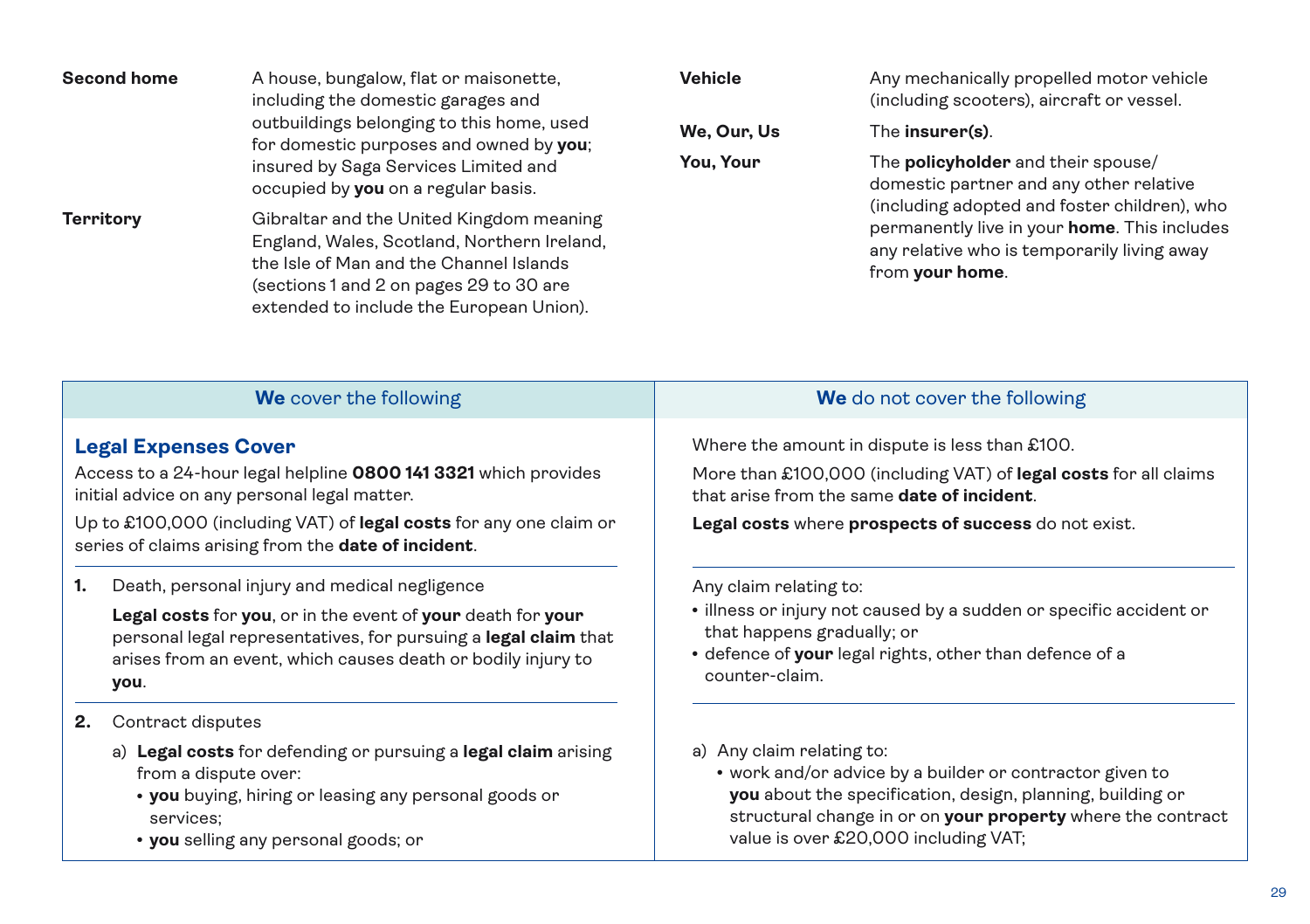**Second home** A house, bungalow, flat or maisonette, including the domestic garages and outbuildings belonging to this home, used for domestic purposes and owned by **you**; insured by Saga Services Limited and occupied by **you** on a regular basis.

**Territory** Gibraltar and the United Kingdom meaning England, Wales, Scotland, Northern Ireland, the Isle of Man and the Channel Islands (sections 1 and 2 on pages 29 to 30 are extended to include the European Union).

**Vehicle** Any mechanically propelled motor vehicle (including scooters), aircraft or vessel.

**We, Our, Us** The **insurer(s)**.

**You, Your** The **policyholder** and their spouse/domestic partner and any other relative (including adopted and foster children), who permanently live in your **home**. This includes any relative who is temporarily living away from **your home**.

| **We** cover the following | **We** do not cover the following |
|---|---|
| **Legal Expenses Cover**<br>Access to a 24-hour legal helpline **0800 141 3321** which provides initial advice on any personal legal matter.<br>Up to £100,000 (including VAT) of **legal costs** for any one claim or series of claims arising from the **date of incident**. | Where the amount in dispute is less than £100.<br>More than £100,000 (including VAT) of **legal costs** for all claims that arise from the same **date of incident**.<br>**Legal costs** where **prospects of success** do not exist. |
| **1.** Death, personal injury and medical negligence<br>**Legal costs** for **you**, or in the event of **your** death for **your** personal legal representatives, for pursuing a **legal claim** that arises from an event, which causes death or bodily injury to **you**. | Any claim relating to:<br>• illness or injury not caused by a sudden or specific accident or that happens gradually; or<br>• defence of **your** legal rights, other than defence of a counter-claim. |
| **2.** Contract disputes<br>a) **Legal costs** for defending or pursuing a **legal claim** arising from a dispute over:<br>• **you** buying, hiring or leasing any personal goods or services;<br>• **you** selling any personal goods; or | a) Any claim relating to:<br>• work and/or advice by a builder or contractor given to **you** about the specification, design, planning, building or structural change in or on **your property** where the contract value is over £20,000 including VAT; |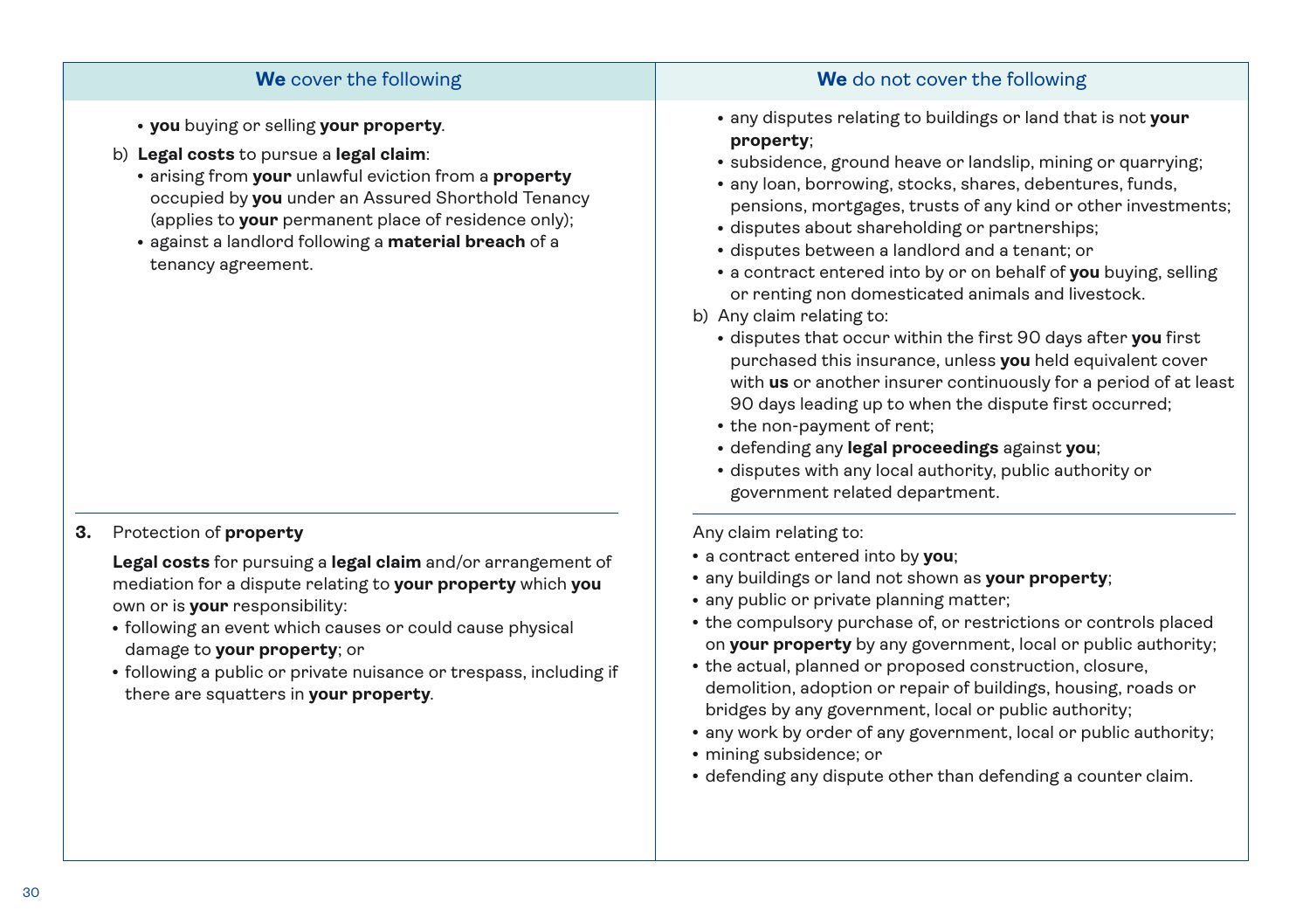| **We** cover the following | **We** do not cover the following |
|---|---|
| • **you** buying or selling **your property**.<br><br>b) **Legal costs** to pursue a **legal claim**:<br>• arising from **your** unlawful eviction from a **property** occupied by **you** under an Assured Shorthold Tenancy (applies to **your** permanent place of residence only);<br>• against a landlord following a **material breach** of a tenancy agreement. | • any disputes relating to buildings or land that is not **your property**;<br>• subsidence, ground heave or landslip, mining or quarrying;<br>• any loan, borrowing, stocks, shares, debentures, funds, pensions, mortgages, trusts of any kind or other investments;<br>• disputes about shareholding or partnerships;<br>• disputes between a landlord and a tenant; or<br>• a contract entered into by or on behalf of **you** buying, selling or renting non domesticated animals and livestock.<br><br>b) Any claim relating to:<br>• disputes that occur within the first 90 days after **you** first purchased this insurance, unless **you** held equivalent cover with **us** or another insurer continuously for a period of at least 90 days leading up to when the dispute first occurred;<br>• the non-payment of rent;<br>• defending any **legal proceedings** against **you**;<br>• disputes with any local authority, public authority or government related department. |
| **3.** Protection of **property**<br><br>**Legal costs** for pursuing a **legal claim** and/or arrangement of mediation for a dispute relating to **your property** which **you** own or is **your** responsibility:<br>• following an event which causes or could cause physical damage to **your property**; or<br>• following a public or private nuisance or trespass, including if there are squatters in **your property**. | Any claim relating to:<br>• a contract entered into by **you**;<br>• any buildings or land not shown as **your property**;<br>• any public or private planning matter;<br>• the compulsory purchase of, or restrictions or controls placed on **your property** by any government, local or public authority;<br>• the actual, planned or proposed construction, closure, demolition, adoption or repair of buildings, housing, roads or bridges by any government, local or public authority;<br>• any work by order of any government, local or public authority;<br>• mining subsidence; or<br>• defending any dispute other than defending a counter claim. |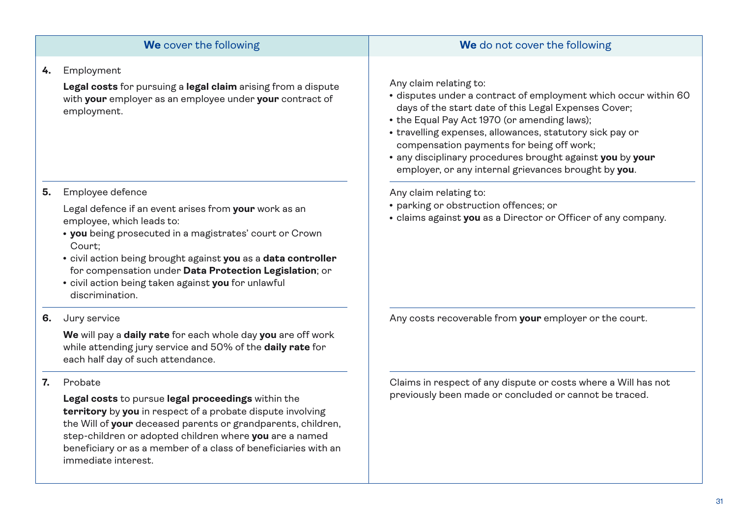| **We** cover the following | **We** do not cover the following |
| --- | --- |
| **4.** Employment<br><br>**Legal costs** for pursuing a **legal claim** arising from a dispute with **your** employer as an employee under **your** contract of employment. | Any claim relating to:<br>• disputes under a contract of employment which occur within 60 days of the start date of this Legal Expenses Cover;<br>• the Equal Pay Act 1970 (or amending laws);<br>• travelling expenses, allowances, statutory sick pay or compensation payments for being off work;<br>• any disciplinary procedures brought against **you** by **your** employer, or any internal grievances brought by **you**. |
| **5.** Employee defence<br><br>Legal defence if an event arises from **your** work as an employee, which leads to:<br>• **you** being prosecuted in a magistrates' court or Crown Court;<br>• civil action being brought against **you** as a **data controller** for compensation under **Data Protection Legislation**; or<br>• civil action being taken against **you** for unlawful discrimination. | Any claim relating to:<br>• parking or obstruction offences; or<br>• claims against **you** as a Director or Officer of any company. |
| **6.** Jury service<br><br>**We** will pay a **daily rate** for each whole day **you** are off work while attending jury service and 50% of the **daily rate** for each half day of such attendance. | Any costs recoverable from **your** employer or the court. |
| **7.** Probate<br><br>**Legal costs** to pursue **legal proceedings** within the **territory** by **you** in respect of a probate dispute involving the Will of **your** deceased parents or grandparents, children, step-children or adopted children where **you** are a named beneficiary or as a member of a class of beneficiaries with an immediate interest. | Claims in respect of any dispute or costs where a Will has not previously been made or concluded or cannot be traced. |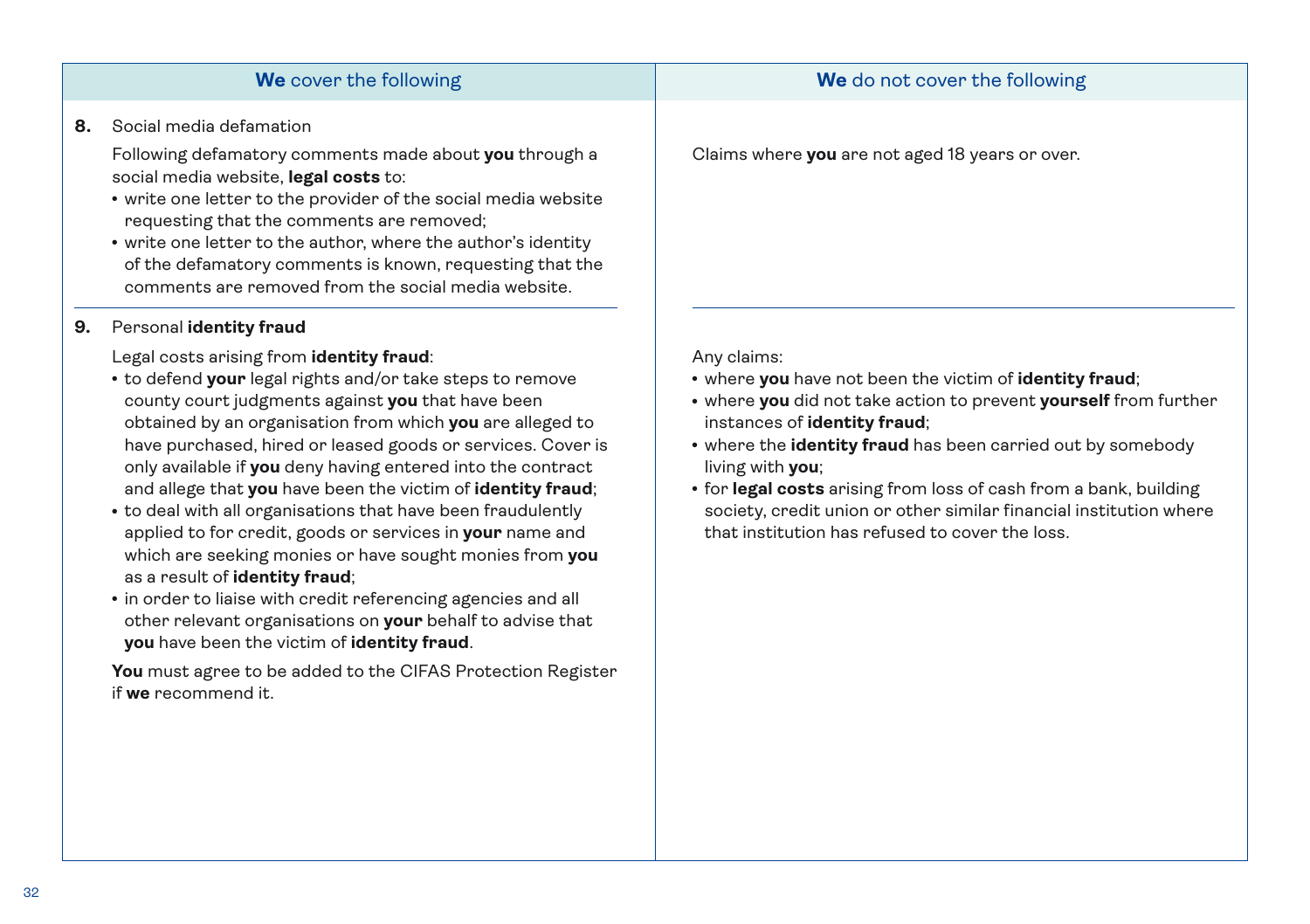| **We** cover the following | **We** do not cover the following |
| --- | --- |
| **8.** Social media defamation<br><br>Following defamatory comments made about **you** through a social media website, **legal costs** to:<br>• write one letter to the provider of the social media website requesting that the comments are removed;<br>• write one letter to the author, where the author's identity of the defamatory comments is known, requesting that the comments are removed from the social media website. | Claims where **you** are not aged 18 years or over. |
| **9.** Personal **identity fraud**<br><br>Legal costs arising from **identity fraud**:<br>• to defend **your** legal rights and/or take steps to remove county court judgments against **you** that have been obtained by an organisation from which **you** are alleged to have purchased, hired or leased goods or services. Cover is only available if **you** deny having entered into the contract and allege that **you** have been the victim of **identity fraud**;<br>• to deal with all organisations that have been fraudulently applied to for credit, goods or services in **your** name and which are seeking monies or have sought monies from **you** as a result of **identity fraud**;<br>• in order to liaise with credit referencing agencies and all other relevant organisations on **your** behalf to advise that **you** have been the victim of **identity fraud**.<br><br>**You** must agree to be added to the CIFAS Protection Register if **we** recommend it. | Any claims:<br>• where **you** have not been the victim of **identity fraud**;<br>• where **you** did not take action to prevent **yourself** from further instances of **identity fraud**;<br>• where the **identity fraud** has been carried out by somebody living with **you**;<br>• for **legal costs** arising from loss of cash from a bank, building society, credit union or other similar financial institution where that institution has refused to cover the loss. |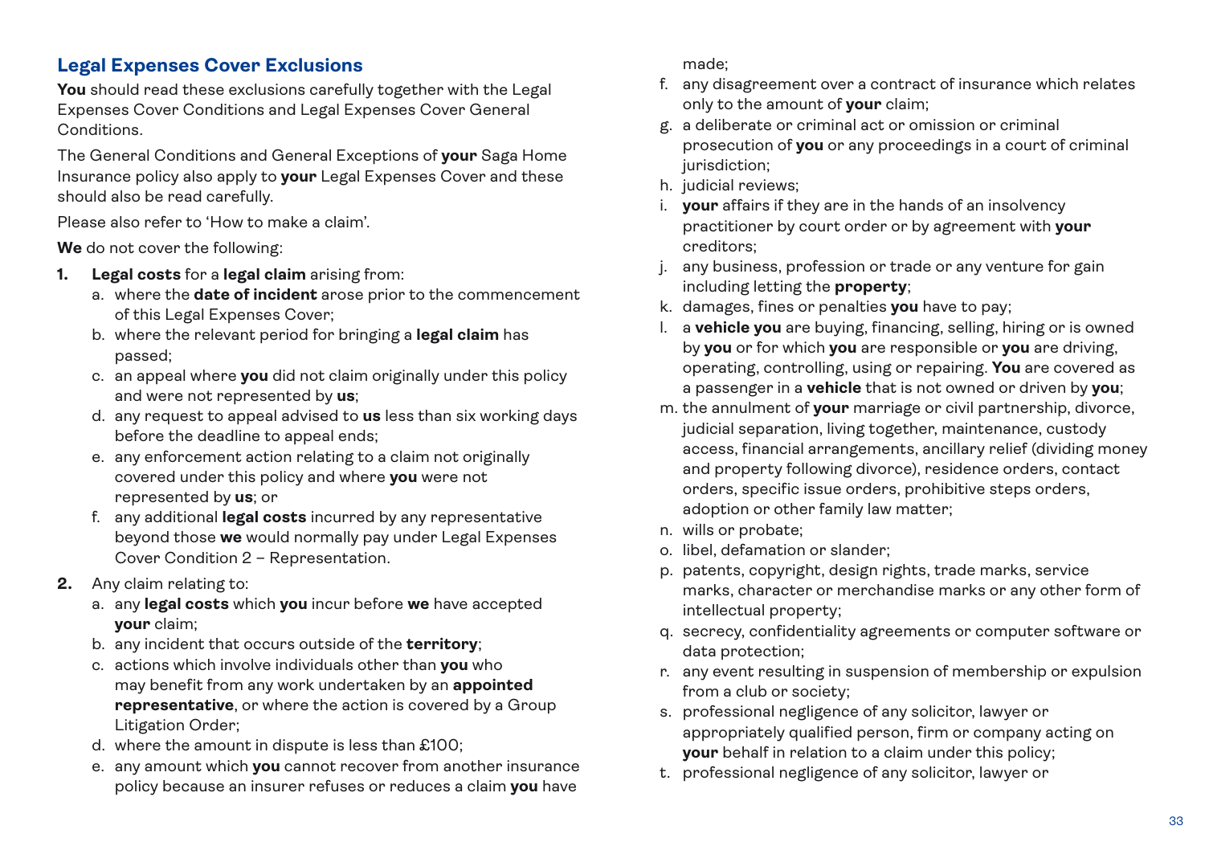## Legal Expenses Cover Exclusions

**You** should read these exclusions carefully together with the Legal Expenses Cover Conditions and Legal Expenses Cover General Conditions.

The General Conditions and General Exceptions of **your** Saga Home Insurance policy also apply to **your** Legal Expenses Cover and these should also be read carefully.

Please also refer to 'How to make a claim'.

**We** do not cover the following:

1. **Legal costs** for a **legal claim** arising from:
   a. where the **date of incident** arose prior to the commencement of this Legal Expenses Cover;
   b. where the relevant period for bringing a **legal claim** has passed;
   c. an appeal where **you** did not claim originally under this policy and were not represented by **us**;
   d. any request to appeal advised to **us** less than six working days before the deadline to appeal ends;
   e. any enforcement action relating to a claim not originally covered under this policy and where **you** were not represented by **us**; or
   f. any additional **legal costs** incurred by any representative beyond those **we** would normally pay under Legal Expenses Cover Condition 2 – Representation.
2. Any claim relating to:
   a. any **legal costs** which **you** incur before **we** have accepted **your** claim;
   b. any incident that occurs outside of the **territory**;
   c. actions which involve individuals other than **you** who may benefit from any work undertaken by an **appointed representative**, or where the action is covered by a Group Litigation Order;
   d. where the amount in dispute is less than £100;
   e. any amount which **you** cannot recover from another insurance policy because an insurer refuses or reduces a claim **you** have made;
   f. any disagreement over a contract of insurance which relates only to the amount of **your** claim;
   g. a deliberate or criminal act or omission or criminal prosecution of **you** or any proceedings in a court of criminal jurisdiction;
   h. judicial reviews;
   i. **your** affairs if they are in the hands of an insolvency practitioner by court order or by agreement with **your** creditors;
   j. any business, profession or trade or any venture for gain including letting the **property**;
   k. damages, fines or penalties **you** have to pay;
   l. a **vehicle you** are buying, financing, selling, hiring or is owned by **you** or for which **you** are responsible or **you** are driving, operating, controlling, using or repairing. **You** are covered as a passenger in a **vehicle** that is not owned or driven by **you**;
   m. the annulment of **your** marriage or civil partnership, divorce, judicial separation, living together, maintenance, custody access, financial arrangements, ancillary relief (dividing money and property following divorce), residence orders, contact orders, specific issue orders, prohibitive steps orders, adoption or other family law matter;
   n. wills or probate;
   o. libel, defamation or slander;
   p. patents, copyright, design rights, trade marks, service marks, character or merchandise marks or any other form of intellectual property;
   q. secrecy, confidentiality agreements or computer software or data protection;
   r. any event resulting in suspension of membership or expulsion from a club or society;
   s. professional negligence of any solicitor, lawyer or appropriately qualified person, firm or company acting on **your** behalf in relation to a claim under this policy;
   t. professional negligence of any solicitor, lawyer or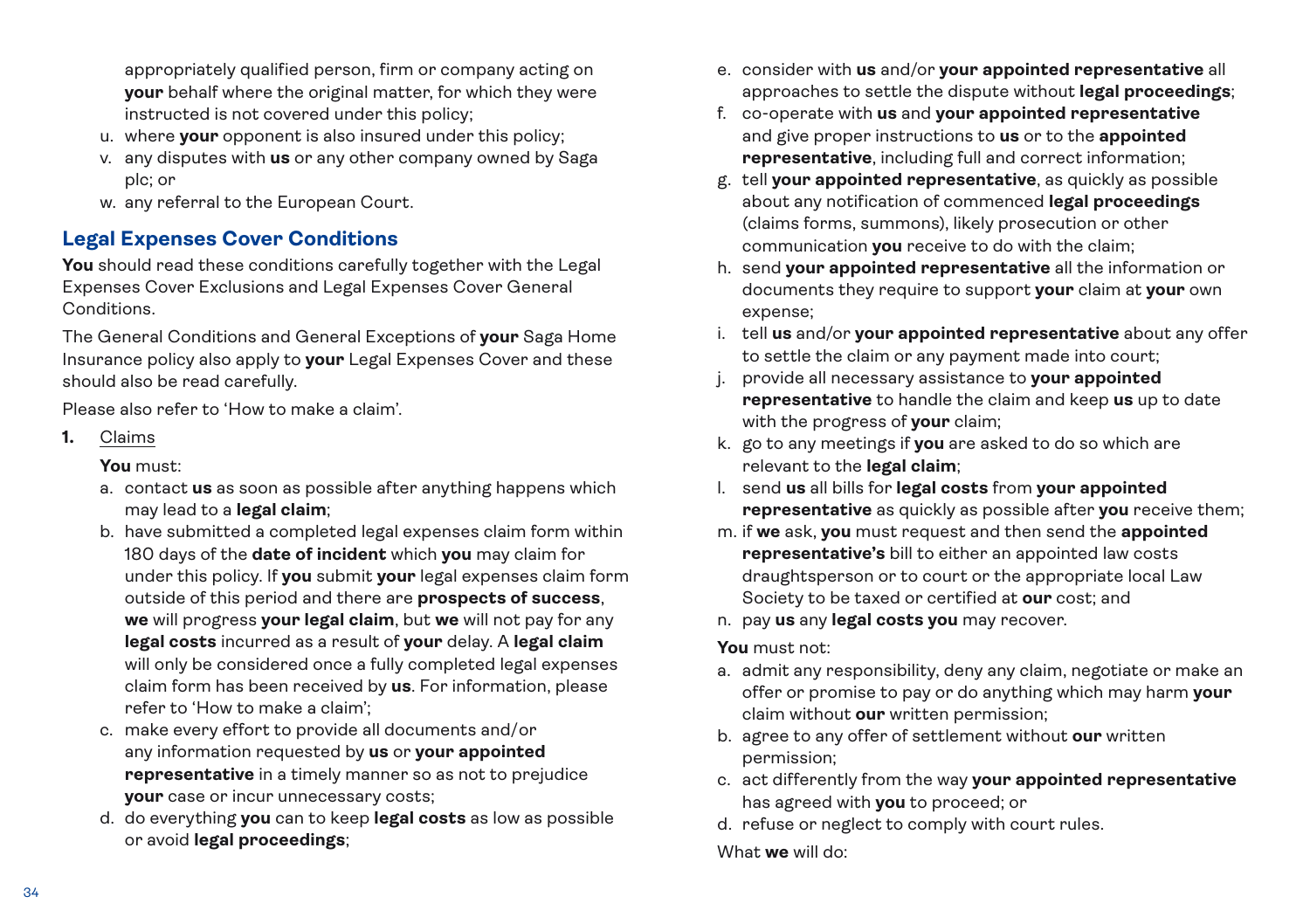appropriately qualified person, firm or company acting on **your** behalf where the original matter, for which they were instructed is not covered under this policy;

u. where **your** opponent is also insured under this policy;

v. any disputes with **us** or any other company owned by Saga plc; or

w. any referral to the European Court.

## Legal Expenses Cover Conditions

**You** should read these conditions carefully together with the Legal Expenses Cover Exclusions and Legal Expenses Cover General Conditions.

The General Conditions and General Exceptions of **your** Saga Home Insurance policy also apply to **your** Legal Expenses Cover and these should also be read carefully.

Please also refer to 'How to make a claim'.

**1.** Claims

**You** must:

a. contact **us** as soon as possible after anything happens which may lead to a **legal claim**;

b. have submitted a completed legal expenses claim form within 180 days of the **date of incident** which **you** may claim for under this policy. If **you** submit **your** legal expenses claim form outside of this period and there are **prospects of success**, **we** will progress **your legal claim**, but **we** will not pay for any **legal costs** incurred as a result of **your** delay. A **legal claim** will only be considered once a fully completed legal expenses claim form has been received by **us**. For information, please refer to 'How to make a claim';

c. make every effort to provide all documents and/or any information requested by **us** or **your appointed representative** in a timely manner so as not to prejudice **your** case or incur unnecessary costs;

d. do everything **you** can to keep **legal costs** as low as possible or avoid **legal proceedings**;

e. consider with **us** and/or **your appointed representative** all approaches to settle the dispute without **legal proceedings**;

f. co-operate with **us** and **your appointed representative** and give proper instructions to **us** or to the **appointed representative**, including full and correct information;

g. tell **your appointed representative**, as quickly as possible about any notification of commenced **legal proceedings** (claims forms, summons), likely prosecution or other communication **you** receive to do with the claim;

h. send **your appointed representative** all the information or documents they require to support **your** claim at **your** own expense;

i. tell **us** and/or **your appointed representative** about any offer to settle the claim or any payment made into court;

j. provide all necessary assistance to **your appointed representative** to handle the claim and keep **us** up to date with the progress of **your** claim;

k. go to any meetings if **you** are asked to do so which are relevant to the **legal claim**;

l. send **us** all bills for **legal costs** from **your appointed representative** as quickly as possible after **you** receive them;

m. if **we** ask, **you** must request and then send the **appointed representative's** bill to either an appointed law costs draughtsperson or to court or the appropriate local Law Society to be taxed or certified at **our** cost; and

n. pay **us** any **legal costs you** may recover.

**You** must not:

a. admit any responsibility, deny any claim, negotiate or make an offer or promise to pay or do anything which may harm **your** claim without **our** written permission;

b. agree to any offer of settlement without **our** written permission;

c. act differently from the way **your appointed representative** has agreed with **you** to proceed; or

d. refuse or neglect to comply with court rules.

What **we** will do: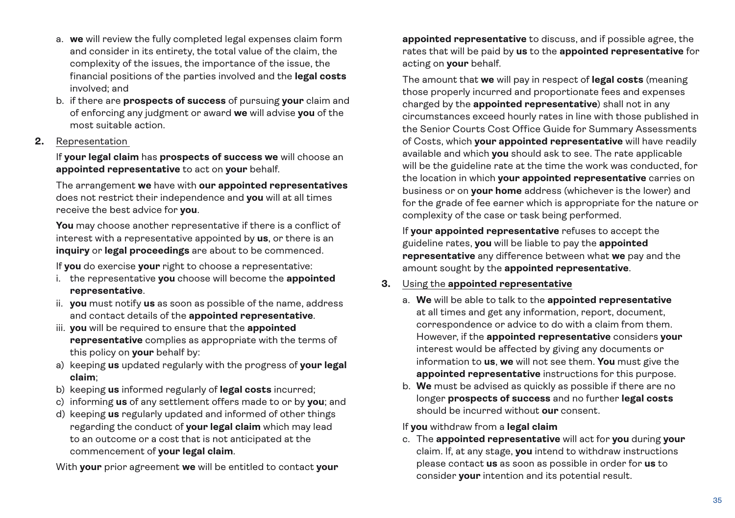a. **we** will review the fully completed legal expenses claim form and consider in its entirety, the total value of the claim, the complexity of the issues, the importance of the issue, the financial positions of the parties involved and the **legal costs** involved; and
b. if there are **prospects of success** of pursuing **your** claim and of enforcing any judgment or award **we** will advise **you** of the most suitable action.

**2.** Representation

If **your legal claim** has **prospects of success we** will choose an **appointed representative** to act on **your** behalf.

The arrangement **we** have with **our appointed representatives** does not restrict their independence and **you** will at all times receive the best advice for **you**.

**You** may choose another representative if there is a conflict of interest with a representative appointed by **us**, or there is an **inquiry** or **legal proceedings** are about to be commenced.

If **you** do exercise **your** right to choose a representative:

i. the representative **you** choose will become the **appointed representative**.
ii. **you** must notify **us** as soon as possible of the name, address and contact details of the **appointed representative**.
iii. **you** will be required to ensure that the **appointed representative** complies as appropriate with the terms of this policy on **your** behalf by:

a) keeping **us** updated regularly with the progress of **your legal claim**;
b) keeping **us** informed regularly of **legal costs** incurred;
c) informing **us** of any settlement offers made to or by **you**; and
d) keeping **us** regularly updated and informed of other things regarding the conduct of **your legal claim** which may lead to an outcome or a cost that is not anticipated at the commencement of **your legal claim**.

With **your** prior agreement **we** will be entitled to contact **your appointed representative** to discuss, and if possible agree, the rates that will be paid by **us** to the **appointed representative** for acting on **your** behalf.

The amount that **we** will pay in respect of **legal costs** (meaning those properly incurred and proportionate fees and expenses charged by the **appointed representative**) shall not in any circumstances exceed hourly rates in line with those published in the Senior Courts Cost Office Guide for Summary Assessments of Costs, which **your appointed representative** will have readily available and which **you** should ask to see. The rate applicable will be the guideline rate at the time the work was conducted, for the location in which **your appointed representative** carries on business or on **your home** address (whichever is the lower) and for the grade of fee earner which is appropriate for the nature or complexity of the case or task being performed.

If **your appointed representative** refuses to accept the guideline rates, **you** will be liable to pay the **appointed representative** any difference between what **we** pay and the amount sought by the **appointed representative**.

**3.** Using the **appointed representative**

a. **We** will be able to talk to the **appointed representative** at all times and get any information, report, document, correspondence or advice to do with a claim from them. However, if the **appointed representative** considers **your** interest would be affected by giving any documents or information to **us**, **we** will not see them. **You** must give the **appointed representative** instructions for this purpose.
b. **We** must be advised as quickly as possible if there are no longer **prospects of success** and no further **legal costs** should be incurred without **our** consent.

If **you** withdraw from a **legal claim**

c. The **appointed representative** will act for **you** during **your** claim. If, at any stage, **you** intend to withdraw instructions please contact **us** as soon as possible in order for **us** to consider **your** intention and its potential result.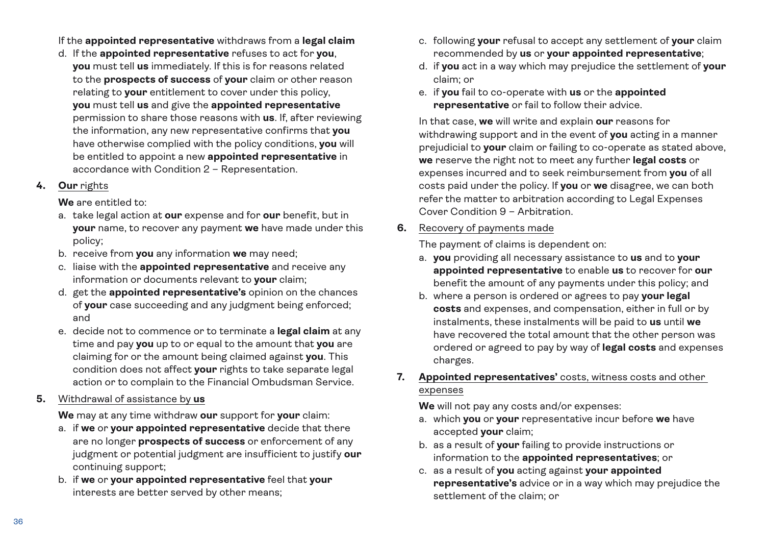If the **appointed representative** withdraws from a **legal claim**

d. If the **appointed representative** refuses to act for **you**, **you** must tell **us** immediately. If this is for reasons related to the **prospects of success** of **your** claim or other reason relating to **your** entitlement to cover under this policy, **you** must tell **us** and give the **appointed representative** permission to share those reasons with **us**. If, after reviewing the information, any new representative confirms that **you** have otherwise complied with the policy conditions, **you** will be entitled to appoint a new **appointed representative** in accordance with Condition 2 – Representation.

**4.** **Our** rights

**We** are entitled to:

a. take legal action at **our** expense and for **our** benefit, but in **your** name, to recover any payment **we** have made under this policy;
b. receive from **you** any information **we** may need;
c. liaise with the **appointed representative** and receive any information or documents relevant to **your** claim;
d. get the **appointed representative's** opinion on the chances of **your** case succeeding and any judgment being enforced; and
e. decide not to commence or to terminate a **legal claim** at any time and pay **you** up to or equal to the amount that **you** are claiming for or the amount being claimed against **you**. This condition does not affect **your** rights to take separate legal action or to complain to the Financial Ombudsman Service.

**5.** Withdrawal of assistance by **us**

**We** may at any time withdraw **our** support for **your** claim:

a. if **we** or **your appointed representative** decide that there are no longer **prospects of success** or enforcement of any judgment or potential judgment are insufficient to justify **our** continuing support;
b. if **we** or **your appointed representative** feel that **your** interests are better served by other means;
c. following **your** refusal to accept any settlement of **your** claim recommended by **us** or **your appointed representative**;
d. if **you** act in a way which may prejudice the settlement of **your** claim; or
e. if **you** fail to co-operate with **us** or the **appointed representative** or fail to follow their advice.

In that case, **we** will write and explain **our** reasons for withdrawing support and in the event of **you** acting in a manner prejudicial to **your** claim or failing to co-operate as stated above, **we** reserve the right not to meet any further **legal costs** or expenses incurred and to seek reimbursement from **you** of all costs paid under the policy. If **you** or **we** disagree, we can both refer the matter to arbitration according to Legal Expenses Cover Condition 9 – Arbitration.

**6.** Recovery of payments made

The payment of claims is dependent on:

a. **you** providing all necessary assistance to **us** and to **your appointed representative** to enable **us** to recover for **our** benefit the amount of any payments under this policy; and
b. where a person is ordered or agrees to pay **your legal costs** and expenses, and compensation, either in full or by instalments, these instalments will be paid to **us** until **we** have recovered the total amount that the other person was ordered or agreed to pay by way of **legal costs** and expenses charges.

**7.** **Appointed representatives'** costs, witness costs and other expenses

**We** will not pay any costs and/or expenses:

a. which **you** or **your** representative incur before **we** have accepted **your** claim;
b. as a result of **your** failing to provide instructions or information to the **appointed representatives**; or
c. as a result of **you** acting against **your appointed representative's** advice or in a way which may prejudice the settlement of the claim; or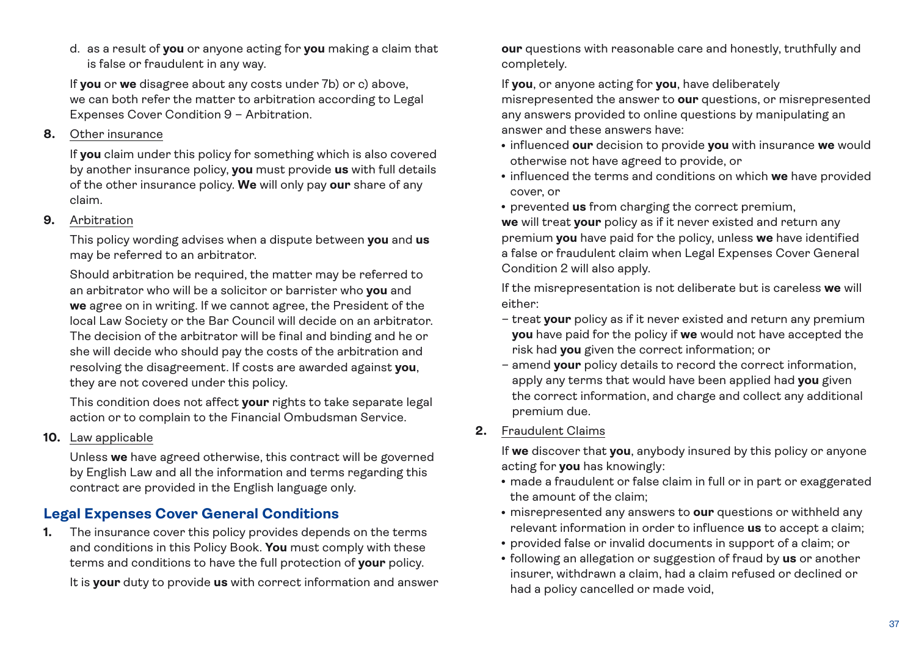d. as a result of **you** or anyone acting for **you** making a claim that is false or fraudulent in any way.

If **you** or **we** disagree about any costs under 7b) or c) above, we can both refer the matter to arbitration according to Legal Expenses Cover Condition 9 – Arbitration.

**8.** Other insurance

If **you** claim under this policy for something which is also covered by another insurance policy, **you** must provide **us** with full details of the other insurance policy. **We** will only pay **our** share of any claim.

**9.** Arbitration

This policy wording advises when a dispute between **you** and **us** may be referred to an arbitrator.

Should arbitration be required, the matter may be referred to an arbitrator who will be a solicitor or barrister who **you** and **we** agree on in writing. If we cannot agree, the President of the local Law Society or the Bar Council will decide on an arbitrator. The decision of the arbitrator will be final and binding and he or she will decide who should pay the costs of the arbitration and resolving the disagreement. If costs are awarded against **you**, they are not covered under this policy.

This condition does not affect **your** rights to take separate legal action or to complain to the Financial Ombudsman Service.

**10.** Law applicable

Unless **we** have agreed otherwise, this contract will be governed by English Law and all the information and terms regarding this contract are provided in the English language only.

## Legal Expenses Cover General Conditions

**1.** The insurance cover this policy provides depends on the terms and conditions in this Policy Book. **You** must comply with these terms and conditions to have the full protection of **your** policy.

It is **your** duty to provide **us** with correct information and answer **our** questions with reasonable care and honestly, truthfully and completely.

If **you**, or anyone acting for **you**, have deliberately misrepresented the answer to **our** questions, or misrepresented any answers provided to online questions by manipulating an answer and these answers have:

- influenced **our** decision to provide **you** with insurance **we** would otherwise not have agreed to provide, or
- influenced the terms and conditions on which **we** have provided cover, or
- prevented **us** from charging the correct premium,

**we** will treat **your** policy as if it never existed and return any premium **you** have paid for the policy, unless **we** have identified a false or fraudulent claim when Legal Expenses Cover General Condition 2 will also apply.

If the misrepresentation is not deliberate but is careless **we** will either:

- treat **your** policy as if it never existed and return any premium **you** have paid for the policy if **we** would not have accepted the risk had **you** given the correct information; or
- amend **your** policy details to record the correct information, apply any terms that would have been applied had **you** given the correct information, and charge and collect any additional premium due.

**2.** Fraudulent Claims

If **we** discover that **you**, anybody insured by this policy or anyone acting for **you** has knowingly:

- made a fraudulent or false claim in full or in part or exaggerated the amount of the claim;
- misrepresented any answers to **our** questions or withheld any relevant information in order to influence **us** to accept a claim;
- provided false or invalid documents in support of a claim; or
- following an allegation or suggestion of fraud by **us** or another insurer, withdrawn a claim, had a claim refused or declined or had a policy cancelled or made void,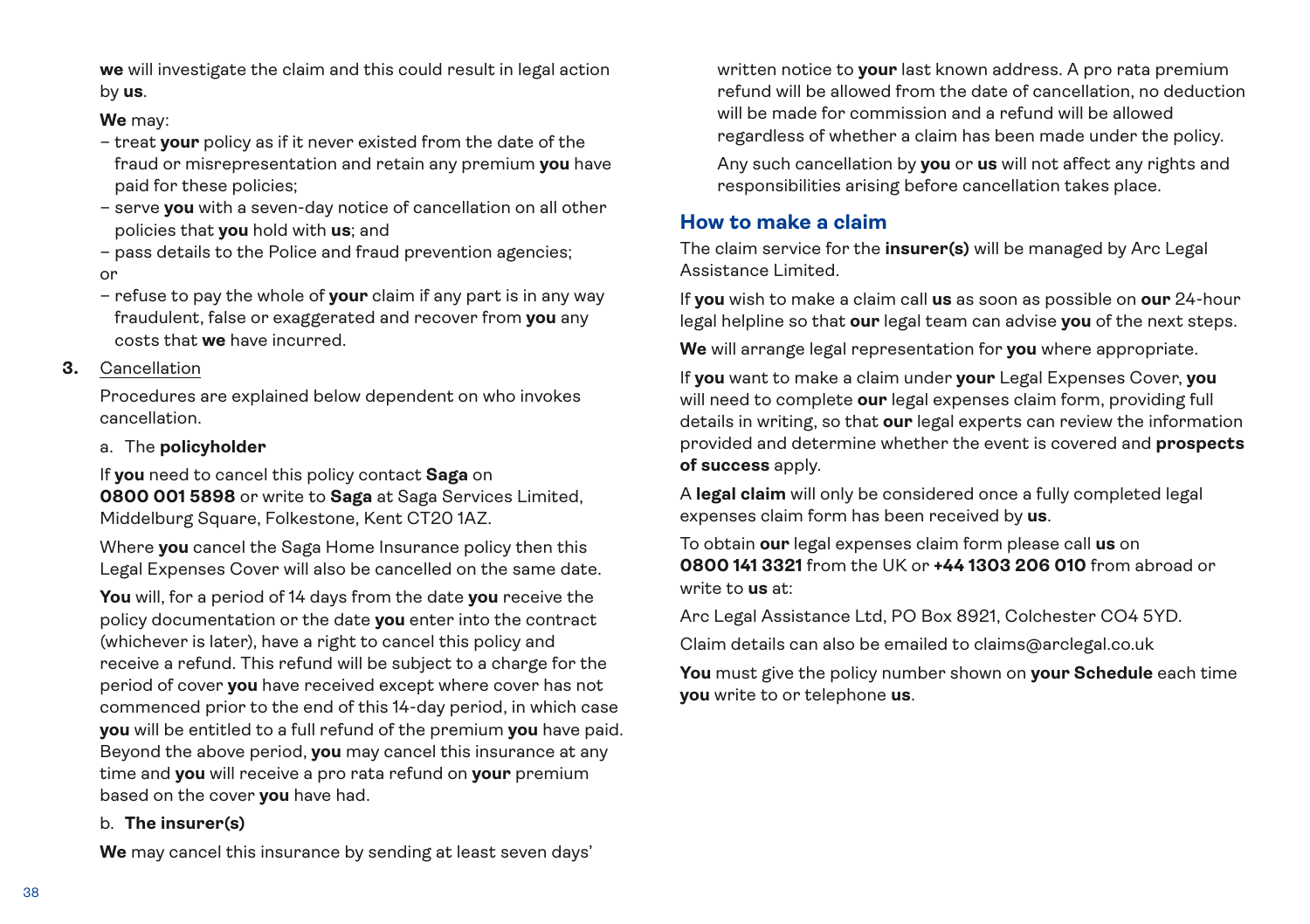**we** will investigate the claim and this could result in legal action by **us**.

**We** may:

- treat **your** policy as if it never existed from the date of the fraud or misrepresentation and retain any premium **you** have paid for these policies;
- serve **you** with a seven-day notice of cancellation on all other policies that **you** hold with **us**; and
- pass details to the Police and fraud prevention agencies;

or

- refuse to pay the whole of **your** claim if any part is in any way fraudulent, false or exaggerated and recover from **you** any costs that **we** have incurred.

**3.** Cancellation

Procedures are explained below dependent on who invokes cancellation.

a. The **policyholder**

If **you** need to cancel this policy contact **Saga** on **0800 001 5898** or write to **Saga** at Saga Services Limited, Middelburg Square, Folkestone, Kent CT20 1AZ.

Where **you** cancel the Saga Home Insurance policy then this Legal Expenses Cover will also be cancelled on the same date.

**You** will, for a period of 14 days from the date **you** receive the policy documentation or the date **you** enter into the contract (whichever is later), have a right to cancel this policy and receive a refund. This refund will be subject to a charge for the period of cover **you** have received except where cover has not commenced prior to the end of this 14-day period, in which case **you** will be entitled to a full refund of the premium **you** have paid. Beyond the above period, **you** may cancel this insurance at any time and **you** will receive a pro rata refund on **your** premium based on the cover **you** have had.

b. **The insurer(s)**

**We** may cancel this insurance by sending at least seven days' written notice to **your** last known address. A pro rata premium refund will be allowed from the date of cancellation, no deduction will be made for commission and a refund will be allowed regardless of whether a claim has been made under the policy.

Any such cancellation by **you** or **us** will not affect any rights and responsibilities arising before cancellation takes place.

## How to make a claim

The claim service for the **insurer(s)** will be managed by Arc Legal Assistance Limited.

If **you** wish to make a claim call **us** as soon as possible on **our** 24-hour legal helpline so that **our** legal team can advise **you** of the next steps.

**We** will arrange legal representation for **you** where appropriate.

If **you** want to make a claim under **your** Legal Expenses Cover, **you** will need to complete **our** legal expenses claim form, providing full details in writing, so that **our** legal experts can review the information provided and determine whether the event is covered and **prospects of success** apply.

A **legal claim** will only be considered once a fully completed legal expenses claim form has been received by **us**.

To obtain **our** legal expenses claim form please call **us** on **0800 141 3321** from the UK or **+44 1303 206 010** from abroad or write to **us** at:

Arc Legal Assistance Ltd, PO Box 8921, Colchester CO4 5YD.

Claim details can also be emailed to claims@arclegal.co.uk

**You** must give the policy number shown on **your Schedule** each time **you** write to or telephone **us**.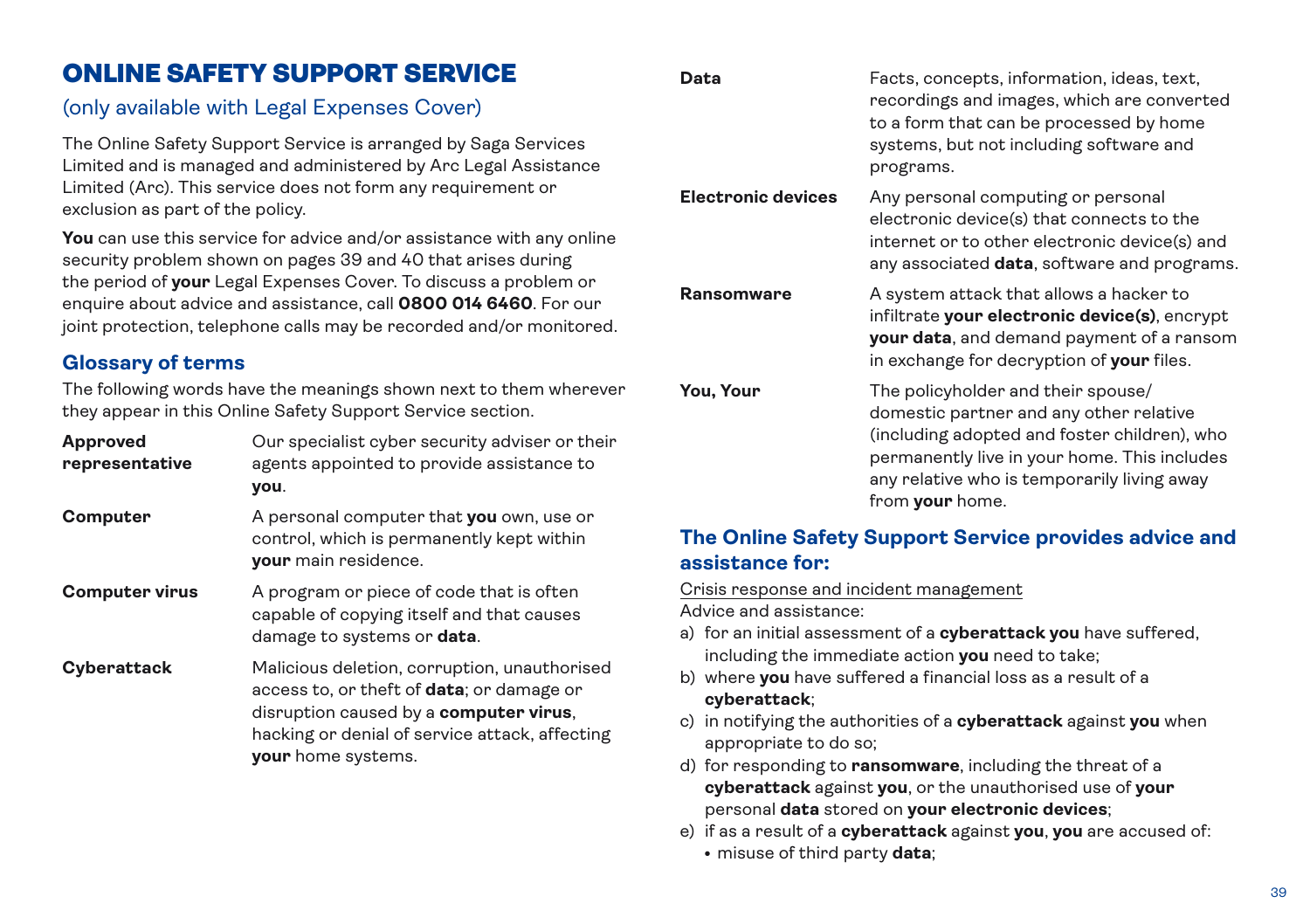# ONLINE SAFETY SUPPORT SERVICE

## (only available with Legal Expenses Cover)

The Online Safety Support Service is arranged by Saga Services Limited and is managed and administered by Arc Legal Assistance Limited (Arc). This service does not form any requirement or exclusion as part of the policy.

**You** can use this service for advice and/or assistance with any online security problem shown on pages 39 and 40 that arises during the period of **your** Legal Expenses Cover. To discuss a problem or enquire about advice and assistance, call **0800 014 6460**. For our joint protection, telephone calls may be recorded and/or monitored.

### Glossary of terms

The following words have the meanings shown next to them wherever they appear in this Online Safety Support Service section.

| | |
|---|---|
| **Approved representative** | Our specialist cyber security adviser or their agents appointed to provide assistance to **you**. |
| **Computer** | A personal computer that **you** own, use or control, which is permanently kept within **your** main residence. |
| **Computer virus** | A program or piece of code that is often capable of copying itself and that causes damage to systems or **data**. |
| **Cyberattack** | Malicious deletion, corruption, unauthorised access to, or theft of **data**; or damage or disruption caused by a **computer virus**, hacking or denial of service attack, affecting **your** home systems. |
| **Data** | Facts, concepts, information, ideas, text, recordings and images, which are converted to a form that can be processed by home systems, but not including software and programs. |
| **Electronic devices** | Any personal computing or personal electronic device(s) that connects to the internet or to other electronic device(s) and any associated **data**, software and programs. |
| **Ransomware** | A system attack that allows a hacker to infiltrate **your electronic device(s)**, encrypt **your data**, and demand payment of a ransom in exchange for decryption of **your** files. |
| **You, Your** | The policyholder and their spouse/ domestic partner and any other relative (including adopted and foster children), who permanently live in your home. This includes any relative who is temporarily living away from **your** home. |

### The Online Safety Support Service provides advice and assistance for:

Crisis response and incident management

Advice and assistance:

a) for an initial assessment of a **cyberattack you** have suffered, including the immediate action **you** need to take;
b) where **you** have suffered a financial loss as a result of a **cyberattack**;
c) in notifying the authorities of a **cyberattack** against **you** when appropriate to do so;
d) for responding to **ransomware**, including the threat of a **cyberattack** against **you**, or the unauthorised use of **your** personal **data** stored on **your electronic devices**;
e) if as a result of a **cyberattack** against **you**, **you** are accused of:
   - misuse of third party **data**;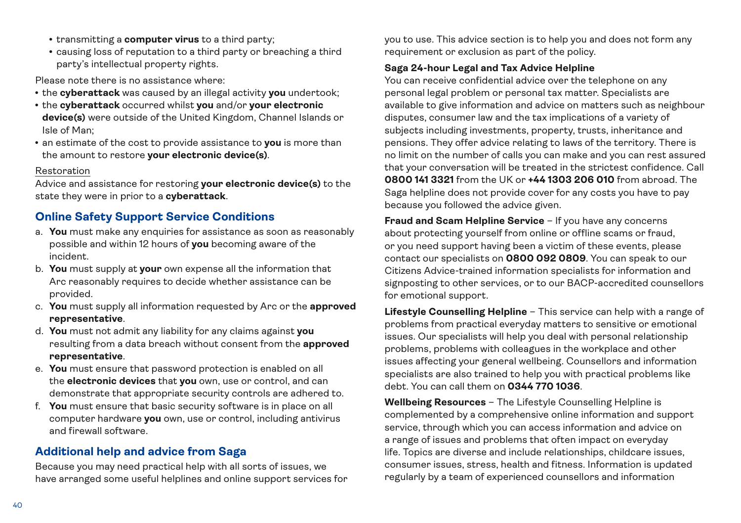- transmitting a **computer virus** to a third party;
- causing loss of reputation to a third party or breaching a third party's intellectual property rights.

Please note there is no assistance where:

- the **cyberattack** was caused by an illegal activity **you** undertook;
- the **cyberattack** occurred whilst **you** and/or **your electronic device(s)** were outside of the United Kingdom, Channel Islands or Isle of Man;
- an estimate of the cost to provide assistance to **you** is more than the amount to restore **your electronic device(s)**.

Restoration

Advice and assistance for restoring **your electronic device(s)** to the state they were in prior to a **cyberattack**.

## Online Safety Support Service Conditions

a. **You** must make any enquiries for assistance as soon as reasonably possible and within 12 hours of **you** becoming aware of the incident.

b. **You** must supply at **your** own expense all the information that Arc reasonably requires to decide whether assistance can be provided.

c. **You** must supply all information requested by Arc or the **approved representative**.

d. **You** must not admit any liability for any claims against **you** resulting from a data breach without consent from the **approved representative**.

e. **You** must ensure that password protection is enabled on all the **electronic devices** that **you** own, use or control, and can demonstrate that appropriate security controls are adhered to.

f. **You** must ensure that basic security software is in place on all computer hardware **you** own, use or control, including antivirus and firewall software.

## Additional help and advice from Saga

Because you may need practical help with all sorts of issues, we have arranged some useful helplines and online support services for you to use. This advice section is to help you and does not form any requirement or exclusion as part of the policy.

**Saga 24-hour Legal and Tax Advice Helpline**

You can receive confidential advice over the telephone on any personal legal problem or personal tax matter. Specialists are available to give information and advice on matters such as neighbour disputes, consumer law and the tax implications of a variety of subjects including investments, property, trusts, inheritance and pensions. They offer advice relating to laws of the territory. There is no limit on the number of calls you can make and you can rest assured that your conversation will be treated in the strictest confidence. Call **0800 141 3321** from the UK or **+44 1303 206 010** from abroad. The Saga helpline does not provide cover for any costs you have to pay because you followed the advice given.

**Fraud and Scam Helpline Service** – If you have any concerns about protecting yourself from online or offline scams or fraud, or you need support having been a victim of these events, please contact our specialists on **0800 092 0809**. You can speak to our Citizens Advice-trained information specialists for information and signposting to other services, or to our BACP-accredited counsellors for emotional support.

**Lifestyle Counselling Helpline** – This service can help with a range of problems from practical everyday matters to sensitive or emotional issues. Our specialists will help you deal with personal relationship problems, problems with colleagues in the workplace and other issues affecting your general wellbeing. Counsellors and information specialists are also trained to help you with practical problems like debt. You can call them on **0344 770 1036**.

**Wellbeing Resources** – The Lifestyle Counselling Helpline is complemented by a comprehensive online information and support service, through which you can access information and advice on a range of issues and problems that often impact on everyday life. Topics are diverse and include relationships, childcare issues, consumer issues, stress, health and fitness. Information is updated regularly by a team of experienced counsellors and information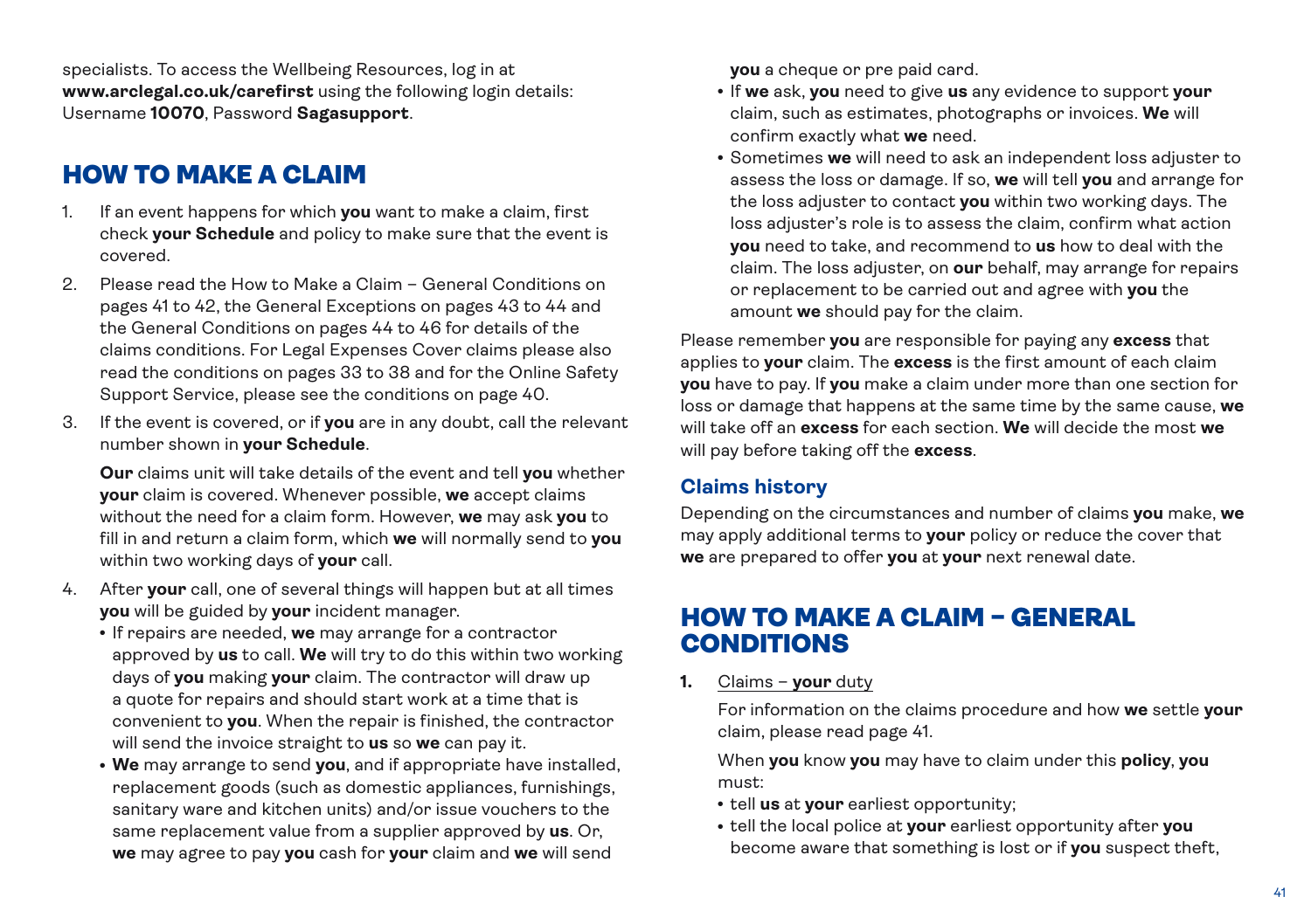specialists. To access the Wellbeing Resources, log in at **www.arclegal.co.uk/carefirst** using the following login details: Username **10070**, Password **Sagasupport**.

## HOW TO MAKE A CLAIM

1. If an event happens for which **you** want to make a claim, first check **your Schedule** and policy to make sure that the event is covered.
2. Please read the How to Make a Claim – General Conditions on pages 41 to 42, the General Exceptions on pages 43 to 44 and the General Conditions on pages 44 to 46 for details of the claims conditions. For Legal Expenses Cover claims please also read the conditions on pages 33 to 38 and for the Online Safety Support Service, please see the conditions on page 40.
3. If the event is covered, or if **you** are in any doubt, call the relevant number shown in **your Schedule**.

   **Our** claims unit will take details of the event and tell **you** whether **your** claim is covered. Whenever possible, **we** accept claims without the need for a claim form. However, **we** may ask **you** to fill in and return a claim form, which **we** will normally send to **you** within two working days of **your** call.

4. After **your** call, one of several things will happen but at all times **you** will be guided by **your** incident manager.
   - If repairs are needed, **we** may arrange for a contractor approved by **us** to call. **We** will try to do this within two working days of **you** making **your** claim. The contractor will draw up a quote for repairs and should start work at a time that is convenient to **you**. When the repair is finished, the contractor will send the invoice straight to **us** so **we** can pay it.
   - **We** may arrange to send **you**, and if appropriate have installed, replacement goods (such as domestic appliances, furnishings, sanitary ware and kitchen units) and/or issue vouchers to the same replacement value from a supplier approved by **us**. Or, **we** may agree to pay **you** cash for **your** claim and **we** will send **you** a cheque or pre paid card.
   - If **we** ask, **you** need to give **us** any evidence to support **your** claim, such as estimates, photographs or invoices. **We** will confirm exactly what **we** need.
   - Sometimes **we** will need to ask an independent loss adjuster to assess the loss or damage. If so, **we** will tell **you** and arrange for the loss adjuster to contact **you** within two working days. The loss adjuster's role is to assess the claim, confirm what action **you** need to take, and recommend to **us** how to deal with the claim. The loss adjuster, on **our** behalf, may arrange for repairs or replacement to be carried out and agree with **you** the amount **we** should pay for the claim.

Please remember **you** are responsible for paying any **excess** that applies to **your** claim. The **excess** is the first amount of each claim **you** have to pay. If **you** make a claim under more than one section for loss or damage that happens at the same time by the same cause, **we** will take off an **excess** for each section. **We** will decide the most **we** will pay before taking off the **excess**.

### Claims history

Depending on the circumstances and number of claims **you** make, **we** may apply additional terms to **your** policy or reduce the cover that **we** are prepared to offer **you** at **your** next renewal date.

## HOW TO MAKE A CLAIM – GENERAL CONDITIONS

**1.** Claims – **your** duty

For information on the claims procedure and how **we** settle **your** claim, please read page 41.

When **you** know **you** may have to claim under this **policy**, **you** must:

- tell **us** at **your** earliest opportunity;
- tell the local police at **your** earliest opportunity after **you** become aware that something is lost or if **you** suspect theft,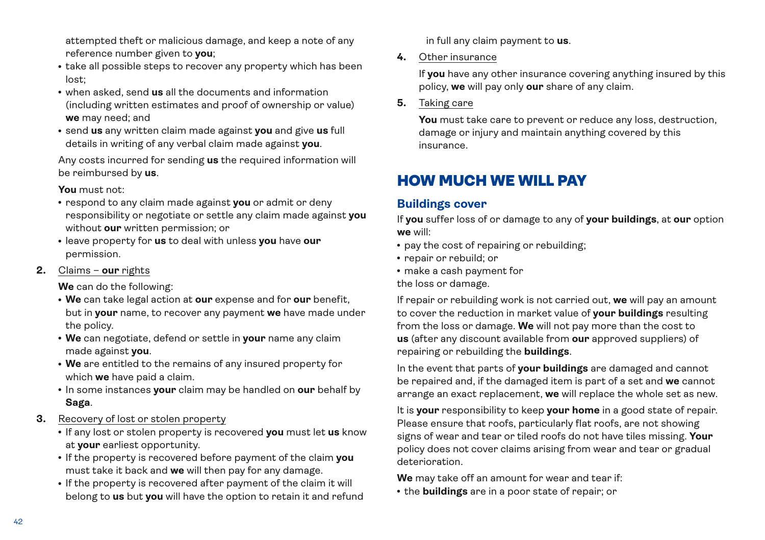attempted theft or malicious damage, and keep a note of any reference number given to **you**;

- take all possible steps to recover any property which has been lost;
- when asked, send **us** all the documents and information (including written estimates and proof of ownership or value) **we** may need; and
- send **us** any written claim made against **you** and give **us** full details in writing of any verbal claim made against **you**.

Any costs incurred for sending **us** the required information will be reimbursed by **us**.

**You** must not:

- respond to any claim made against **you** or admit or deny responsibility or negotiate or settle any claim made against **you** without **our** written permission; or
- leave property for **us** to deal with unless **you** have **our** permission.

**2.** Claims – **our** rights

**We** can do the following:

- **We** can take legal action at **our** expense and for **our** benefit, but in **your** name, to recover any payment **we** have made under the policy.
- **We** can negotiate, defend or settle in **your** name any claim made against **you**.
- **We** are entitled to the remains of any insured property for which **we** have paid a claim.
- In some instances **your** claim may be handled on **our** behalf by **Saga**.

**3.** Recovery of lost or stolen property

- If any lost or stolen property is recovered **you** must let **us** know at **your** earliest opportunity.
- If the property is recovered before payment of the claim **you** must take it back and **we** will then pay for any damage.
- If the property is recovered after payment of the claim it will belong to **us** but **you** will have the option to retain it and refund in full any claim payment to **us**.

**4.** Other insurance

If **you** have any other insurance covering anything insured by this policy, **we** will pay only **our** share of any claim.

**5.** Taking care

**You** must take care to prevent or reduce any loss, destruction, damage or injury and maintain anything covered by this insurance.

# HOW MUCH WE WILL PAY

## Buildings cover

If **you** suffer loss of or damage to any of **your buildings**, at **our** option **we** will:

- pay the cost of repairing or rebuilding;
- repair or rebuild; or
- make a cash payment for

the loss or damage.

If repair or rebuilding work is not carried out, **we** will pay an amount to cover the reduction in market value of **your buildings** resulting from the loss or damage. **We** will not pay more than the cost to **us** (after any discount available from **our** approved suppliers) of repairing or rebuilding the **buildings**.

In the event that parts of **your buildings** are damaged and cannot be repaired and, if the damaged item is part of a set and **we** cannot arrange an exact replacement, **we** will replace the whole set as new.

It is **your** responsibility to keep **your home** in a good state of repair. Please ensure that roofs, particularly flat roofs, are not showing signs of wear and tear or tiled roofs do not have tiles missing. **Your** policy does not cover claims arising from wear and tear or gradual deterioration.

**We** may take off an amount for wear and tear if:

- the **buildings** are in a poor state of repair; or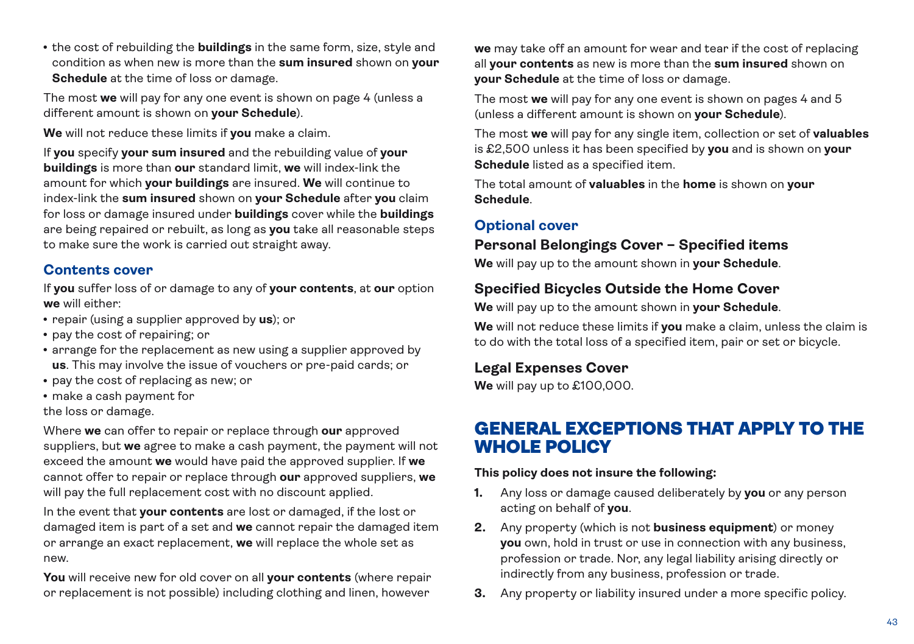- the cost of rebuilding the **buildings** in the same form, size, style and condition as when new is more than the **sum insured** shown on **your Schedule** at the time of loss or damage.

The most **we** will pay for any one event is shown on page 4 (unless a different amount is shown on **your Schedule**).

**We** will not reduce these limits if **you** make a claim.

If **you** specify **your sum insured** and the rebuilding value of **your buildings** is more than **our** standard limit, **we** will index-link the amount for which **your buildings** are insured. **We** will continue to index-link the **sum insured** shown on **your Schedule** after **you** claim for loss or damage insured under **buildings** cover while the **buildings** are being repaired or rebuilt, as long as **you** take all reasonable steps to make sure the work is carried out straight away.

## Contents cover

If **you** suffer loss of or damage to any of **your contents**, at **our** option **we** will either:

- repair (using a supplier approved by **us**); or
- pay the cost of repairing; or
- arrange for the replacement as new using a supplier approved by **us**. This may involve the issue of vouchers or pre-paid cards; or
- pay the cost of replacing as new; or
- make a cash payment for

the loss or damage.

Where **we** can offer to repair or replace through **our** approved suppliers, but **we** agree to make a cash payment, the payment will not exceed the amount **we** would have paid the approved supplier. If **we** cannot offer to repair or replace through **our** approved suppliers, **we** will pay the full replacement cost with no discount applied.

In the event that **your contents** are lost or damaged, if the lost or damaged item is part of a set and **we** cannot repair the damaged item or arrange an exact replacement, **we** will replace the whole set as new.

**You** will receive new for old cover on all **your contents** (where repair or replacement is not possible) including clothing and linen, however **we** may take off an amount for wear and tear if the cost of replacing all **your contents** as new is more than the **sum insured** shown on **your Schedule** at the time of loss or damage.

The most **we** will pay for any one event is shown on pages 4 and 5 (unless a different amount is shown on **your Schedule**).

The most **we** will pay for any single item, collection or set of **valuables** is £2,500 unless it has been specified by **you** and is shown on **your Schedule** listed as a specified item.

The total amount of **valuables** in the **home** is shown on **your Schedule**.

## Optional cover

### Personal Belongings Cover – Specified items

**We** will pay up to the amount shown in **your Schedule**.

### Specified Bicycles Outside the Home Cover

**We** will pay up to the amount shown in **your Schedule**.

**We** will not reduce these limits if **you** make a claim, unless the claim is to do with the total loss of a specified item, pair or set or bicycle.

### Legal Expenses Cover

**We** will pay up to £100,000.

# GENERAL EXCEPTIONS THAT APPLY TO THE WHOLE POLICY

**This policy does not insure the following:**

1. Any loss or damage caused deliberately by **you** or any person acting on behalf of **you**.
2. Any property (which is not **business equipment**) or money **you** own, hold in trust or use in connection with any business, profession or trade. Nor, any legal liability arising directly or indirectly from any business, profession or trade.
3. Any property or liability insured under a more specific policy.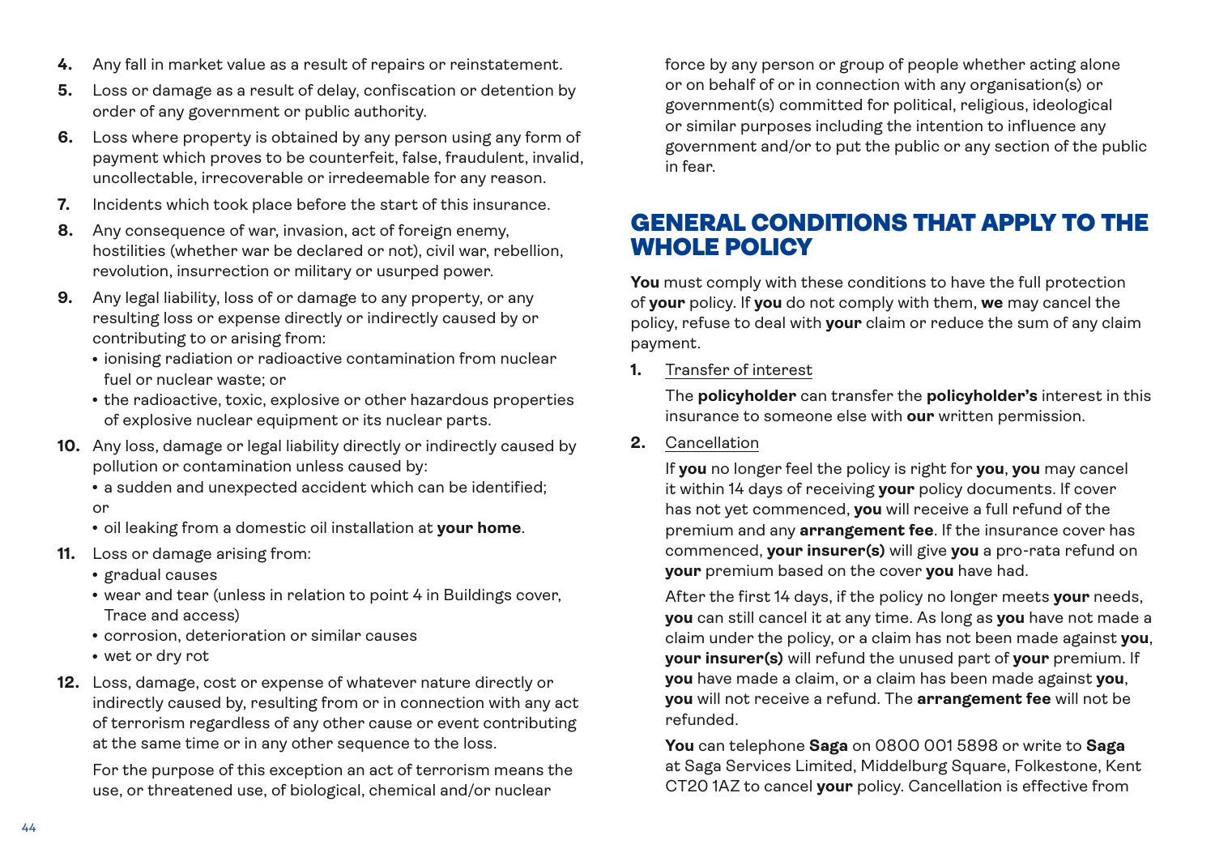4. Any fall in market value as a result of repairs or reinstatement.
5. Loss or damage as a result of delay, confiscation or detention by order of any government or public authority.
6. Loss where property is obtained by any person using any form of payment which proves to be counterfeit, false, fraudulent, invalid, uncollectable, irrecoverable or irredeemable for any reason.
7. Incidents which took place before the start of this insurance.
8. Any consequence of war, invasion, act of foreign enemy, hostilities (whether war be declared or not), civil war, rebellion, revolution, insurrection or military or usurped power.
9. Any legal liability, loss of or damage to any property, or any resulting loss or expense directly or indirectly caused by or contributing to or arising from:
   - ionising radiation or radioactive contamination from nuclear fuel or nuclear waste; or
   - the radioactive, toxic, explosive or other hazardous properties of explosive nuclear equipment or its nuclear parts.
10. Any loss, damage or legal liability directly or indirectly caused by pollution or contamination unless caused by:
    - a sudden and unexpected accident which can be identified;

    or
    - oil leaking from a domestic oil installation at **your home**.
11. Loss or damage arising from:
    - gradual causes
    - wear and tear (unless in relation to point 4 in Buildings cover, Trace and access)
    - corrosion, deterioration or similar causes
    - wet or dry rot
12. Loss, damage, cost or expense of whatever nature directly or indirectly caused by, resulting from or in connection with any act of terrorism regardless of any other cause or event contributing at the same time or in any other sequence to the loss.

    For the purpose of this exception an act of terrorism means the use, or threatened use, of biological, chemical and/or nuclear force by any person or group of people whether acting alone or on behalf of or in connection with any organisation(s) or government(s) committed for political, religious, ideological or similar purposes including the intention to influence any government and/or to put the public or any section of the public in fear.

## GENERAL CONDITIONS THAT APPLY TO THE WHOLE POLICY

**You** must comply with these conditions to have the full protection of **your** policy. If **you** do not comply with them, **we** may cancel the policy, refuse to deal with **your** claim or reduce the sum of any claim payment.

1. Transfer of interest

   The **policyholder** can transfer the **policyholder's** interest in this insurance to someone else with **our** written permission.

2. Cancellation

   If **you** no longer feel the policy is right for **you**, **you** may cancel it within 14 days of receiving **your** policy documents. If cover has not yet commenced, **you** will receive a full refund of the premium and any **arrangement fee**. If the insurance cover has commenced, **your insurer(s)** will give **you** a pro-rata refund on **your** premium based on the cover **you** have had.

   After the first 14 days, if the policy no longer meets **your** needs, **you** can still cancel it at any time. As long as **you** have not made a claim under the policy, or a claim has not been made against **you**, **your insurer(s)** will refund the unused part of **your** premium. If **you** have made a claim, or a claim has been made against **you**, **you** will not receive a refund. The **arrangement fee** will not be refunded.

   **You** can telephone **Saga** on 0800 001 5898 or write to **Saga** at Saga Services Limited, Middelburg Square, Folkestone, Kent CT20 1AZ to cancel **your** policy. Cancellation is effective from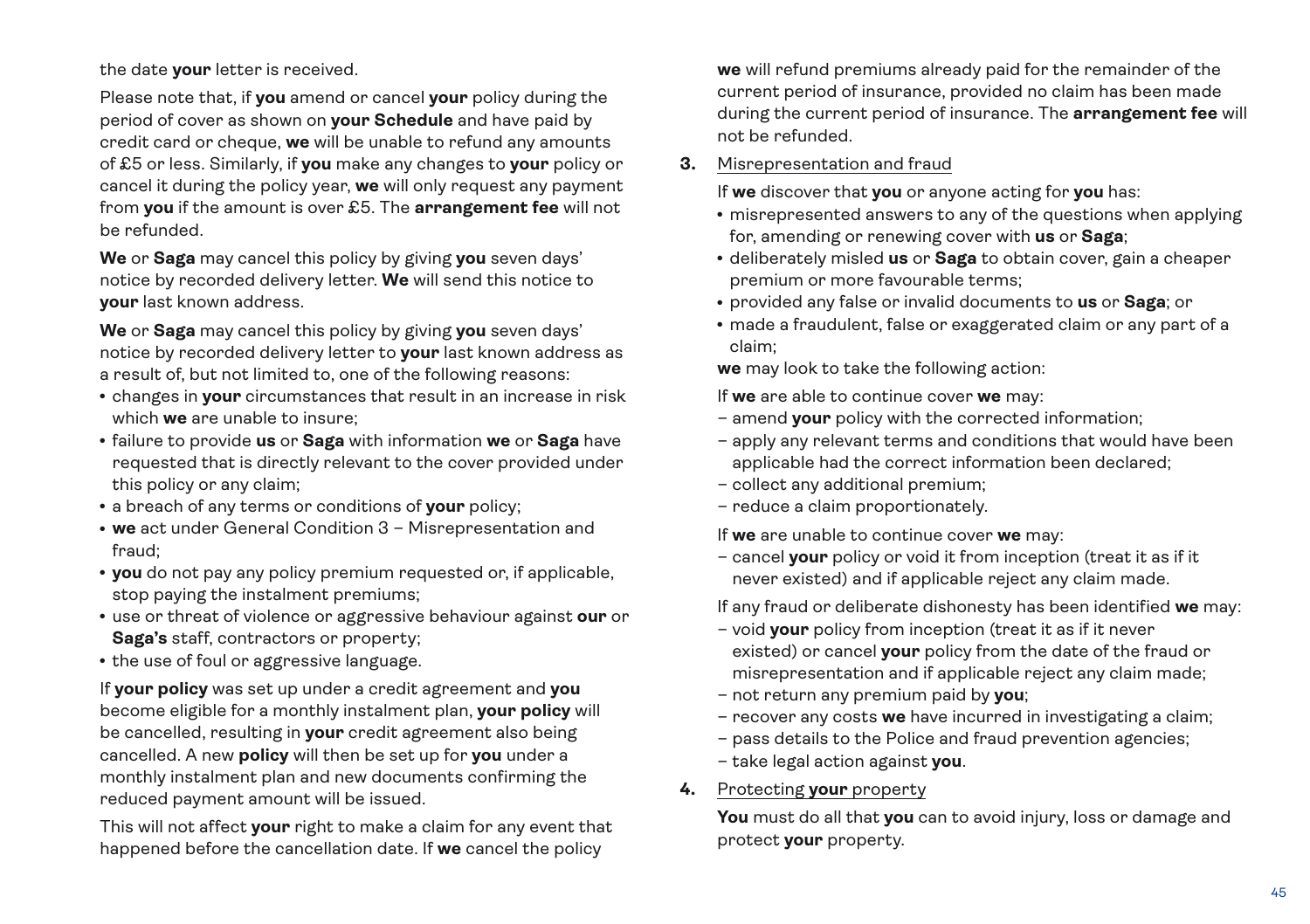the date **your** letter is received.

Please note that, if **you** amend or cancel **your** policy during the period of cover as shown on **your Schedule** and have paid by credit card or cheque, **we** will be unable to refund any amounts of £5 or less. Similarly, if **you** make any changes to **your** policy or cancel it during the policy year, **we** will only request any payment from **you** if the amount is over £5. The **arrangement fee** will not be refunded.

**We** or **Saga** may cancel this policy by giving **you** seven days' notice by recorded delivery letter. **We** will send this notice to **your** last known address.

**We** or **Saga** may cancel this policy by giving **you** seven days' notice by recorded delivery letter to **your** last known address as a result of, but not limited to, one of the following reasons:

- changes in **your** circumstances that result in an increase in risk which **we** are unable to insure;
- failure to provide **us** or **Saga** with information **we** or **Saga** have requested that is directly relevant to the cover provided under this policy or any claim;
- a breach of any terms or conditions of **your** policy;
- **we** act under General Condition 3 – Misrepresentation and fraud;
- **you** do not pay any policy premium requested or, if applicable, stop paying the instalment premiums;
- use or threat of violence or aggressive behaviour against **our** or **Saga's** staff, contractors or property;
- the use of foul or aggressive language.

If **your policy** was set up under a credit agreement and **you** become eligible for a monthly instalment plan, **your policy** will be cancelled, resulting in **your** credit agreement also being cancelled. A new **policy** will then be set up for **you** under a monthly instalment plan and new documents confirming the reduced payment amount will be issued.

This will not affect **your** right to make a claim for any event that happened before the cancellation date. If **we** cancel the policy **we** will refund premiums already paid for the remainder of the current period of insurance, provided no claim has been made during the current period of insurance. The **arrangement fee** will not be refunded.

**3.** Misrepresentation and fraud

If **we** discover that **you** or anyone acting for **you** has:

- misrepresented answers to any of the questions when applying for, amending or renewing cover with **us** or **Saga**;
- deliberately misled **us** or **Saga** to obtain cover, gain a cheaper premium or more favourable terms;
- provided any false or invalid documents to **us** or **Saga**; or
- made a fraudulent, false or exaggerated claim or any part of a claim;

**we** may look to take the following action:

If **we** are able to continue cover **we** may:

- amend **your** policy with the corrected information;
- apply any relevant terms and conditions that would have been applicable had the correct information been declared;
- collect any additional premium;
- reduce a claim proportionately.

If **we** are unable to continue cover **we** may:

- cancel **your** policy or void it from inception (treat it as if it never existed) and if applicable reject any claim made.

If any fraud or deliberate dishonesty has been identified **we** may:

- void **your** policy from inception (treat it as if it never existed) or cancel **your** policy from the date of the fraud or misrepresentation and if applicable reject any claim made;
- not return any premium paid by **you**;
- recover any costs **we** have incurred in investigating a claim;
- pass details to the Police and fraud prevention agencies;
- take legal action against **you**.

**4.** Protecting **your** property

**You** must do all that **you** can to avoid injury, loss or damage and protect **your** property.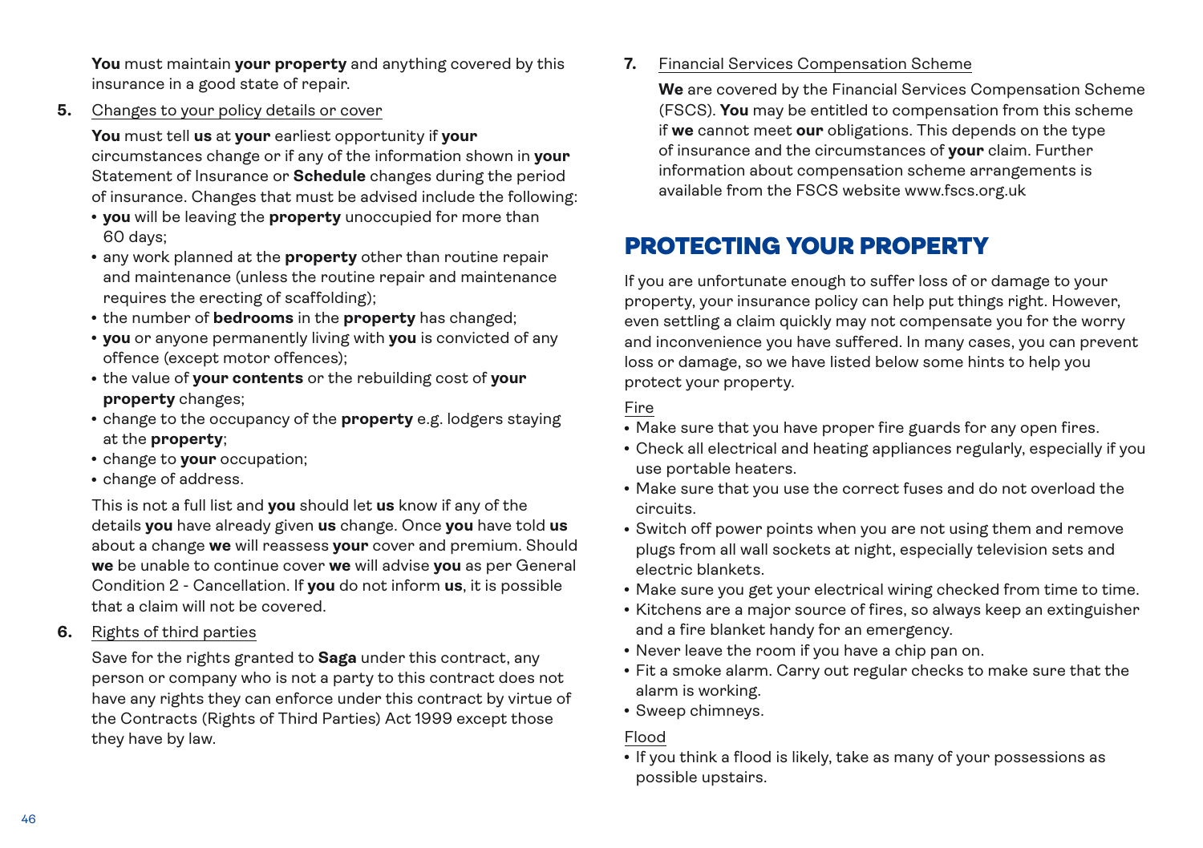**You** must maintain **your property** and anything covered by this insurance in a good state of repair.

**5.** Changes to your policy details or cover

**You** must tell **us** at **your** earliest opportunity if **your** circumstances change or if any of the information shown in **your** Statement of Insurance or **Schedule** changes during the period of insurance. Changes that must be advised include the following:

- **you** will be leaving the **property** unoccupied for more than 60 days;
- any work planned at the **property** other than routine repair and maintenance (unless the routine repair and maintenance requires the erecting of scaffolding);
- the number of **bedrooms** in the **property** has changed;
- **you** or anyone permanently living with **you** is convicted of any offence (except motor offences);
- the value of **your contents** or the rebuilding cost of **your property** changes;
- change to the occupancy of the **property** e.g. lodgers staying at the **property**;
- change to **your** occupation;
- change of address.

This is not a full list and **you** should let **us** know if any of the details **you** have already given **us** change. Once **you** have told **us** about a change **we** will reassess **your** cover and premium. Should **we** be unable to continue cover **we** will advise **you** as per General Condition 2 - Cancellation. If **you** do not inform **us**, it is possible that a claim will not be covered.

**6.** Rights of third parties

Save for the rights granted to **Saga** under this contract, any person or company who is not a party to this contract does not have any rights they can enforce under this contract by virtue of the Contracts (Rights of Third Parties) Act 1999 except those they have by law.

**7.** Financial Services Compensation Scheme

**We** are covered by the Financial Services Compensation Scheme (FSCS). **You** may be entitled to compensation from this scheme if **we** cannot meet **our** obligations. This depends on the type of insurance and the circumstances of **your** claim. Further information about compensation scheme arrangements is available from the FSCS website www.fscs.org.uk

## PROTECTING YOUR PROPERTY

If you are unfortunate enough to suffer loss of or damage to your property, your insurance policy can help put things right. However, even settling a claim quickly may not compensate you for the worry and inconvenience you have suffered. In many cases, you can prevent loss or damage, so we have listed below some hints to help you protect your property.

Fire

- Make sure that you have proper fire guards for any open fires.
- Check all electrical and heating appliances regularly, especially if you use portable heaters.
- Make sure that you use the correct fuses and do not overload the circuits.
- Switch off power points when you are not using them and remove plugs from all wall sockets at night, especially television sets and electric blankets.
- Make sure you get your electrical wiring checked from time to time.
- Kitchens are a major source of fires, so always keep an extinguisher and a fire blanket handy for an emergency.
- Never leave the room if you have a chip pan on.
- Fit a smoke alarm. Carry out regular checks to make sure that the alarm is working.
- Sweep chimneys.

Flood

- If you think a flood is likely, take as many of your possessions as possible upstairs.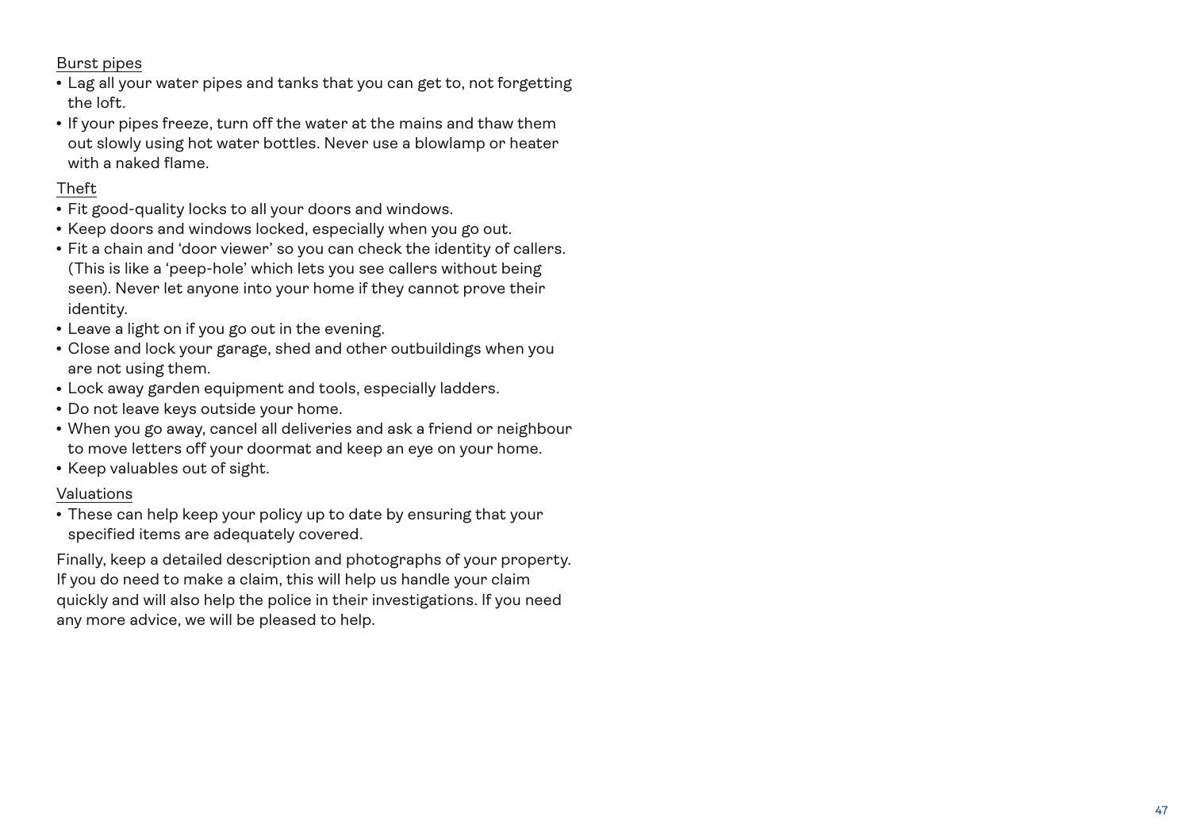<u>Burst pipes</u>

- Lag all your water pipes and tanks that you can get to, not forgetting the loft.
- If your pipes freeze, turn off the water at the mains and thaw them out slowly using hot water bottles. Never use a blowlamp or heater with a naked flame.

<u>Theft</u>

- Fit good-quality locks to all your doors and windows.
- Keep doors and windows locked, especially when you go out.
- Fit a chain and 'door viewer' so you can check the identity of callers. (This is like a 'peep-hole' which lets you see callers without being seen). Never let anyone into your home if they cannot prove their identity.
- Leave a light on if you go out in the evening.
- Close and lock your garage, shed and other outbuildings when you are not using them.
- Lock away garden equipment and tools, especially ladders.
- Do not leave keys outside your home.
- When you go away, cancel all deliveries and ask a friend or neighbour to move letters off your doormat and keep an eye on your home.
- Keep valuables out of sight.

<u>Valuations</u>

- These can help keep your policy up to date by ensuring that your specified items are adequately covered.

Finally, keep a detailed description and photographs of your property. If you do need to make a claim, this will help us handle your claim quickly and will also help the police in their investigations. If you need any more advice, we will be pleased to help.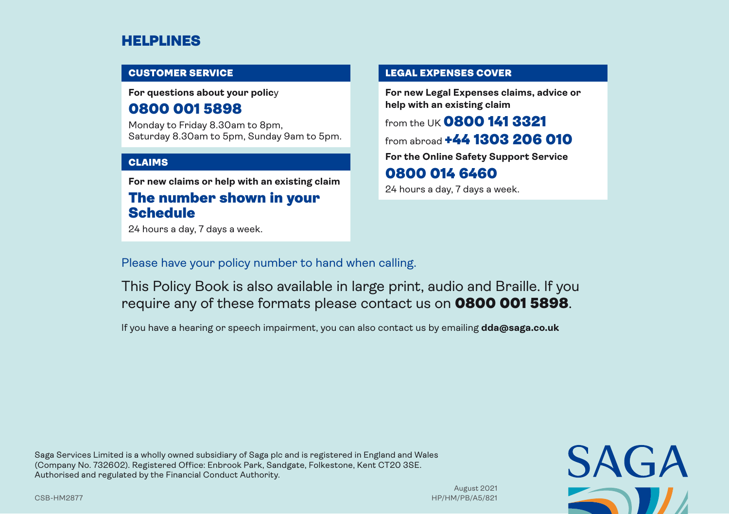# HELPLINES

## CUSTOMER SERVICE

**For questions about your policy**

**0800 001 5898**

Monday to Friday 8.30am to 8pm,
Saturday 8.30am to 5pm, Sunday 9am to 5pm.

## CLAIMS

**For new claims or help with an existing claim**

**The number shown in your Schedule**

24 hours a day, 7 days a week.

## LEGAL EXPENSES COVER

**For new Legal Expenses claims, advice or help with an existing claim**

from the UK **0800 141 3321**

from abroad **+44 1303 206 010**

**For the Online Safety Support Service**

**0800 014 6460**

24 hours a day, 7 days a week.

Please have your policy number to hand when calling.

This Policy Book is also available in large print, audio and Braille. If you require any of these formats please contact us on **0800 001 5898**.

If you have a hearing or speech impairment, you can also contact us by emailing **dda@saga.co.uk**

Saga Services Limited is a wholly owned subsidiary of Saga plc and is registered in England and Wales (Company No. 732602). Registered Office: Enbrook Park, Sandgate, Folkestone, Kent CT20 3SE. Authorised and regulated by the Financial Conduct Authority.

CSB-HM2877

August 2021
HP/HM/PB/A5/821

SAGA